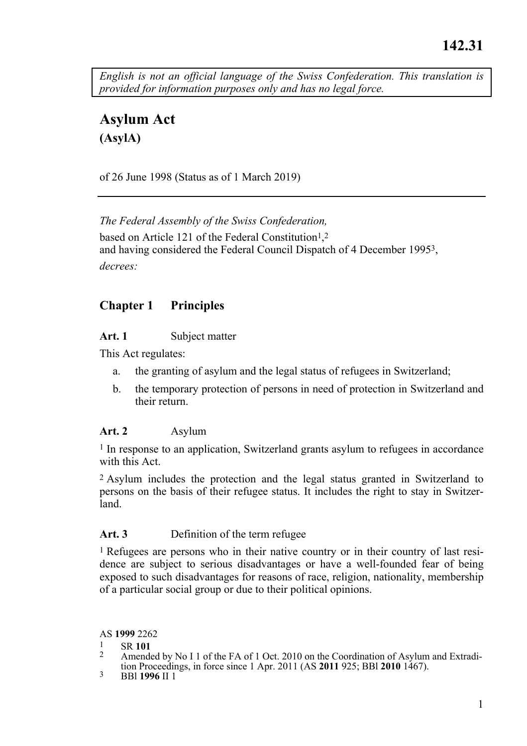142.31

*English is not an official language of the Swiss Confederation. This translation is provided for information purposes only and has no legal force.*

# Asylum Act
**(AsylA)**

of 26 June 1998 (Status as of 1 March 2019)

---

*The Federal Assembly of the Swiss Confederation,*

based on Article 121 of the Federal Constitution[1],[2]
and having considered the Federal Council Dispatch of 4 December 1995[3],

*decrees:*

## Chapter 1 Principles

### Art. 1 Subject matter

This Act regulates:

a. the granting of asylum and the legal status of refugees in Switzerland;

b. the temporary protection of persons in need of protection in Switzerland and their return.

### Art. 2 Asylum

[1] In response to an application, Switzerland grants asylum to refugees in accordance with this Act.

[2] Asylum includes the protection and the legal status granted in Switzerland to persons on the basis of their refugee status. It includes the right to stay in Switzerland.

### Art. 3 Definition of the term refugee

[1] Refugees are persons who in their native country or in their country of last residence are subject to serious disadvantages or have a well-founded fear of being exposed to such disadvantages for reasons of race, religion, nationality, membership of a particular social group or due to their political opinions.

---

AS **1999** 2262

[1] SR **101**

[2] Amended by No I 1 of the FA of 1 Oct. 2010 on the Coordination of Asylum and Extradition Proceedings, in force since 1 Apr. 2011 (AS **2011** 925; BBl **2010** 1467).

[3] BBl **1996** II 1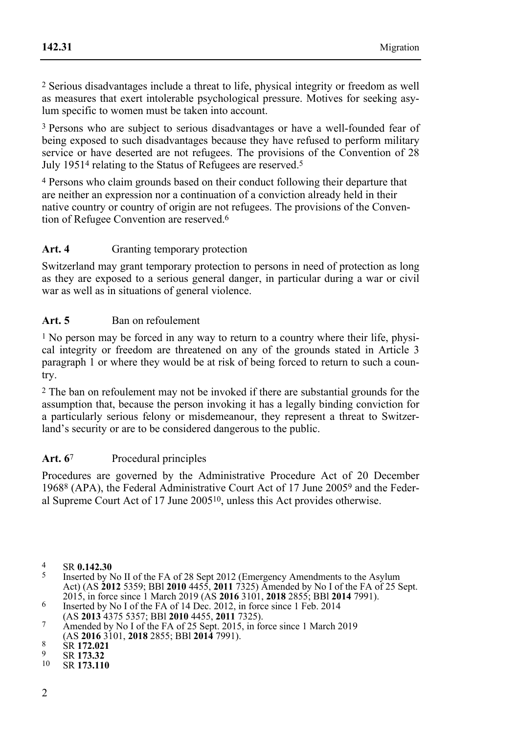[2] Serious disadvantages include a threat to life, physical integrity or freedom as well as measures that exert intolerable psychological pressure. Motives for seeking asylum specific to women must be taken into account.

[3] Persons who are subject to serious disadvantages or have a well-founded fear of being exposed to such disadvantages because they have refused to perform military service or have deserted are not refugees. The provisions of the Convention of 28 July 1951[4] relating to the Status of Refugees are reserved.[5]

[4] Persons who claim grounds based on their conduct following their departure that are neither an expression nor a continuation of a conviction already held in their native country or country of origin are not refugees. The provisions of the Convention of Refugee Convention are reserved.[6]

**Art. 4** Granting temporary protection

Switzerland may grant temporary protection to persons in need of protection as long as they are exposed to a serious general danger, in particular during a war or civil war as well as in situations of general violence.

**Art. 5** Ban on refoulement

[1] No person may be forced in any way to return to a country where their life, physical integrity or freedom are threatened on any of the grounds stated in Article 3 paragraph 1 or where they would be at risk of being forced to return to such a country.

[2] The ban on refoulement may not be invoked if there are substantial grounds for the assumption that, because the person invoking it has a legally binding conviction for a particularly serious felony or misdemeanour, they represent a threat to Switzerland's security or are to be considered dangerous to the public.

**Art. 6**[7] Procedural principles

Procedures are governed by the Administrative Procedure Act of 20 December 1968[8] (APA), the Federal Administrative Court Act of 17 June 2005[9] and the Federal Supreme Court Act of 17 June 2005[10], unless this Act provides otherwise.

---

[4] SR **0.142.30**

[5] Inserted by No II of the FA of 28 Sept 2012 (Emergency Amendments to the Asylum Act) (AS **2012** 5359; BBl **2010** 4455, **2011** 7325) Amended by No I of the FA of 25 Sept. 2015, in force since 1 March 2019 (AS **2016** 3101, **2018** 2855; BBl **2014** 7991).

[6] Inserted by No I of the FA of 14 Dec. 2012, in force since 1 Feb. 2014 (AS **2013** 4375 5357; BBl **2010** 4455, **2011** 7325).

[7] Amended by No I of the FA of 25 Sept. 2015, in force since 1 March 2019 (AS **2016** 3101, **2018** 2855; BBl **2014** 7991).

[8] SR **172.021**

[9] SR **173.32**

[10] SR **173.110**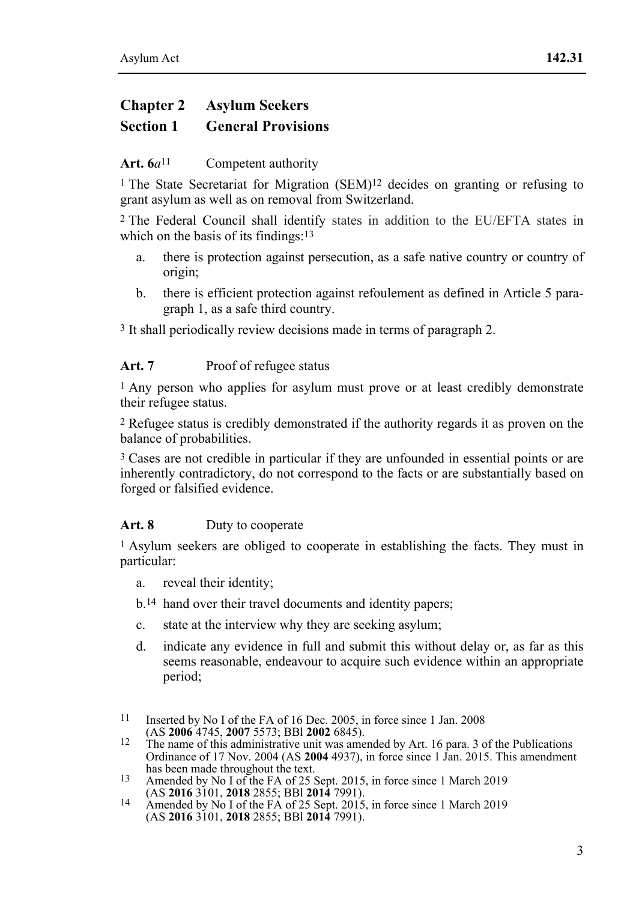## Chapter 2 Asylum Seekers

### Section 1 General Provisions

**Art. 6*a*[11]** Competent authority

[1] The State Secretariat for Migration (SEM)[12] decides on granting or refusing to grant asylum as well as on removal from Switzerland.

[2] The Federal Council shall identify states in addition to the EU/EFTA states in which on the basis of its findings:[13]

a. there is protection against persecution, as a safe native country or country of origin;

b. there is efficient protection against refoulement as defined in Article 5 paragraph 1, as a safe third country.

[3] It shall periodically review decisions made in terms of paragraph 2.

**Art. 7** Proof of refugee status

[1] Any person who applies for asylum must prove or at least credibly demonstrate their refugee status.

[2] Refugee status is credibly demonstrated if the authority regards it as proven on the balance of probabilities.

[3] Cases are not credible in particular if they are unfounded in essential points or are inherently contradictory, do not correspond to the facts or are substantially based on forged or falsified evidence.

**Art. 8** Duty to cooperate

[1] Asylum seekers are obliged to cooperate in establishing the facts. They must in particular:

a. reveal their identity;

b.[14] hand over their travel documents and identity papers;

c. state at the interview why they are seeking asylum;

d. indicate any evidence in full and submit this without delay or, as far as this seems reasonable, endeavour to acquire such evidence within an appropriate period;

---

11 Inserted by No I of the FA of 16 Dec. 2005, in force since 1 Jan. 2008 (AS **2006** 4745, **2007** 5573; BBl **2002** 6845).

12 The name of this administrative unit was amended by Art. 16 para. 3 of the Publications Ordinance of 17 Nov. 2004 (AS **2004** 4937), in force since 1 Jan. 2015. This amendment has been made throughout the text.

13 Amended by No I of the FA of 25 Sept. 2015, in force since 1 March 2019 (AS **2016** 3101, **2018** 2855; BBl **2014** 7991).

14 Amended by No I of the FA of 25 Sept. 2015, in force since 1 March 2019 (AS **2016** 3101, **2018** 2855; BBl **2014** 7991).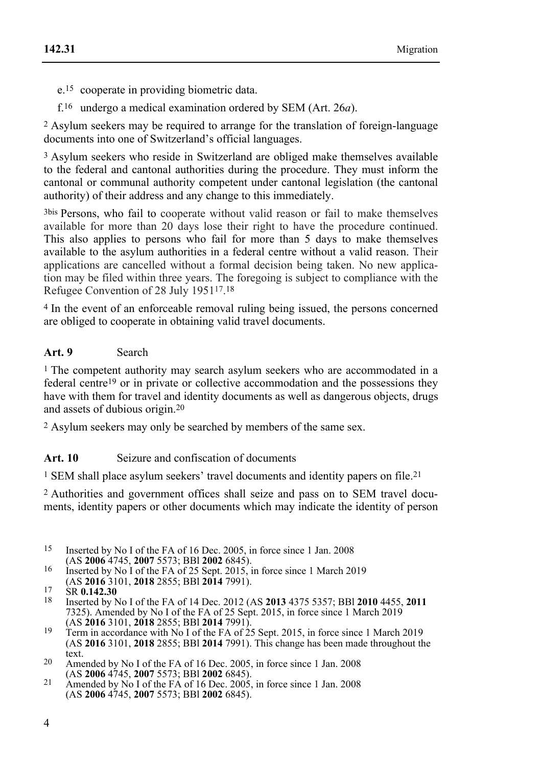e.[15] cooperate in providing biometric data.

f.[16] undergo a medical examination ordered by SEM (Art. 26*a*).

[2] Asylum seekers may be required to arrange for the translation of foreign-language documents into one of Switzerland's official languages.

[3] Asylum seekers who reside in Switzerland are obliged make themselves available to the federal and cantonal authorities during the procedure. They must inform the cantonal or communal authority competent under cantonal legislation (the cantonal authority) of their address and any change to this immediately.

[3bis] Persons, who fail to cooperate without valid reason or fail to make themselves available for more than 20 days lose their right to have the procedure continued. This also applies to persons who fail for more than 5 days to make themselves available to the asylum authorities in a federal centre without a valid reason. Their applications are cancelled without a formal decision being taken. No new application may be filed within three years. The foregoing is subject to compliance with the Refugee Convention of 28 July 1951[17].[18]

[4] In the event of an enforceable removal ruling being issued, the persons concerned are obliged to cooperate in obtaining valid travel documents.

**Art. 9** Search

[1] The competent authority may search asylum seekers who are accommodated in a federal centre[19] or in private or collective accommodation and the possessions they have with them for travel and identity documents as well as dangerous objects, drugs and assets of dubious origin.[20]

[2] Asylum seekers may only be searched by members of the same sex.

**Art. 10** Seizure and confiscation of documents

[1] SEM shall place asylum seekers' travel documents and identity papers on file.[21]

[2] Authorities and government offices shall seize and pass on to SEM travel documents, identity papers or other documents which may indicate the identity of person

---

15 Inserted by No I of the FA of 16 Dec. 2005, in force since 1 Jan. 2008 (AS **2006** 4745, **2007** 5573; BBl **2002** 6845).

16 Inserted by No I of the FA of 25 Sept. 2015, in force since 1 March 2019 (AS **2016** 3101, **2018** 2855; BBl **2014** 7991).

17 SR **0.142.30**

18 Inserted by No I of the FA of 14 Dec. 2012 (AS **2013** 4375 5357; BBl **2010** 4455, **2011** 7325). Amended by No I of the FA of 25 Sept. 2015, in force since 1 March 2019 (AS **2016** 3101, **2018** 2855; BBl **2014** 7991).

19 Term in accordance with No I of the FA of 25 Sept. 2015, in force since 1 March 2019 (AS **2016** 3101, **2018** 2855; BBl **2014** 7991). This change has been made throughout the text.

20 Amended by No I of the FA of 16 Dec. 2005, in force since 1 Jan. 2008 (AS **2006** 4745, **2007** 5573; BBl **2002** 6845).

21 Amended by No I of the FA of 16 Dec. 2005, in force since 1 Jan. 2008 (AS **2006** 4745, **2007** 5573; BBl **2002** 6845).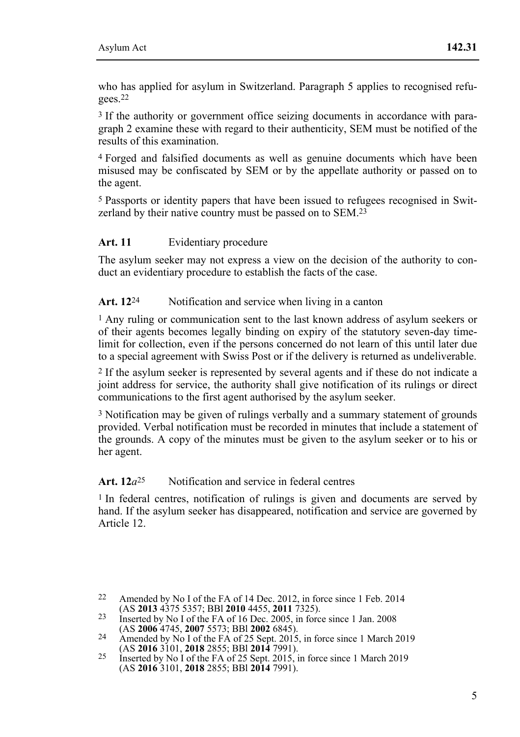who has applied for asylum in Switzerland. Paragraph 5 applies to recognised refugees.[22]

[3] If the authority or government office seizing documents in accordance with paragraph 2 examine these with regard to their authenticity, SEM must be notified of the results of this examination.

[4] Forged and falsified documents as well as genuine documents which have been misused may be confiscated by SEM or by the appellate authority or passed on to the agent.

[5] Passports or identity papers that have been issued to refugees recognised in Switzerland by their native country must be passed on to SEM.[23]

**Art. 11** Evidentiary procedure

The asylum seeker may not express a view on the decision of the authority to conduct an evidentiary procedure to establish the facts of the case.

**Art. 12**[24] Notification and service when living in a canton

[1] Any ruling or communication sent to the last known address of asylum seekers or of their agents becomes legally binding on expiry of the statutory seven-day time-limit for collection, even if the persons concerned do not learn of this until later due to a special agreement with Swiss Post or if the delivery is returned as undeliverable.

[2] If the asylum seeker is represented by several agents and if these do not indicate a joint address for service, the authority shall give notification of its rulings or direct communications to the first agent authorised by the asylum seeker.

[3] Notification may be given of rulings verbally and a summary statement of grounds provided. Verbal notification must be recorded in minutes that include a statement of the grounds. A copy of the minutes must be given to the asylum seeker or to his or her agent.

**Art. 12*a***[25] Notification and service in federal centres

[1] In federal centres, notification of rulings is given and documents are served by hand. If the asylum seeker has disappeared, notification and service are governed by Article 12.

---

22 Amended by No I of the FA of 14 Dec. 2012, in force since 1 Feb. 2014 (AS **2013** 4375 5357; BBl **2010** 4455, **2011** 7325).

23 Inserted by No I of the FA of 16 Dec. 2005, in force since 1 Jan. 2008 (AS **2006** 4745, **2007** 5573; BBl **2002** 6845).

24 Amended by No I of the FA of 25 Sept. 2015, in force since 1 March 2019 (AS **2016** 3101, **2018** 2855; BBl **2014** 7991).

25 Inserted by No I of the FA of 25 Sept. 2015, in force since 1 March 2019 (AS **2016** 3101, **2018** 2855; BBl **2014** 7991).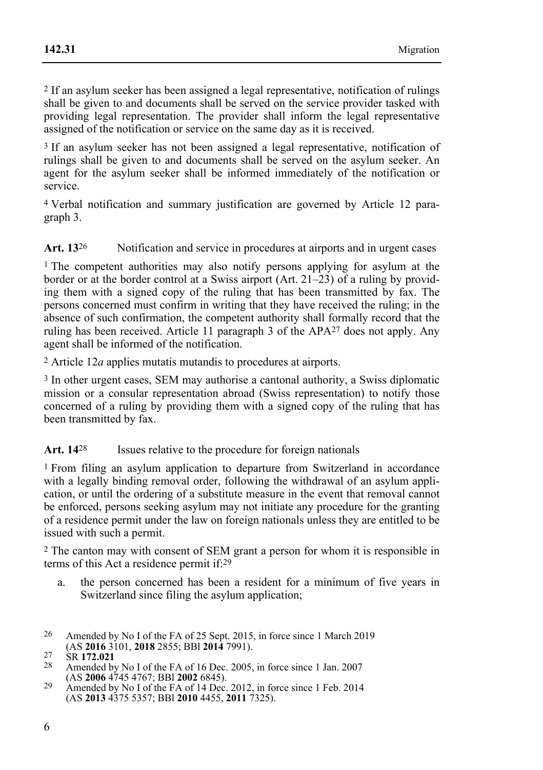[2] If an asylum seeker has been assigned a legal representative, notification of rulings shall be given to and documents shall be served on the service provider tasked with providing legal representation. The provider shall inform the legal representative assigned of the notification or service on the same day as it is received.

[3] If an asylum seeker has not been assigned a legal representative, notification of rulings shall be given to and documents shall be served on the asylum seeker. An agent for the asylum seeker shall be informed immediately of the notification or service.

[4] Verbal notification and summary justification are governed by Article 12 paragraph 3.

### Art. 13[26] Notification and service in procedures at airports and in urgent cases

[1] The competent authorities may also notify persons applying for asylum at the border or at the border control at a Swiss airport (Art. 21–23) of a ruling by providing them with a signed copy of the ruling that has been transmitted by fax. The persons concerned must confirm in writing that they have received the ruling; in the absence of such confirmation, the competent authority shall formally record that the ruling has been received. Article 11 paragraph 3 of the APA[27] does not apply. Any agent shall be informed of the notification.

[2] Article 12*a* applies mutatis mutandis to procedures at airports.

[3] In other urgent cases, SEM may authorise a cantonal authority, a Swiss diplomatic mission or a consular representation abroad (Swiss representation) to notify those concerned of a ruling by providing them with a signed copy of the ruling that has been transmitted by fax.

### Art. 14[28] Issues relative to the procedure for foreign nationals

[1] From filing an asylum application to departure from Switzerland in accordance with a legally binding removal order, following the withdrawal of an asylum application, or until the ordering of a substitute measure in the event that removal cannot be enforced, persons seeking asylum may not initiate any procedure for the granting of a residence permit under the law on foreign nationals unless they are entitled to be issued with such a permit.

[2] The canton may with consent of SEM grant a person for whom it is responsible in terms of this Act a residence permit if:[29]

a. the person concerned has been a resident for a minimum of five years in Switzerland since filing the asylum application;

---

[26] Amended by No I of the FA of 25 Sept. 2015, in force since 1 March 2019 (AS **2016** 3101, **2018** 2855; BBl **2014** 7991).

[27] SR **172.021**

[28] Amended by No I of the FA of 16 Dec. 2005, in force since 1 Jan. 2007 (AS **2006** 4745 4767; BBl **2002** 6845).

[29] Amended by No I of the FA of 14 Dec. 2012, in force since 1 Feb. 2014 (AS **2013** 4375 5357; BBl **2010** 4455, **2011** 7325).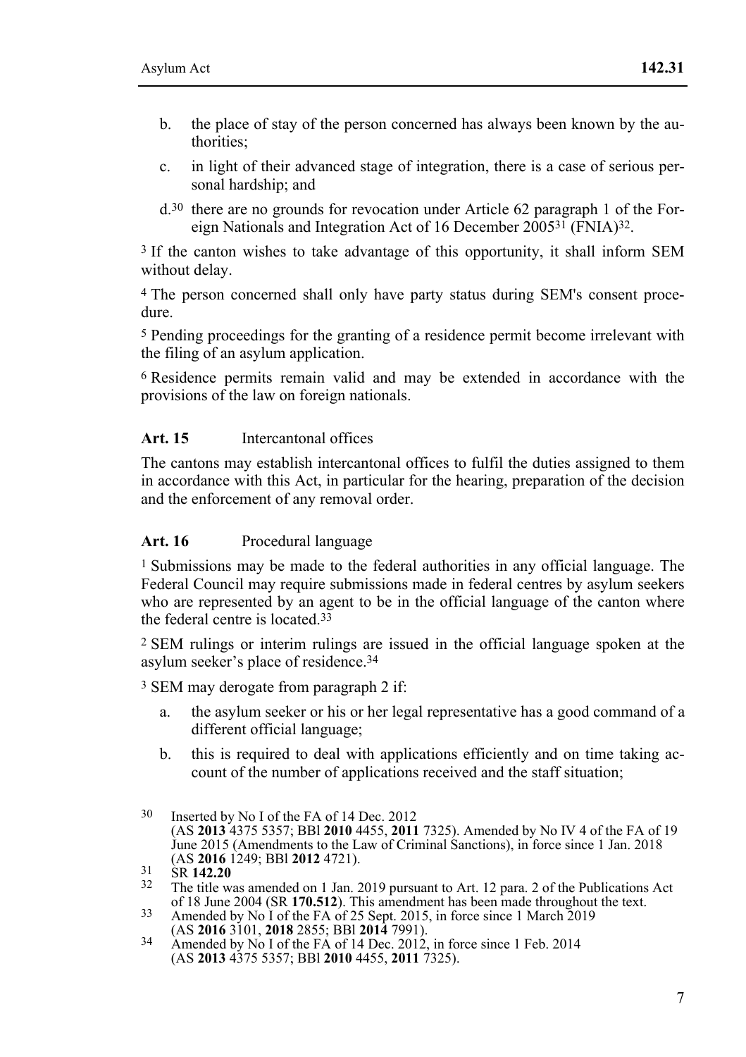b. the place of stay of the person concerned has always been known by the authorities;

c. in light of their advanced stage of integration, there is a case of serious personal hardship; and

d.[30] there are no grounds for revocation under Article 62 paragraph 1 of the Foreign Nationals and Integration Act of 16 December 2005[31] (FNIA)[32].

[3] If the canton wishes to take advantage of this opportunity, it shall inform SEM without delay.

[4] The person concerned shall only have party status during SEM's consent procedure.

[5] Pending proceedings for the granting of a residence permit become irrelevant with the filing of an asylum application.

[6] Residence permits remain valid and may be extended in accordance with the provisions of the law on foreign nationals.

**Art. 15** Intercantonal offices

The cantons may establish intercantonal offices to fulfil the duties assigned to them in accordance with this Act, in particular for the hearing, preparation of the decision and the enforcement of any removal order.

**Art. 16** Procedural language

[1] Submissions may be made to the federal authorities in any official language. The Federal Council may require submissions made in federal centres by asylum seekers who are represented by an agent to be in the official language of the canton where the federal centre is located.[33]

[2] SEM rulings or interim rulings are issued in the official language spoken at the asylum seeker's place of residence.[34]

[3] SEM may derogate from paragraph 2 if:

a. the asylum seeker or his or her legal representative has a good command of a different official language;

b. this is required to deal with applications efficiently and on time taking account of the number of applications received and the staff situation;

---

30 Inserted by No I of the FA of 14 Dec. 2012 (AS **2013** 4375 5357; BBl **2010** 4455, **2011** 7325). Amended by No IV 4 of the FA of 19 June 2015 (Amendments to the Law of Criminal Sanctions), in force since 1 Jan. 2018 (AS **2016** 1249; BBl **2012** 4721).

31 SR **142.20**

32 The title was amended on 1 Jan. 2019 pursuant to Art. 12 para. 2 of the Publications Act of 18 June 2004 (SR **170.512**). This amendment has been made throughout the text.

33 Amended by No I of the FA of 25 Sept. 2015, in force since 1 March 2019 (AS **2016** 3101, **2018** 2855; BBl **2014** 7991).

34 Amended by No I of the FA of 14 Dec. 2012, in force since 1 Feb. 2014 (AS **2013** 4375 5357; BBl **2010** 4455, **2011** 7325).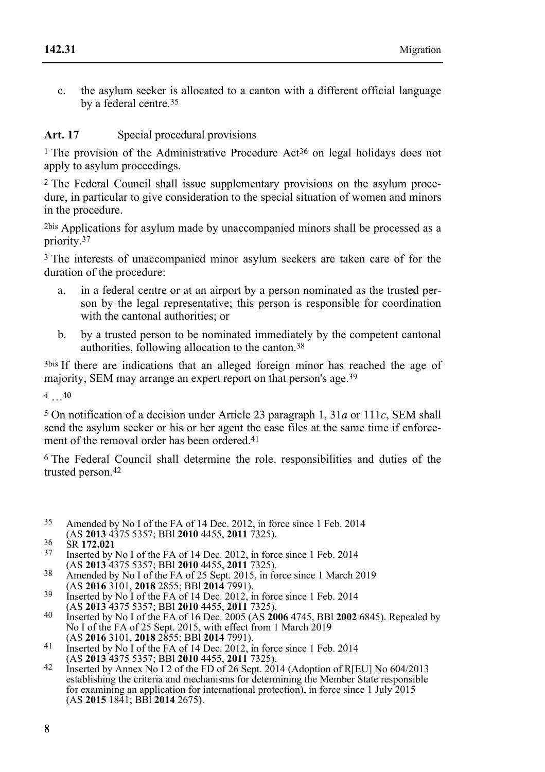c. the asylum seeker is allocated to a canton with a different official language by a federal centre.[35]

**Art. 17** Special procedural provisions

[1] The provision of the Administrative Procedure Act[36] on legal holidays does not apply to asylum proceedings.

[2] The Federal Council shall issue supplementary provisions on the asylum procedure, in particular to give consideration to the special situation of women and minors in the procedure.

[2bis] Applications for asylum made by unaccompanied minors shall be processed as a priority.[37]

[3] The interests of unaccompanied minor asylum seekers are taken care of for the duration of the procedure:

a. in a federal centre or at an airport by a person nominated as the trusted person by the legal representative; this person is responsible for coordination with the cantonal authorities; or

b. by a trusted person to be nominated immediately by the competent cantonal authorities, following allocation to the canton.[38]

[3bis] If there are indications that an alleged foreign minor has reached the age of majority, SEM may arrange an expert report on that person's age.[39]

[4] …[40]

[5] On notification of a decision under Article 23 paragraph 1, 31*a* or 111*c*, SEM shall send the asylum seeker or his or her agent the case files at the same time if enforcement of the removal order has been ordered.[41]

[6] The Federal Council shall determine the role, responsibilities and duties of the trusted person.[42]

---

[35] Amended by No I of the FA of 14 Dec. 2012, in force since 1 Feb. 2014 (AS **2013** 4375 5357; BBl **2010** 4455, **2011** 7325).

[36] SR **172.021**

[37] Inserted by No I of the FA of 14 Dec. 2012, in force since 1 Feb. 2014 (AS **2013** 4375 5357; BBl **2010** 4455, **2011** 7325).

[38] Amended by No I of the FA of 25 Sept. 2015, in force since 1 March 2019 (AS **2016** 3101, **2018** 2855; BBl **2014** 7991).

[39] Inserted by No I of the FA of 14 Dec. 2012, in force since 1 Feb. 2014 (AS **2013** 4375 5357; BBl **2010** 4455, **2011** 7325).

[40] Inserted by No I of the FA of 16 Dec. 2005 (AS **2006** 4745, BBl **2002** 6845). Repealed by No I of the FA of 25 Sept. 2015, with effect from 1 March 2019 (AS **2016** 3101, **2018** 2855; BBl **2014** 7991).

[41] Inserted by No I of the FA of 14 Dec. 2012, in force since 1 Feb. 2014 (AS **2013** 4375 5357; BBl **2010** 4455, **2011** 7325).

[42] Inserted by Annex No I 2 of the FD of 26 Sept. 2014 (Adoption of R[EU] No 604/2013 establishing the criteria and mechanisms for determining the Member State responsible for examining an application for international protection), in force since 1 July 2015 (AS **2015** 1841; BBl **2014** 2675).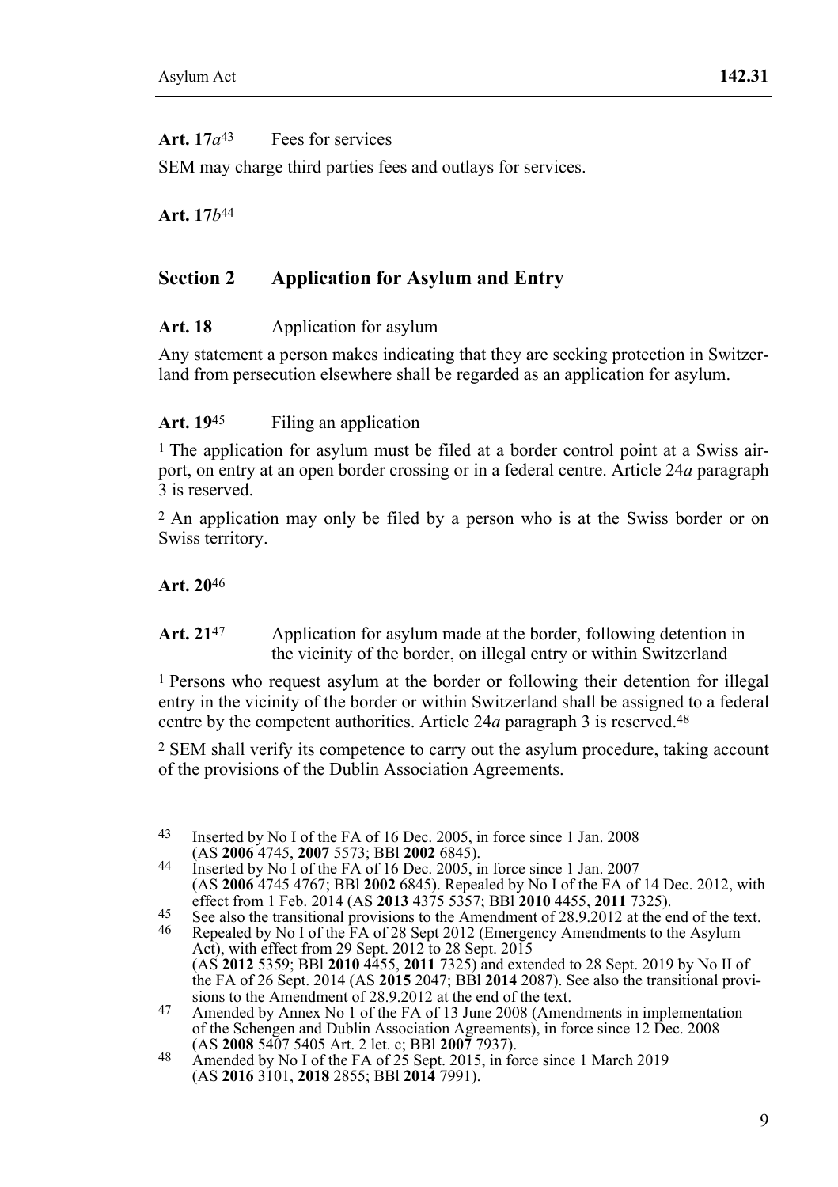**Art. 17*a*[43]** Fees for services

SEM may charge third parties fees and outlays for services.

**Art. 17*b*[44]**

## Section 2 Application for Asylum and Entry

**Art. 18** Application for asylum

Any statement a person makes indicating that they are seeking protection in Switzerland from persecution elsewhere shall be regarded as an application for asylum.

**Art. 19[45]** Filing an application

[1] The application for asylum must be filed at a border control point at a Swiss airport, on entry at an open border crossing or in a federal centre. Article 24*a* paragraph 3 is reserved.

[2] An application may only be filed by a person who is at the Swiss border or on Swiss territory.

**Art. 20[46]**

**Art. 21[47]** Application for asylum made at the border, following detention in the vicinity of the border, on illegal entry or within Switzerland

[1] Persons who request asylum at the border or following their detention for illegal entry in the vicinity of the border or within Switzerland shall be assigned to a federal centre by the competent authorities. Article 24*a* paragraph 3 is reserved.[48]

[2] SEM shall verify its competence to carry out the asylum procedure, taking account of the provisions of the Dublin Association Agreements.

---

43 Inserted by No I of the FA of 16 Dec. 2005, in force since 1 Jan. 2008 (AS **2006** 4745, **2007** 5573; BBl **2002** 6845).

44 Inserted by No I of the FA of 16 Dec. 2005, in force since 1 Jan. 2007 (AS **2006** 4745 4767; BBl **2002** 6845). Repealed by No I of the FA of 14 Dec. 2012, with effect from 1 Feb. 2014 (AS **2013** 4375 5357; BBl **2010** 4455, **2011** 7325).

45 See also the transitional provisions to the Amendment of 28.9.2012 at the end of the text.

46 Repealed by No I of the FA of 28 Sept 2012 (Emergency Amendments to the Asylum Act), with effect from 29 Sept. 2012 to 28 Sept. 2015 (AS **2012** 5359; BBl **2010** 4455, **2011** 7325) and extended to 28 Sept. 2019 by No II of the FA of 26 Sept. 2014 (AS **2015** 2047; BBl **2014** 2087). See also the transitional provisions to the Amendment of 28.9.2012 at the end of the text.

47 Amended by Annex No 1 of the FA of 13 June 2008 (Amendments in implementation of the Schengen and Dublin Association Agreements), in force since 12 Dec. 2008 (AS **2008** 5407 5405 Art. 2 let. c; BBl **2007** 7937).

48 Amended by No I of the FA of 25 Sept. 2015, in force since 1 March 2019 (AS **2016** 3101, **2018** 2855; BBl **2014** 7991).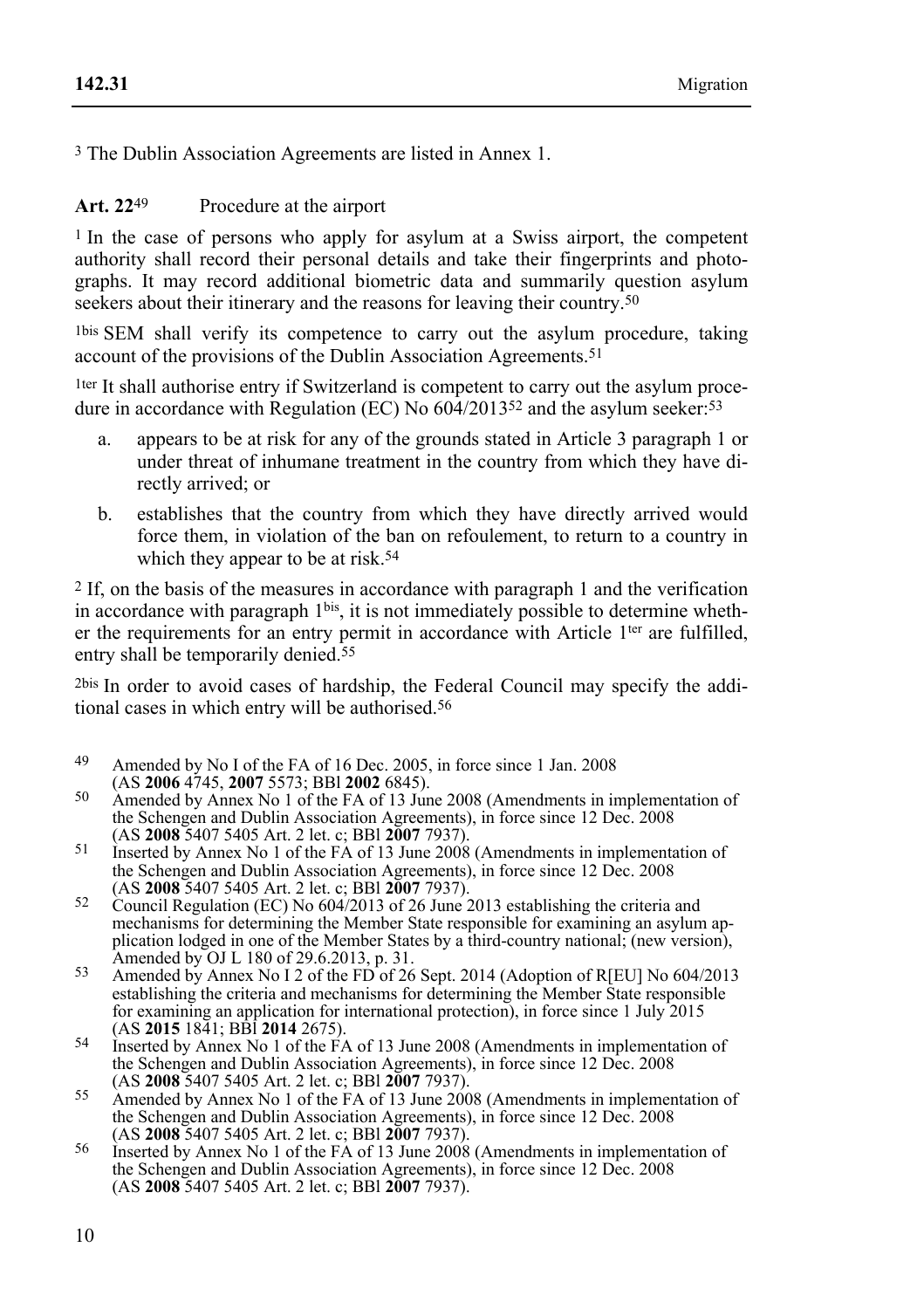3 The Dublin Association Agreements are listed in Annex 1.

**Art. 22**[49] Procedure at the airport

1 In the case of persons who apply for asylum at a Swiss airport, the competent authority shall record their personal details and take their fingerprints and photographs. It may record additional biometric data and summarily question asylum seekers about their itinerary and the reasons for leaving their country.[50]

1bis SEM shall verify its competence to carry out the asylum procedure, taking account of the provisions of the Dublin Association Agreements.[51]

1ter It shall authorise entry if Switzerland is competent to carry out the asylum procedure in accordance with Regulation (EC) No 604/2013[52] and the asylum seeker:[53]

a. appears to be at risk for any of the grounds stated in Article 3 paragraph 1 or under threat of inhumane treatment in the country from which they have directly arrived; or

b. establishes that the country from which they have directly arrived would force them, in violation of the ban on refoulement, to return to a country in which they appear to be at risk.[54]

2 If, on the basis of the measures in accordance with paragraph 1 and the verification in accordance with paragraph 1bis, it is not immediately possible to determine whether the requirements for an entry permit in accordance with Article 1ter are fulfilled, entry shall be temporarily denied.[55]

2bis In order to avoid cases of hardship, the Federal Council may specify the additional cases in which entry will be authorised.[56]

---

49 Amended by No I of the FA of 16 Dec. 2005, in force since 1 Jan. 2008 (AS **2006** 4745, **2007** 5573; BBl **2002** 6845).

50 Amended by Annex No 1 of the FA of 13 June 2008 (Amendments in implementation of the Schengen and Dublin Association Agreements), in force since 12 Dec. 2008 (AS **2008** 5407 5405 Art. 2 let. c; BBl **2007** 7937).

51 Inserted by Annex No 1 of the FA of 13 June 2008 (Amendments in implementation of the Schengen and Dublin Association Agreements), in force since 12 Dec. 2008 (AS **2008** 5407 5405 Art. 2 let. c; BBl **2007** 7937).

52 Council Regulation (EC) No 604/2013 of 26 June 2013 establishing the criteria and mechanisms for determining the Member State responsible for examining an asylum application lodged in one of the Member States by a third-country national; (new version), Amended by OJ L 180 of 29.6.2013, p. 31.

53 Amended by Annex No I 2 of the FD of 26 Sept. 2014 (Adoption of R[EU] No 604/2013 establishing the criteria and mechanisms for determining the Member State responsible for examining an application for international protection), in force since 1 July 2015 (AS **2015** 1841; BBl **2014** 2675).

54 Inserted by Annex No 1 of the FA of 13 June 2008 (Amendments in implementation of the Schengen and Dublin Association Agreements), in force since 12 Dec. 2008 (AS **2008** 5407 5405 Art. 2 let. c; BBl **2007** 7937).

55 Amended by Annex No 1 of the FA of 13 June 2008 (Amendments in implementation of the Schengen and Dublin Association Agreements), in force since 12 Dec. 2008 (AS **2008** 5407 5405 Art. 2 let. c; BBl **2007** 7937).

56 Inserted by Annex No 1 of the FA of 13 June 2008 (Amendments in implementation of the Schengen and Dublin Association Agreements), in force since 12 Dec. 2008 (AS **2008** 5407 5405 Art. 2 let. c; BBl **2007** 7937).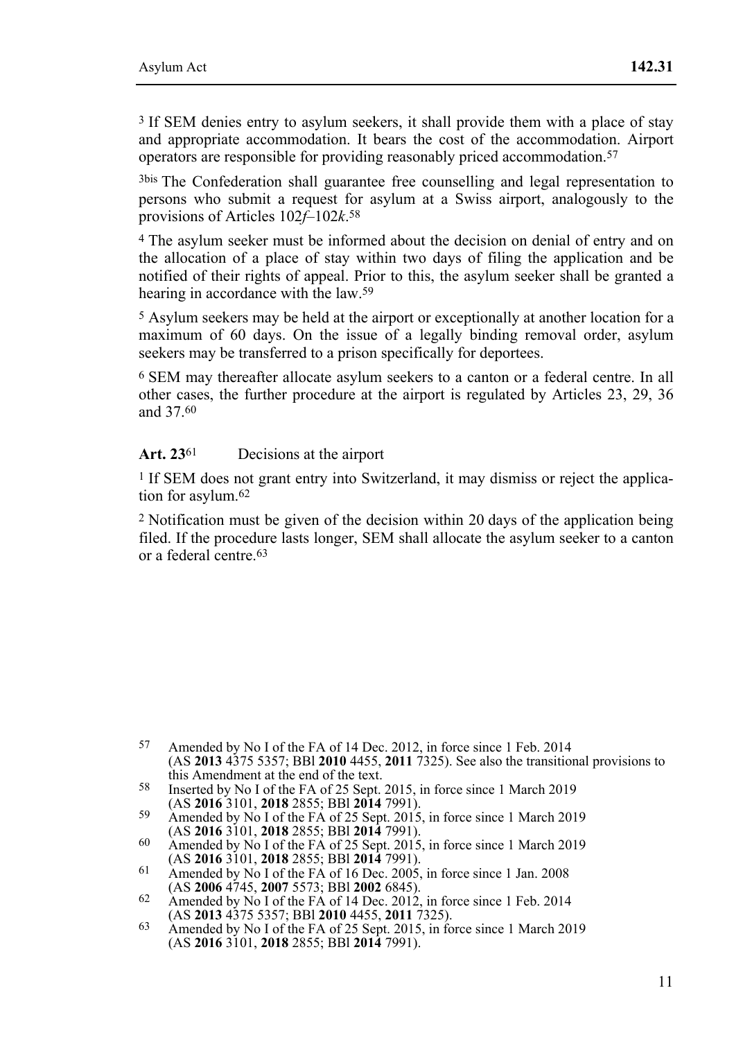[3] If SEM denies entry to asylum seekers, it shall provide them with a place of stay and appropriate accommodation. It bears the cost of the accommodation. Airport operators are responsible for providing reasonably priced accommodation.[57]

[3bis] The Confederation shall guarantee free counselling and legal representation to persons who submit a request for asylum at a Swiss airport, analogously to the provisions of Articles 102*f*–102*k*.[58]

[4] The asylum seeker must be informed about the decision on denial of entry and on the allocation of a place of stay within two days of filing the application and be notified of their rights of appeal. Prior to this, the asylum seeker shall be granted a hearing in accordance with the law.[59]

[5] Asylum seekers may be held at the airport or exceptionally at another location for a maximum of 60 days. On the issue of a legally binding removal order, asylum seekers may be transferred to a prison specifically for deportees.

[6] SEM may thereafter allocate asylum seekers to a canton or a federal centre. In all other cases, the further procedure at the airport is regulated by Articles 23, 29, 36 and 37.[60]

**Art. 23**[61] Decisions at the airport

[1] If SEM does not grant entry into Switzerland, it may dismiss or reject the application for asylum.[62]

[2] Notification must be given of the decision within 20 days of the application being filed. If the procedure lasts longer, SEM shall allocate the asylum seeker to a canton or a federal centre.[63]

---

57 Amended by No I of the FA of 14 Dec. 2012, in force since 1 Feb. 2014 (AS **2013** 4375 5357; BBl **2010** 4455, **2011** 7325). See also the transitional provisions to this Amendment at the end of the text.

58 Inserted by No I of the FA of 25 Sept. 2015, in force since 1 March 2019 (AS **2016** 3101, **2018** 2855; BBl **2014** 7991).

59 Amended by No I of the FA of 25 Sept. 2015, in force since 1 March 2019 (AS **2016** 3101, **2018** 2855; BBl **2014** 7991).

60 Amended by No I of the FA of 25 Sept. 2015, in force since 1 March 2019 (AS **2016** 3101, **2018** 2855; BBl **2014** 7991).

61 Amended by No I of the FA of 16 Dec. 2005, in force since 1 Jan. 2008 (AS **2006** 4745, **2007** 5573; BBl **2002** 6845).

62 Amended by No I of the FA of 14 Dec. 2012, in force since 1 Feb. 2014 (AS **2013** 4375 5357; BBl **2010** 4455, **2011** 7325).

63 Amended by No I of the FA of 25 Sept. 2015, in force since 1 March 2019 (AS **2016** 3101, **2018** 2855; BBl **2014** 7991).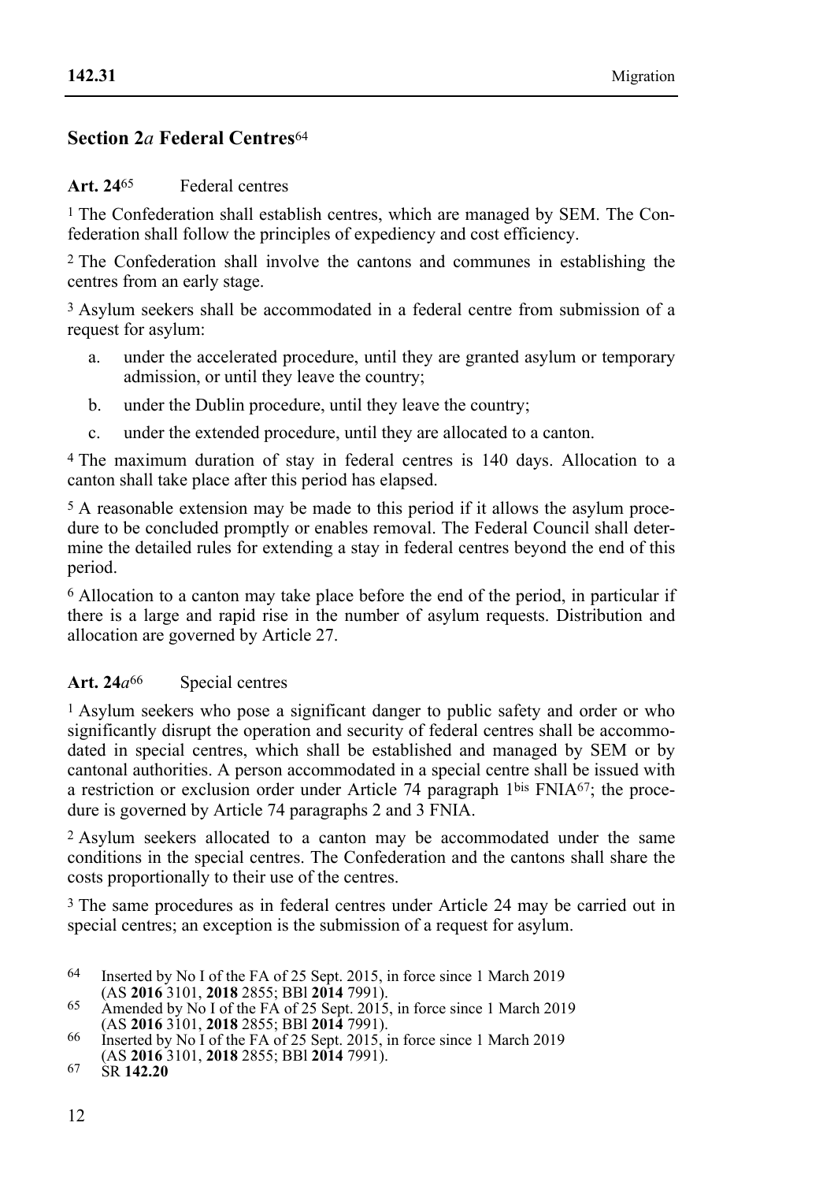## Section 2*a* Federal Centres[64]

**Art. 24**[65] Federal centres

[1] The Confederation shall establish centres, which are managed by SEM. The Confederation shall follow the principles of expediency and cost efficiency.

[2] The Confederation shall involve the cantons and communes in establishing the centres from an early stage.

[3] Asylum seekers shall be accommodated in a federal centre from submission of a request for asylum:

a. under the accelerated procedure, until they are granted asylum or temporary admission, or until they leave the country;

b. under the Dublin procedure, until they leave the country;

c. under the extended procedure, until they are allocated to a canton.

[4] The maximum duration of stay in federal centres is 140 days. Allocation to a canton shall take place after this period has elapsed.

[5] A reasonable extension may be made to this period if it allows the asylum procedure to be concluded promptly or enables removal. The Federal Council shall determine the detailed rules for extending a stay in federal centres beyond the end of this period.

[6] Allocation to a canton may take place before the end of the period, in particular if there is a large and rapid rise in the number of asylum requests. Distribution and allocation are governed by Article 27.

**Art. 24*a***[66] Special centres

[1] Asylum seekers who pose a significant danger to public safety and order or who significantly disrupt the operation and security of federal centres shall be accommodated in special centres, which shall be established and managed by SEM or by cantonal authorities. A person accommodated in a special centre shall be issued with a restriction or exclusion order under Article 74 paragraph 1^bis FNIA[67]; the procedure is governed by Article 74 paragraphs 2 and 3 FNIA.

[2] Asylum seekers allocated to a canton may be accommodated under the same conditions in the special centres. The Confederation and the cantons shall share the costs proportionally to their use of the centres.

[3] The same procedures as in federal centres under Article 24 may be carried out in special centres; an exception is the submission of a request for asylum.

---

64 Inserted by No I of the FA of 25 Sept. 2015, in force since 1 March 2019 (AS **2016** 3101, **2018** 2855; BBl **2014** 7991).

65 Amended by No I of the FA of 25 Sept. 2015, in force since 1 March 2019 (AS **2016** 3101, **2018** 2855; BBl **2014** 7991).

66 Inserted by No I of the FA of 25 Sept. 2015, in force since 1 March 2019 (AS **2016** 3101, **2018** 2855; BBl **2014** 7991).

67 SR **142.20**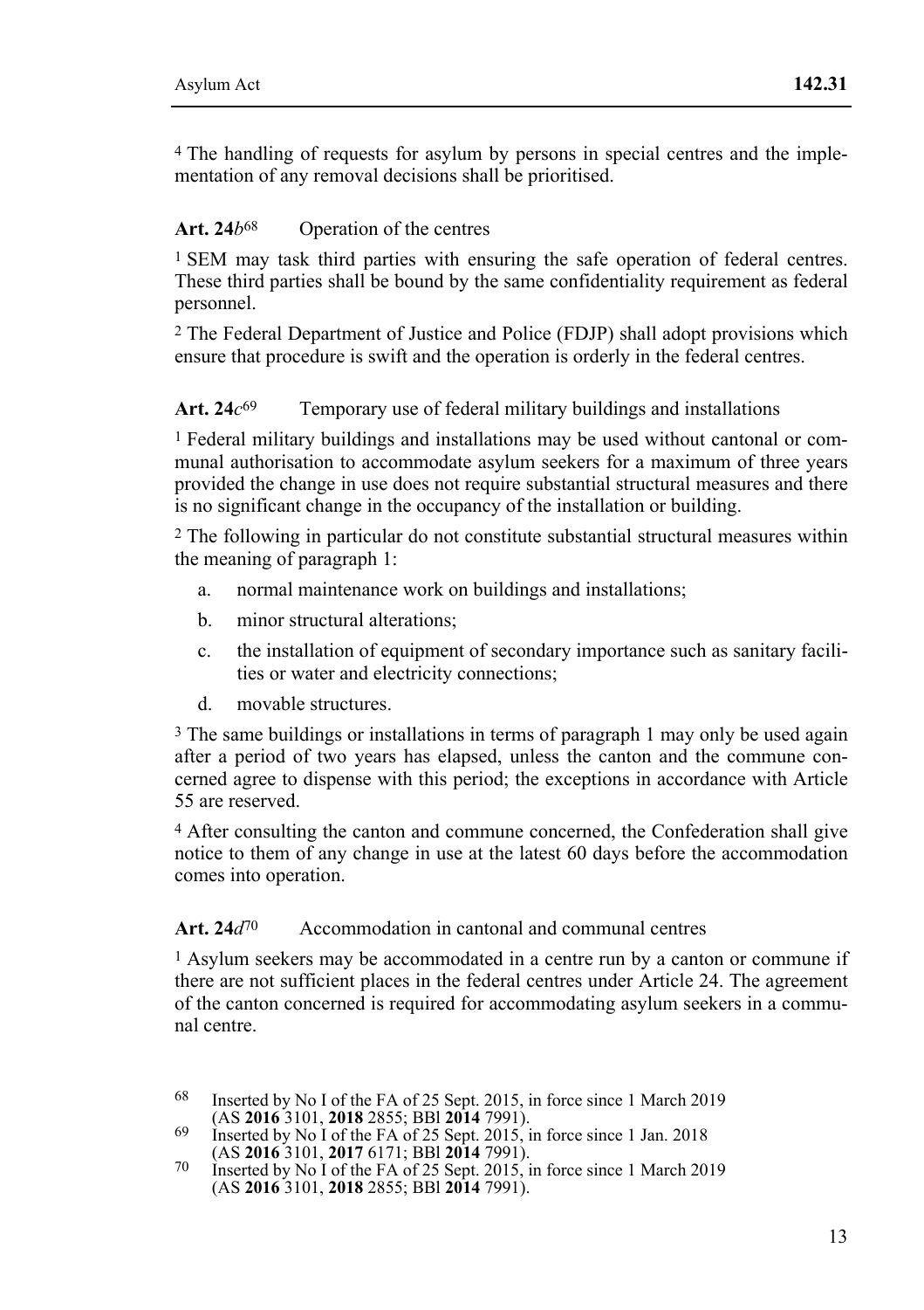[4] The handling of requests for asylum by persons in special centres and the implementation of any removal decisions shall be prioritised.

### Art. 24*b*[68] Operation of the centres

[1] SEM may task third parties with ensuring the safe operation of federal centres. These third parties shall be bound by the same confidentiality requirement as federal personnel.

[2] The Federal Department of Justice and Police (FDJP) shall adopt provisions which ensure that procedure is swift and the operation is orderly in the federal centres.

### Art. 24*c*[69] Temporary use of federal military buildings and installations

[1] Federal military buildings and installations may be used without cantonal or communal authorisation to accommodate asylum seekers for a maximum of three years provided the change in use does not require substantial structural measures and there is no significant change in the occupancy of the installation or building.

[2] The following in particular do not constitute substantial structural measures within the meaning of paragraph 1:

a. normal maintenance work on buildings and installations;

b. minor structural alterations;

c. the installation of equipment of secondary importance such as sanitary facilities or water and electricity connections;

d. movable structures.

[3] The same buildings or installations in terms of paragraph 1 may only be used again after a period of two years has elapsed, unless the canton and the commune concerned agree to dispense with this period; the exceptions in accordance with Article 55 are reserved.

[4] After consulting the canton and commune concerned, the Confederation shall give notice to them of any change in use at the latest 60 days before the accommodation comes into operation.

### Art. 24*d*[70] Accommodation in cantonal and communal centres

[1] Asylum seekers may be accommodated in a centre run by a canton or commune if there are not sufficient places in the federal centres under Article 24. The agreement of the canton concerned is required for accommodating asylum seekers in a communal centre.

---

[68] Inserted by No I of the FA of 25 Sept. 2015, in force since 1 March 2019 (AS **2016** 3101, **2018** 2855; BBl **2014** 7991).

[69] Inserted by No I of the FA of 25 Sept. 2015, in force since 1 Jan. 2018 (AS **2016** 3101, **2017** 6171; BBl **2014** 7991).

[70] Inserted by No I of the FA of 25 Sept. 2015, in force since 1 March 2019 (AS **2016** 3101, **2018** 2855; BBl **2014** 7991).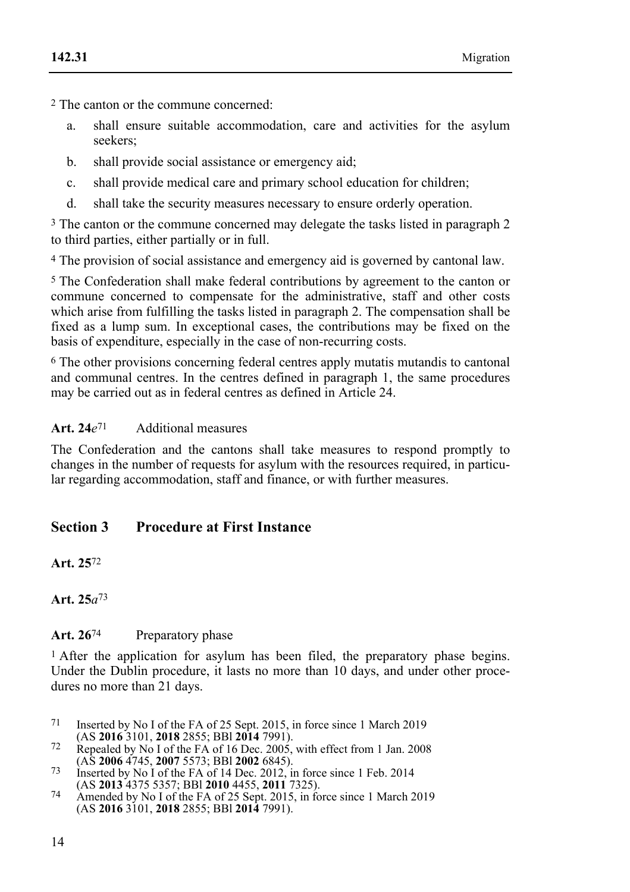[2] The canton or the commune concerned:

a. shall ensure suitable accommodation, care and activities for the asylum seekers;

b. shall provide social assistance or emergency aid;

c. shall provide medical care and primary school education for children;

d. shall take the security measures necessary to ensure orderly operation.

[3] The canton or the commune concerned may delegate the tasks listed in paragraph 2 to third parties, either partially or in full.

[4] The provision of social assistance and emergency aid is governed by cantonal law.

[5] The Confederation shall make federal contributions by agreement to the canton or commune concerned to compensate for the administrative, staff and other costs which arise from fulfilling the tasks listed in paragraph 2. The compensation shall be fixed as a lump sum. In exceptional cases, the contributions may be fixed on the basis of expenditure, especially in the case of non-recurring costs.

[6] The other provisions concerning federal centres apply mutatis mutandis to cantonal and communal centres. In the centres defined in paragraph 1, the same procedures may be carried out as in federal centres as defined in Article 24.

**Art. 24*e***[71] Additional measures

The Confederation and the cantons shall take measures to respond promptly to changes in the number of requests for asylum with the resources required, in particular regarding accommodation, staff and finance, or with further measures.

## Section 3 Procedure at First Instance

**Art. 25**[72]

**Art. 25*a***[73]

**Art. 26**[74] Preparatory phase

[1] After the application for asylum has been filed, the preparatory phase begins. Under the Dublin procedure, it lasts no more than 10 days, and under other procedures no more than 21 days.

---

[71] Inserted by No I of the FA of 25 Sept. 2015, in force since 1 March 2019 (AS **2016** 3101, **2018** 2855; BBl **2014** 7991).

[72] Repealed by No I of the FA of 16 Dec. 2005, with effect from 1 Jan. 2008 (AS **2006** 4745, **2007** 5573; BBl **2002** 6845).

[73] Inserted by No I of the FA of 14 Dec. 2012, in force since 1 Feb. 2014 (AS **2013** 4375 5357; BBl **2010** 4455, **2011** 7325).

[74] Amended by No I of the FA of 25 Sept. 2015, in force since 1 March 2019 (AS **2016** 3101, **2018** 2855; BBl **2014** 7991).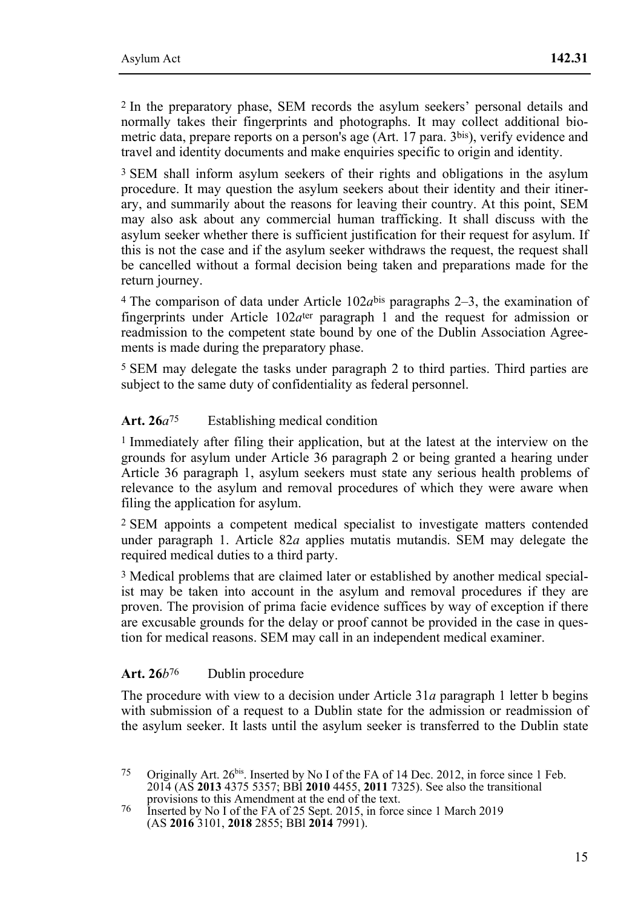[2] In the preparatory phase, SEM records the asylum seekers' personal details and normally takes their fingerprints and photographs. It may collect additional biometric data, prepare reports on a person's age (Art. 17 para. 3[bis]), verify evidence and travel and identity documents and make enquiries specific to origin and identity.

[3] SEM shall inform asylum seekers of their rights and obligations in the asylum procedure. It may question the asylum seekers about their identity and their itinerary, and summarily about the reasons for leaving their country. At this point, SEM may also ask about any commercial human trafficking. It shall discuss with the asylum seeker whether there is sufficient justification for their request for asylum. If this is not the case and if the asylum seeker withdraws the request, the request shall be cancelled without a formal decision being taken and preparations made for the return journey.

[4] The comparison of data under Article 102*a*[bis] paragraphs 2–3, the examination of fingerprints under Article 102*a*[ter] paragraph 1 and the request for admission or readmission to the competent state bound by one of the Dublin Association Agreements is made during the preparatory phase.

[5] SEM may delegate the tasks under paragraph 2 to third parties. Third parties are subject to the same duty of confidentiality as federal personnel.

### Art. 26*a*[75] Establishing medical condition

[1] Immediately after filing their application, but at the latest at the interview on the grounds for asylum under Article 36 paragraph 2 or being granted a hearing under Article 36 paragraph 1, asylum seekers must state any serious health problems of relevance to the asylum and removal procedures of which they were aware when filing the application for asylum.

[2] SEM appoints a competent medical specialist to investigate matters contended under paragraph 1. Article 82*a* applies mutatis mutandis. SEM may delegate the required medical duties to a third party.

[3] Medical problems that are claimed later or established by another medical specialist may be taken into account in the asylum and removal procedures if they are proven. The provision of prima facie evidence suffices by way of exception if there are excusable grounds for the delay or proof cannot be provided in the case in question for medical reasons. SEM may call in an independent medical examiner.

### Art. 26*b*[76] Dublin procedure

The procedure with view to a decision under Article 31*a* paragraph 1 letter b begins with submission of a request to a Dublin state for the admission or readmission of the asylum seeker. It lasts until the asylum seeker is transferred to the Dublin state

---

[75] Originally Art. 26[bis]. Inserted by No I of the FA of 14 Dec. 2012, in force since 1 Feb. 2014 (AS **2013** 4375 5357; BBl **2010** 4455, **2011** 7325). See also the transitional provisions to this Amendment at the end of the text.

[76] Inserted by No I of the FA of 25 Sept. 2015, in force since 1 March 2019 (AS **2016** 3101, **2018** 2855; BBl **2014** 7991).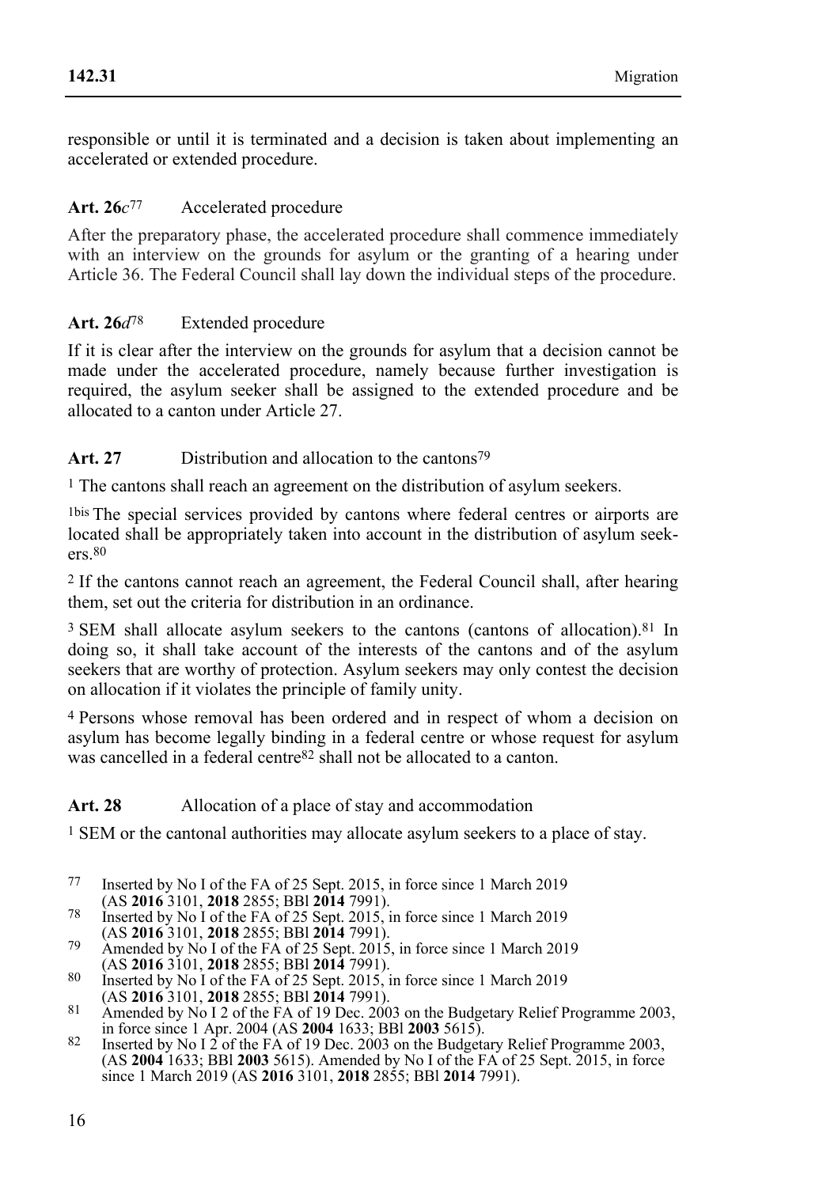responsible or until it is terminated and a decision is taken about implementing an accelerated or extended procedure.

### Art. 26*c*[77] Accelerated procedure

After the preparatory phase, the accelerated procedure shall commence immediately with an interview on the grounds for asylum or the granting of a hearing under Article 36. The Federal Council shall lay down the individual steps of the procedure.

### Art. 26*d*[78] Extended procedure

If it is clear after the interview on the grounds for asylum that a decision cannot be made under the accelerated procedure, namely because further investigation is required, the asylum seeker shall be assigned to the extended procedure and be allocated to a canton under Article 27.

### Art. 27 Distribution and allocation to the cantons[79]

[1] The cantons shall reach an agreement on the distribution of asylum seekers.

[1bis] The special services provided by cantons where federal centres or airports are located shall be appropriately taken into account in the distribution of asylum seekers.[80]

[2] If the cantons cannot reach an agreement, the Federal Council shall, after hearing them, set out the criteria for distribution in an ordinance.

[3] SEM shall allocate asylum seekers to the cantons (cantons of allocation).[81] In doing so, it shall take account of the interests of the cantons and of the asylum seekers that are worthy of protection. Asylum seekers may only contest the decision on allocation if it violates the principle of family unity.

[4] Persons whose removal has been ordered and in respect of whom a decision on asylum has become legally binding in a federal centre or whose request for asylum was cancelled in a federal centre[82] shall not be allocated to a canton.

### Art. 28 Allocation of a place of stay and accommodation

[1] SEM or the cantonal authorities may allocate asylum seekers to a place of stay.

---

77 Inserted by No I of the FA of 25 Sept. 2015, in force since 1 March 2019 (AS **2016** 3101, **2018** 2855; BBl **2014** 7991).

78 Inserted by No I of the FA of 25 Sept. 2015, in force since 1 March 2019 (AS **2016** 3101, **2018** 2855; BBl **2014** 7991).

79 Amended by No I of the FA of 25 Sept. 2015, in force since 1 March 2019 (AS **2016** 3101, **2018** 2855; BBl **2014** 7991).

80 Inserted by No I of the FA of 25 Sept. 2015, in force since 1 March 2019 (AS **2016** 3101, **2018** 2855; BBl **2014** 7991).

81 Amended by No I 2 of the FA of 19 Dec. 2003 on the Budgetary Relief Programme 2003, in force since 1 Apr. 2004 (AS **2004** 1633; BBl **2003** 5615).

82 Inserted by No I 2 of the FA of 19 Dec. 2003 on the Budgetary Relief Programme 2003, (AS **2004** 1633; BBl **2003** 5615). Amended by No I of the FA of 25 Sept. 2015, in force since 1 March 2019 (AS **2016** 3101, **2018** 2855; BBl **2014** 7991).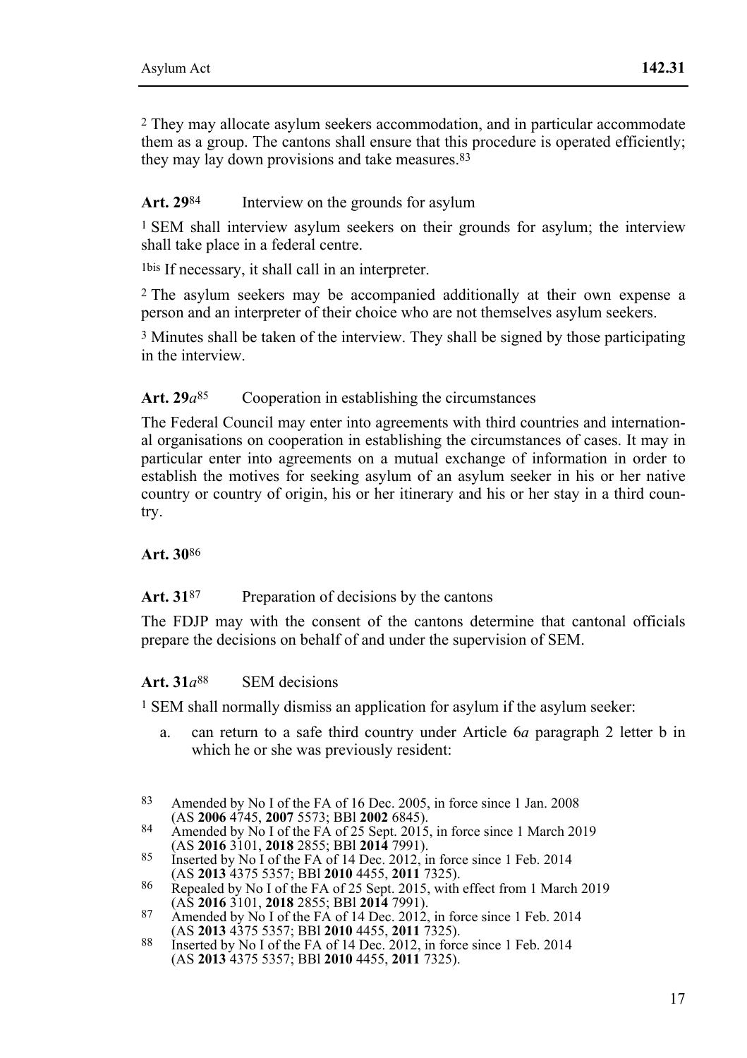[2] They may allocate asylum seekers accommodation, and in particular accommodate them as a group. The cantons shall ensure that this procedure is operated efficiently; they may lay down provisions and take measures.[83]

**Art. 29**[84] Interview on the grounds for asylum

[1] SEM shall interview asylum seekers on their grounds for asylum; the interview shall take place in a federal centre.

[1bis] If necessary, it shall call in an interpreter.

[2] The asylum seekers may be accompanied additionally at their own expense a person and an interpreter of their choice who are not themselves asylum seekers.

[3] Minutes shall be taken of the interview. They shall be signed by those participating in the interview.

**Art. 29*a***[85] Cooperation in establishing the circumstances

The Federal Council may enter into agreements with third countries and international organisations on cooperation in establishing the circumstances of cases. It may in particular enter into agreements on a mutual exchange of information in order to establish the motives for seeking asylum of an asylum seeker in his or her native country or country of origin, his or her itinerary and his or her stay in a third country.

**Art. 30**[86]

**Art. 31**[87] Preparation of decisions by the cantons

The FDJP may with the consent of the cantons determine that cantonal officials prepare the decisions on behalf of and under the supervision of SEM.

**Art. 31*a***[88] SEM decisions

[1] SEM shall normally dismiss an application for asylum if the asylum seeker:

a. can return to a safe third country under Article 6*a* paragraph 2 letter b in which he or she was previously resident:

---

[83] Amended by No I of the FA of 16 Dec. 2005, in force since 1 Jan. 2008 (AS **2006** 4745, **2007** 5573; BBl **2002** 6845).

[84] Amended by No I of the FA of 25 Sept. 2015, in force since 1 March 2019 (AS **2016** 3101, **2018** 2855; BBl **2014** 7991).

[85] Inserted by No I of the FA of 14 Dec. 2012, in force since 1 Feb. 2014 (AS **2013** 4375 5357; BBl **2010** 4455, **2011** 7325).

[86] Repealed by No I of the FA of 25 Sept. 2015, with effect from 1 March 2019 (AS **2016** 3101, **2018** 2855; BBl **2014** 7991).

[87] Amended by No I of the FA of 14 Dec. 2012, in force since 1 Feb. 2014 (AS **2013** 4375 5357; BBl **2010** 4455, **2011** 7325).

[88] Inserted by No I of the FA of 14 Dec. 2012, in force since 1 Feb. 2014 (AS **2013** 4375 5357; BBl **2010** 4455, **2011** 7325).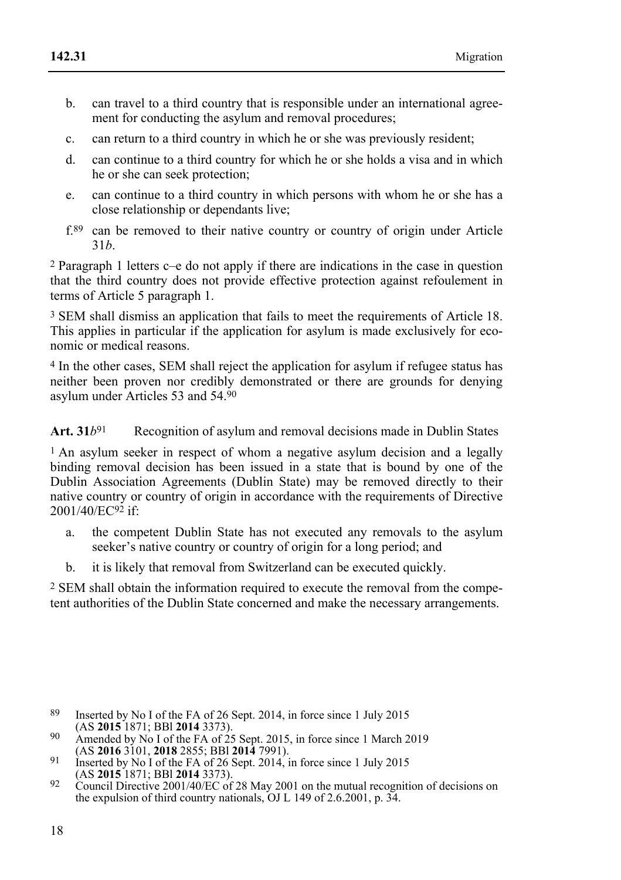b. can travel to a third country that is responsible under an international agreement for conducting the asylum and removal procedures;

c. can return to a third country in which he or she was previously resident;

d. can continue to a third country for which he or she holds a visa and in which he or she can seek protection;

e. can continue to a third country in which persons with whom he or she has a close relationship or dependants live;

f.[89] can be removed to their native country or country of origin under Article 31*b*.

[2] Paragraph 1 letters c–e do not apply if there are indications in the case in question that the third country does not provide effective protection against refoulement in terms of Article 5 paragraph 1.

[3] SEM shall dismiss an application that fails to meet the requirements of Article 18. This applies in particular if the application for asylum is made exclusively for economic or medical reasons.

[4] In the other cases, SEM shall reject the application for asylum if refugee status has neither been proven nor credibly demonstrated or there are grounds for denying asylum under Articles 53 and 54.[90]

**Art. 31*b*[91]** Recognition of asylum and removal decisions made in Dublin States

[1] An asylum seeker in respect of whom a negative asylum decision and a legally binding removal decision has been issued in a state that is bound by one of the Dublin Association Agreements (Dublin State) may be removed directly to their native country or country of origin in accordance with the requirements of Directive 2001/40/EC[92] if:

a. the competent Dublin State has not executed any removals to the asylum seeker's native country or country of origin for a long period; and

b. it is likely that removal from Switzerland can be executed quickly.

[2] SEM shall obtain the information required to execute the removal from the competent authorities of the Dublin State concerned and make the necessary arrangements.

---

[89] Inserted by No I of the FA of 26 Sept. 2014, in force since 1 July 2015 (AS **2015** 1871; BBl **2014** 3373).

[90] Amended by No I of the FA of 25 Sept. 2015, in force since 1 March 2019 (AS **2016** 3101, **2018** 2855; BBl **2014** 7991).

[91] Inserted by No I of the FA of 26 Sept. 2014, in force since 1 July 2015 (AS **2015** 1871; BBl **2014** 3373).

[92] Council Directive 2001/40/EC of 28 May 2001 on the mutual recognition of decisions on the expulsion of third country nationals, OJ L 149 of 2.6.2001, p. 34.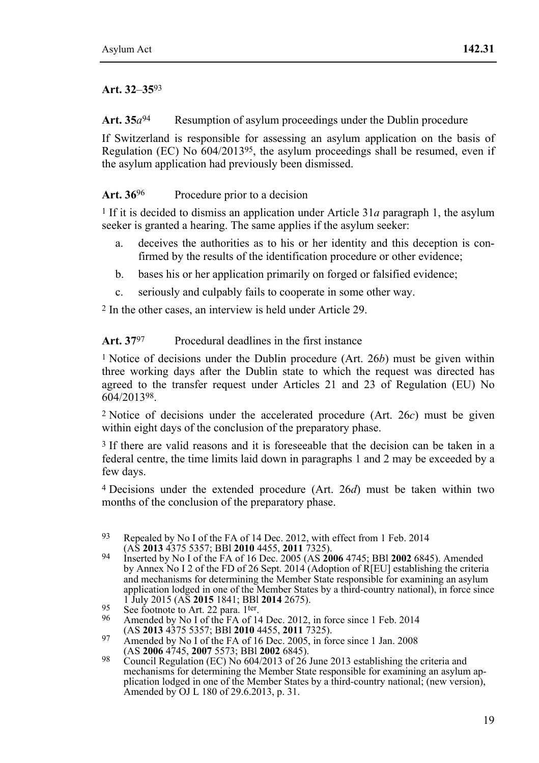**Art. 32–35**[93]

**Art. 35*a***[94] Resumption of asylum proceedings under the Dublin procedure

If Switzerland is responsible for assessing an asylum application on the basis of Regulation (EC) No 604/2013[95], the asylum proceedings shall be resumed, even if the asylum application had previously been dismissed.

**Art. 36**[96] Procedure prior to a decision

[1] If it is decided to dismiss an application under Article 31*a* paragraph 1, the asylum seeker is granted a hearing. The same applies if the asylum seeker:

a. deceives the authorities as to his or her identity and this deception is confirmed by the results of the identification procedure or other evidence;

b. bases his or her application primarily on forged or falsified evidence;

c. seriously and culpably fails to cooperate in some other way.

[2] In the other cases, an interview is held under Article 29.

**Art. 37**[97] Procedural deadlines in the first instance

[1] Notice of decisions under the Dublin procedure (Art. 26*b*) must be given within three working days after the Dublin state to which the request was directed has agreed to the transfer request under Articles 21 and 23 of Regulation (EU) No 604/2013[98].

[2] Notice of decisions under the accelerated procedure (Art. 26*c*) must be given within eight days of the conclusion of the preparatory phase.

[3] If there are valid reasons and it is foreseeable that the decision can be taken in a federal centre, the time limits laid down in paragraphs 1 and 2 may be exceeded by a few days.

[4] Decisions under the extended procedure (Art. 26*d*) must be taken within two months of the conclusion of the preparatory phase.

---

93 Repealed by No I of the FA of 14 Dec. 2012, with effect from 1 Feb. 2014 (AS **2013** 4375 5357; BBl **2010** 4455, **2011** 7325).

94 Inserted by No I of the FA of 16 Dec. 2005 (AS **2006** 4745; BBl **2002** 6845). Amended by Annex No I 2 of the FD of 26 Sept. 2014 (Adoption of R[EU] establishing the criteria and mechanisms for determining the Member State responsible for examining an asylum application lodged in one of the Member States by a third-country national), in force since 1 July 2015 (AS **2015** 1841; BBl **2014** 2675).

95 See footnote to Art. 22 para. 1[ter].

96 Amended by No I of the FA of 14 Dec. 2012, in force since 1 Feb. 2014 (AS **2013** 4375 5357; BBl **2010** 4455, **2011** 7325).

97 Amended by No I of the FA of 16 Dec. 2005, in force since 1 Jan. 2008 (AS **2006** 4745, **2007** 5573; BBl **2002** 6845).

98 Council Regulation (EC) No 604/2013 of 26 June 2013 establishing the criteria and mechanisms for determining the Member State responsible for examining an asylum application lodged in one of the Member States by a third-country national; (new version), Amended by OJ L 180 of 29.6.2013, p. 31.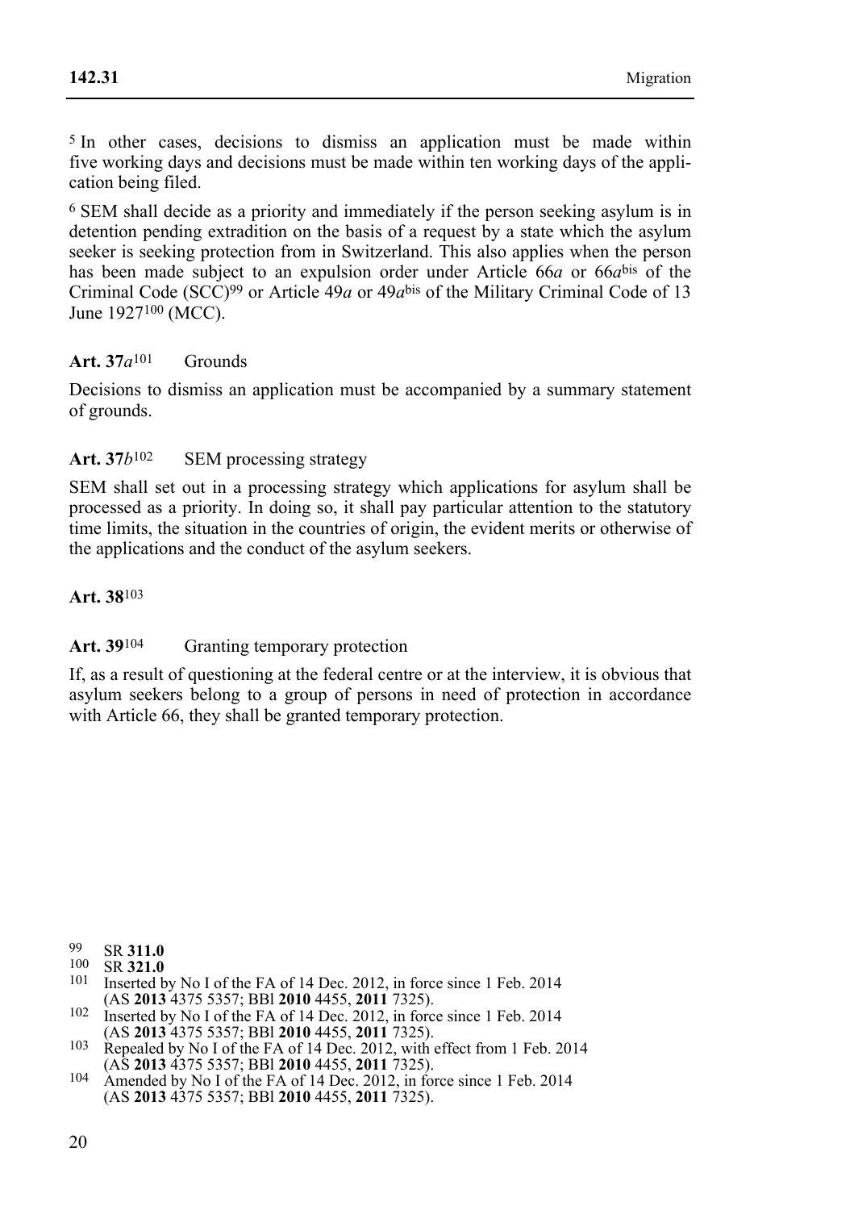[5] In other cases, decisions to dismiss an application must be made within five working days and decisions must be made within ten working days of the application being filed.

[6] SEM shall decide as a priority and immediately if the person seeking asylum is in detention pending extradition on the basis of a request by a state which the asylum seeker is seeking protection from in Switzerland. This also applies when the person has been made subject to an expulsion order under Article 66*a* or 66*a*[bis] of the Criminal Code (SCC)[99] or Article 49*a* or 49*a*[bis] of the Military Criminal Code of 13 June 1927[100] (MCC).

**Art. 37*a***[101] Grounds

Decisions to dismiss an application must be accompanied by a summary statement of grounds.

**Art. 37*b***[102] SEM processing strategy

SEM shall set out in a processing strategy which applications for asylum shall be processed as a priority. In doing so, it shall pay particular attention to the statutory time limits, the situation in the countries of origin, the evident merits or otherwise of the applications and the conduct of the asylum seekers.

**Art. 38**[103]

**Art. 39**[104] Granting temporary protection

If, as a result of questioning at the federal centre or at the interview, it is obvious that asylum seekers belong to a group of persons in need of protection in accordance with Article 66, they shall be granted temporary protection.

---

99 SR **311.0**

100 SR **321.0**

101 Inserted by No I of the FA of 14 Dec. 2012, in force since 1 Feb. 2014 (AS **2013** 4375 5357; BBl **2010** 4455, **2011** 7325).

102 Inserted by No I of the FA of 14 Dec. 2012, in force since 1 Feb. 2014 (AS **2013** 4375 5357; BBl **2010** 4455, **2011** 7325).

103 Repealed by No I of the FA of 14 Dec. 2012, with effect from 1 Feb. 2014 (AS **2013** 4375 5357; BBl **2010** 4455, **2011** 7325).

104 Amended by No I of the FA of 14 Dec. 2012, in force since 1 Feb. 2014 (AS **2013** 4375 5357; BBl **2010** 4455, **2011** 7325).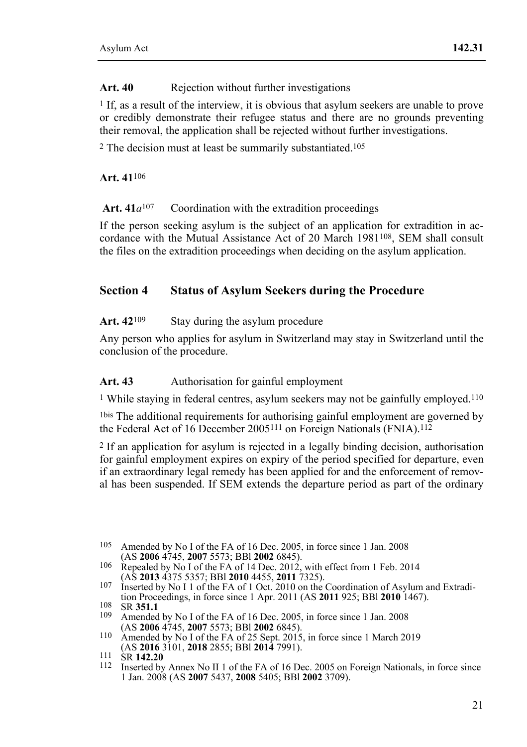**Art. 40** Rejection without further investigations

[1] If, as a result of the interview, it is obvious that asylum seekers are unable to prove or credibly demonstrate their refugee status and there are no grounds preventing their removal, the application shall be rejected without further investigations.

[2] The decision must at least be summarily substantiated.[105]

**Art. 41**[106]

**Art. 41*a***[107] Coordination with the extradition proceedings

If the person seeking asylum is the subject of an application for extradition in accordance with the Mutual Assistance Act of 20 March 1981[108], SEM shall consult the files on the extradition proceedings when deciding on the asylum application.

## Section 4 Status of Asylum Seekers during the Procedure

**Art. 42**[109] Stay during the asylum procedure

Any person who applies for asylum in Switzerland may stay in Switzerland until the conclusion of the procedure.

**Art. 43** Authorisation for gainful employment

[1] While staying in federal centres, asylum seekers may not be gainfully employed.[110]

[1bis] The additional requirements for authorising gainful employment are governed by the Federal Act of 16 December 2005[111] on Foreign Nationals (FNIA).[112]

[2] If an application for asylum is rejected in a legally binding decision, authorisation for gainful employment expires on expiry of the period specified for departure, even if an extraordinary legal remedy has been applied for and the enforcement of removal has been suspended. If SEM extends the departure period as part of the ordinary

---

[105] Amended by No I of the FA of 16 Dec. 2005, in force since 1 Jan. 2008 (AS **2006** 4745, **2007** 5573; BBl **2002** 6845).

[106] Repealed by No I of the FA of 14 Dec. 2012, with effect from 1 Feb. 2014 (AS **2013** 4375 5357; BBl **2010** 4455, **2011** 7325).

[107] Inserted by No I 1 of the FA of 1 Oct. 2010 on the Coordination of Asylum and Extradition Proceedings, in force since 1 Apr. 2011 (AS **2011** 925; BBl **2010** 1467).

[108] SR **351.1**

[109] Amended by No I of the FA of 16 Dec. 2005, in force since 1 Jan. 2008 (AS **2006** 4745, **2007** 5573; BBl **2002** 6845).

[110] Amended by No I of the FA of 25 Sept. 2015, in force since 1 March 2019 (AS **2016** 3101, **2018** 2855; BBl **2014** 7991).

[111] SR **142.20**

[112] Inserted by Annex No II 1 of the FA of 16 Dec. 2005 on Foreign Nationals, in force since 1 Jan. 2008 (AS **2007** 5437, **2008** 5405; BBl **2002** 3709).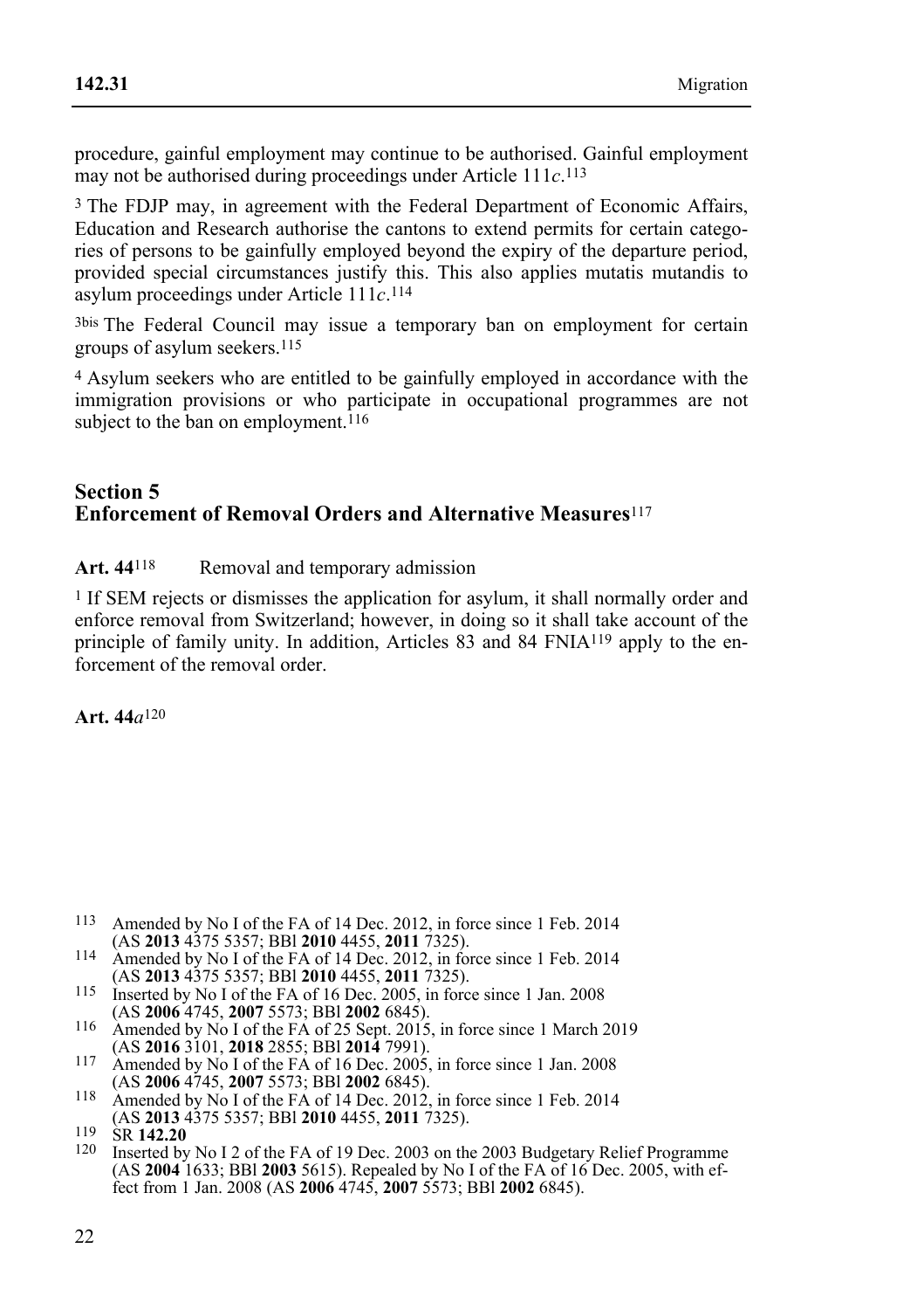procedure, gainful employment may continue to be authorised. Gainful employment may not be authorised during proceedings under Article 111*c*.[113]

[3] The FDJP may, in agreement with the Federal Department of Economic Affairs, Education and Research authorise the cantons to extend permits for certain categories of persons to be gainfully employed beyond the expiry of the departure period, provided special circumstances justify this. This also applies mutatis mutandis to asylum proceedings under Article 111*c*.[114]

[3bis] The Federal Council may issue a temporary ban on employment for certain groups of asylum seekers.[115]

[4] Asylum seekers who are entitled to be gainfully employed in accordance with the immigration provisions or who participate in occupational programmes are not subject to the ban on employment.[116]

## Section 5
## Enforcement of Removal Orders and Alternative Measures[117]

**Art. 44**[118] Removal and temporary admission

[1] If SEM rejects or dismisses the application for asylum, it shall normally order and enforce removal from Switzerland; however, in doing so it shall take account of the principle of family unity. In addition, Articles 83 and 84 FNIA[119] apply to the enforcement of the removal order.

**Art. 44*a***[120]

---

[113] Amended by No I of the FA of 14 Dec. 2012, in force since 1 Feb. 2014 (AS **2013** 4375 5357; BBl **2010** 4455, **2011** 7325).

[114] Amended by No I of the FA of 14 Dec. 2012, in force since 1 Feb. 2014 (AS **2013** 4375 5357; BBl **2010** 4455, **2011** 7325).

[115] Inserted by No I of the FA of 16 Dec. 2005, in force since 1 Jan. 2008 (AS **2006** 4745, **2007** 5573; BBl **2002** 6845).

[116] Amended by No I of the FA of 25 Sept. 2015, in force since 1 March 2019 (AS **2016** 3101, **2018** 2855; BBl **2014** 7991).

[117] Amended by No I of the FA of 16 Dec. 2005, in force since 1 Jan. 2008 (AS **2006** 4745, **2007** 5573; BBl **2002** 6845).

[118] Amended by No I of the FA of 14 Dec. 2012, in force since 1 Feb. 2014 (AS **2013** 4375 5357; BBl **2010** 4455, **2011** 7325).

[119] SR **142.20**

[120] Inserted by No I 2 of the FA of 19 Dec. 2003 on the 2003 Budgetary Relief Programme (AS **2004** 1633; BBl **2003** 5615). Repealed by No I of the FA of 16 Dec. 2005, with effect from 1 Jan. 2008 (AS **2006** 4745, **2007** 5573; BBl **2002** 6845).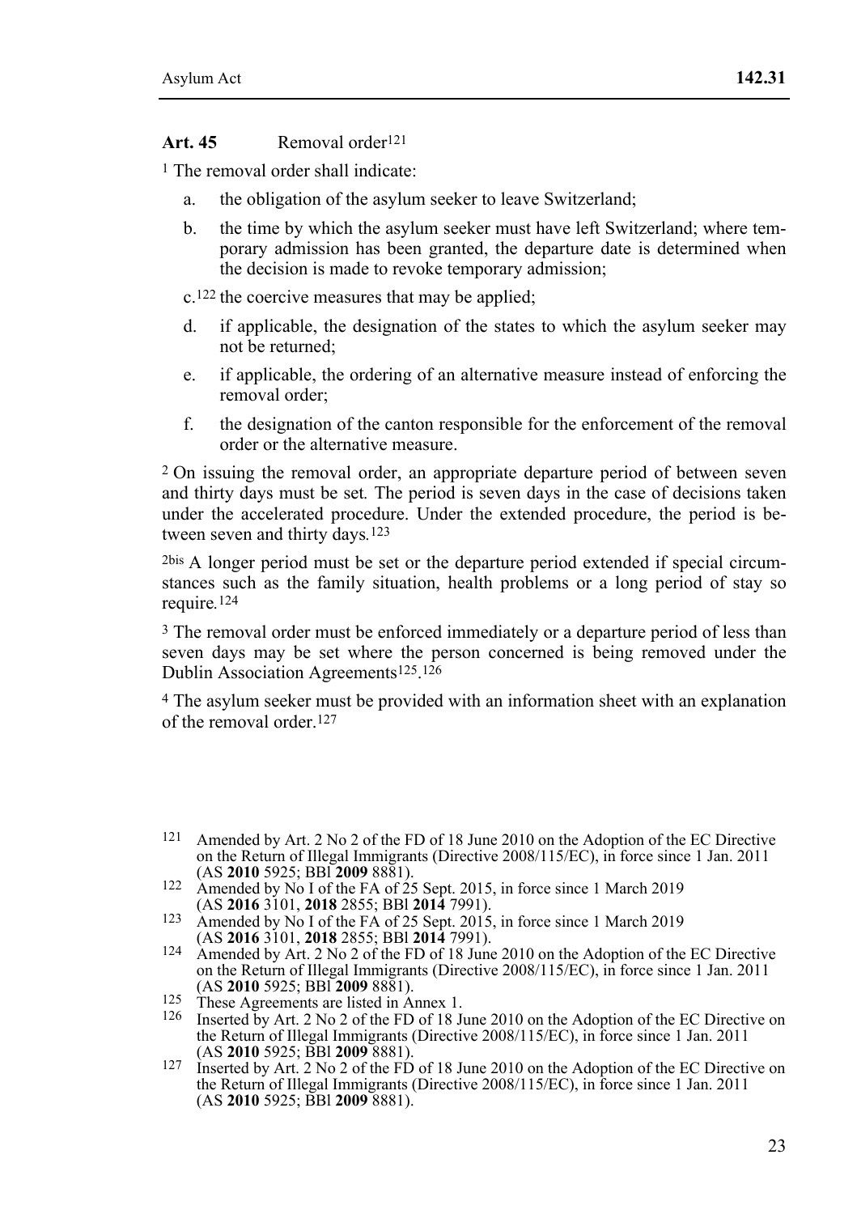**Art. 45** Removal order[121]

[1] The removal order shall indicate:

a. the obligation of the asylum seeker to leave Switzerland;

b. the time by which the asylum seeker must have left Switzerland; where temporary admission has been granted, the departure date is determined when the decision is made to revoke temporary admission;

c.[122] the coercive measures that may be applied;

d. if applicable, the designation of the states to which the asylum seeker may not be returned;

e. if applicable, the ordering of an alternative measure instead of enforcing the removal order;

f. the designation of the canton responsible for the enforcement of the removal order or the alternative measure.

[2] On issuing the removal order, an appropriate departure period of between seven and thirty days must be set. The period is seven days in the case of decisions taken under the accelerated procedure. Under the extended procedure, the period is between seven and thirty days.[123]

[2bis] A longer period must be set or the departure period extended if special circumstances such as the family situation, health problems or a long period of stay so require.[124]

[3] The removal order must be enforced immediately or a departure period of less than seven days may be set where the person concerned is being removed under the Dublin Association Agreements[125].[126]

[4] The asylum seeker must be provided with an information sheet with an explanation of the removal order.[127]

---

121 Amended by Art. 2 No 2 of the FD of 18 June 2010 on the Adoption of the EC Directive on the Return of Illegal Immigrants (Directive 2008/115/EC), in force since 1 Jan. 2011 (AS **2010** 5925; BBl **2009** 8881).

122 Amended by No I of the FA of 25 Sept. 2015, in force since 1 March 2019 (AS **2016** 3101, **2018** 2855; BBl **2014** 7991).

123 Amended by No I of the FA of 25 Sept. 2015, in force since 1 March 2019 (AS **2016** 3101, **2018** 2855; BBl **2014** 7991).

124 Amended by Art. 2 No 2 of the FD of 18 June 2010 on the Adoption of the EC Directive on the Return of Illegal Immigrants (Directive 2008/115/EC), in force since 1 Jan. 2011 (AS **2010** 5925; BBl **2009** 8881).

125 These Agreements are listed in Annex 1.

126 Inserted by Art. 2 No 2 of the FD of 18 June 2010 on the Adoption of the EC Directive on the Return of Illegal Immigrants (Directive 2008/115/EC), in force since 1 Jan. 2011 (AS **2010** 5925; BBl **2009** 8881).

127 Inserted by Art. 2 No 2 of the FD of 18 June 2010 on the Adoption of the EC Directive on the Return of Illegal Immigrants (Directive 2008/115/EC), in force since 1 Jan. 2011 (AS **2010** 5925; BBl **2009** 8881).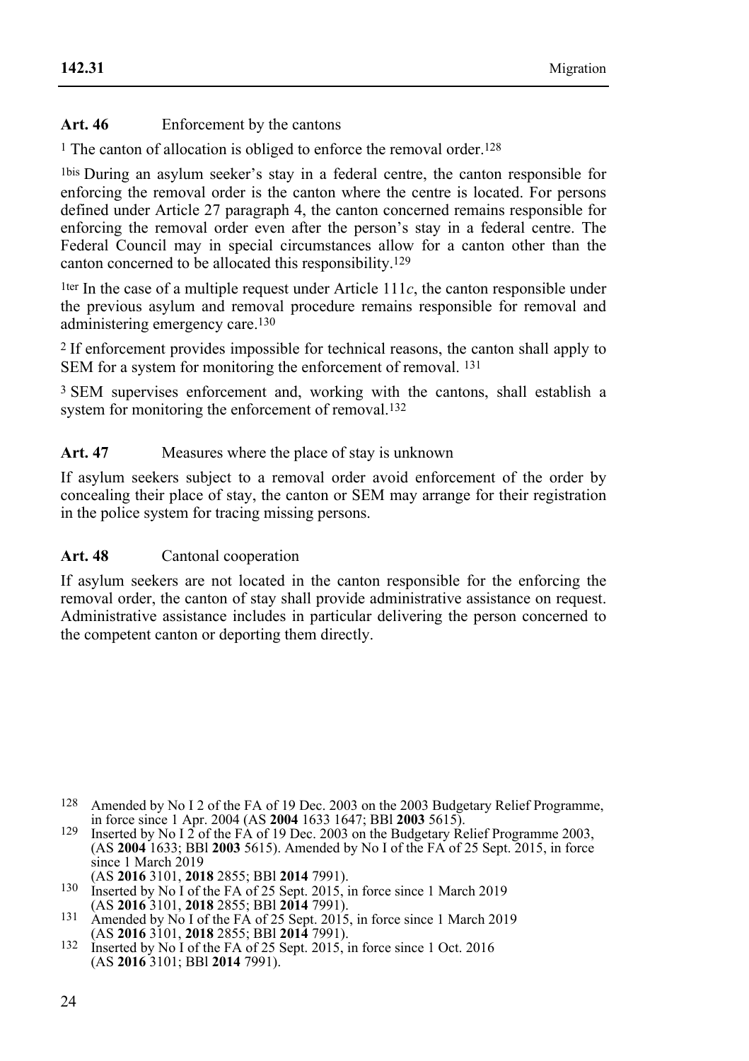### Art. 46 Enforcement by the cantons

[1] The canton of allocation is obliged to enforce the removal order.[128]

[1bis] During an asylum seeker's stay in a federal centre, the canton responsible for enforcing the removal order is the canton where the centre is located. For persons defined under Article 27 paragraph 4, the canton concerned remains responsible for enforcing the removal order even after the person's stay in a federal centre. The Federal Council may in special circumstances allow for a canton other than the canton concerned to be allocated this responsibility.[129]

[1ter] In the case of a multiple request under Article 111*c*, the canton responsible under the previous asylum and removal procedure remains responsible for removal and administering emergency care.[130]

[2] If enforcement provides impossible for technical reasons, the canton shall apply to SEM for a system for monitoring the enforcement of removal. [131]

[3] SEM supervises enforcement and, working with the cantons, shall establish a system for monitoring the enforcement of removal.[132]

### Art. 47 Measures where the place of stay is unknown

If asylum seekers subject to a removal order avoid enforcement of the order by concealing their place of stay, the canton or SEM may arrange for their registration in the police system for tracing missing persons.

### Art. 48 Cantonal cooperation

If asylum seekers are not located in the canton responsible for the enforcing the removal order, the canton of stay shall provide administrative assistance on request. Administrative assistance includes in particular delivering the person concerned to the competent canton or deporting them directly.

---

128 Amended by No I 2 of the FA of 19 Dec. 2003 on the 2003 Budgetary Relief Programme, in force since 1 Apr. 2004 (AS **2004** 1633 1647; BBl **2003** 5615).

129 Inserted by No I 2 of the FA of 19 Dec. 2003 on the Budgetary Relief Programme 2003, (AS **2004** 1633; BBl **2003** 5615). Amended by No I of the FA of 25 Sept. 2015, in force since 1 March 2019 (AS **2016** 3101, **2018** 2855; BBl **2014** 7991).

130 Inserted by No I of the FA of 25 Sept. 2015, in force since 1 March 2019 (AS **2016** 3101, **2018** 2855; BBl **2014** 7991).

131 Amended by No I of the FA of 25 Sept. 2015, in force since 1 March 2019 (AS **2016** 3101, **2018** 2855; BBl **2014** 7991).

132 Inserted by No I of the FA of 25 Sept. 2015, in force since 1 Oct. 2016 (AS **2016** 3101; BBl **2014** 7991).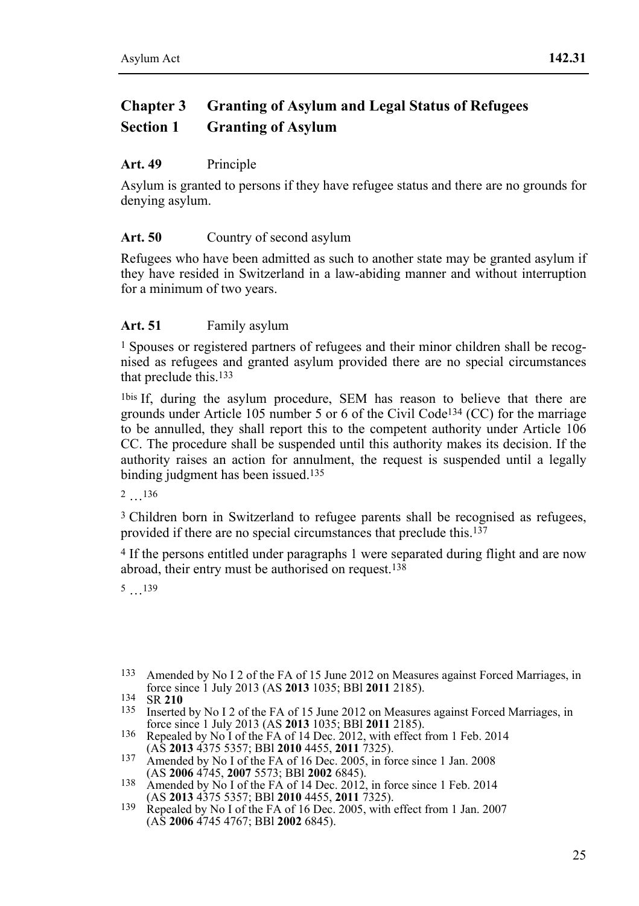## Chapter 3 Granting of Asylum and Legal Status of Refugees

## Section 1 Granting of Asylum

**Art. 49** Principle

Asylum is granted to persons if they have refugee status and there are no grounds for denying asylum.

**Art. 50** Country of second asylum

Refugees who have been admitted as such to another state may be granted asylum if they have resided in Switzerland in a law-abiding manner and without interruption for a minimum of two years.

**Art. 51** Family asylum

[1] Spouses or registered partners of refugees and their minor children shall be recognised as refugees and granted asylum provided there are no special circumstances that preclude this.[133]

[1bis] If, during the asylum procedure, SEM has reason to believe that there are grounds under Article 105 number 5 or 6 of the Civil Code[134] (CC) for the marriage to be annulled, they shall report this to the competent authority under Article 106 CC. The procedure shall be suspended until this authority makes its decision. If the authority raises an action for annulment, the request is suspended until a legally binding judgment has been issued.[135]

[2] …[136]

[3] Children born in Switzerland to refugee parents shall be recognised as refugees, provided if there are no special circumstances that preclude this.[137]

[4] If the persons entitled under paragraphs 1 were separated during flight and are now abroad, their entry must be authorised on request.[138]

[5] …[139]

---

[133] Amended by No I 2 of the FA of 15 June 2012 on Measures against Forced Marriages, in force since 1 July 2013 (AS **2013** 1035; BBl **2011** 2185).

[134] SR **210**

[135] Inserted by No I 2 of the FA of 15 June 2012 on Measures against Forced Marriages, in force since 1 July 2013 (AS **2013** 1035; BBl **2011** 2185).

[136] Repealed by No I of the FA of 14 Dec. 2012, with effect from 1 Feb. 2014 (AS **2013** 4375 5357; BBl **2010** 4455, **2011** 7325).

[137] Amended by No I of the FA of 16 Dec. 2005, in force since 1 Jan. 2008 (AS **2006** 4745, **2007** 5573; BBl **2002** 6845).

[138] Amended by No I of the FA of 14 Dec. 2012, in force since 1 Feb. 2014 (AS **2013** 4375 5357; BBl **2010** 4455, **2011** 7325).

[139] Repealed by No I of the FA of 16 Dec. 2005, with effect from 1 Jan. 2007 (AS **2006** 4745 4767; BBl **2002** 6845).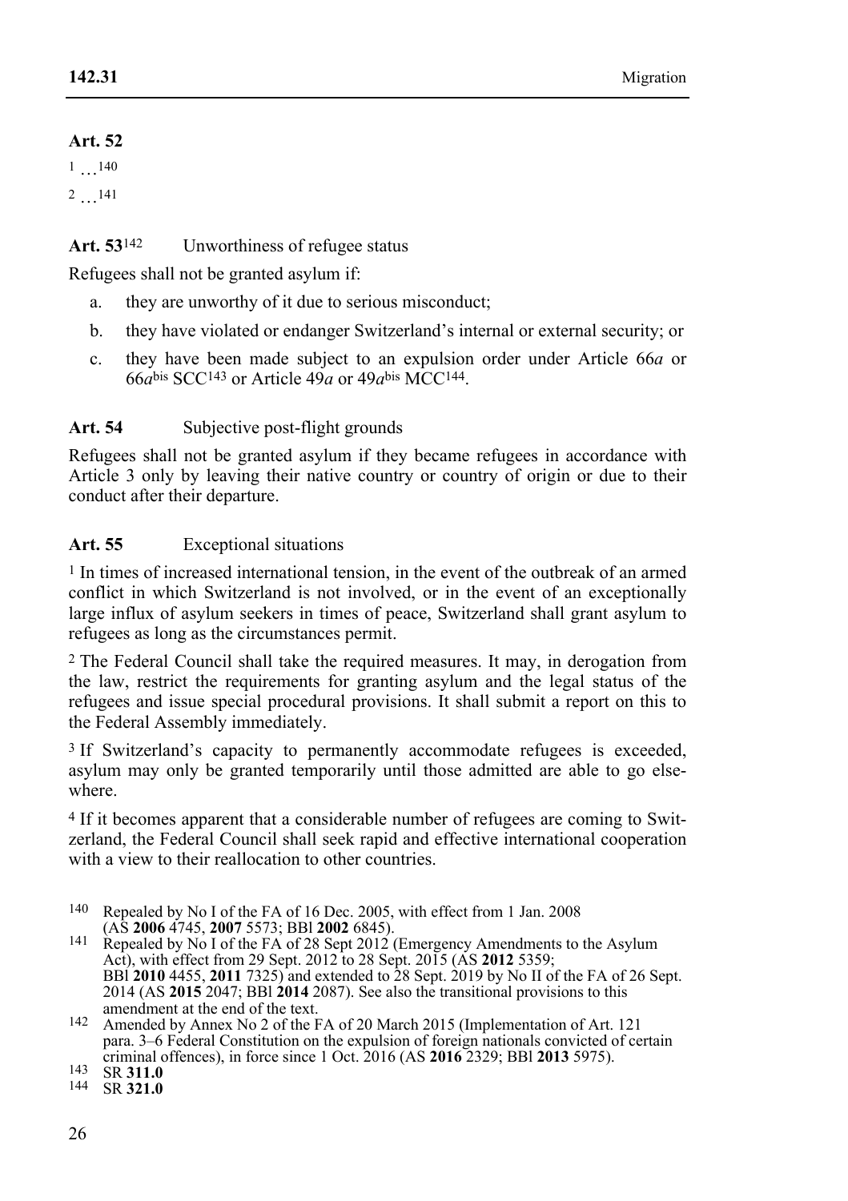**Art. 52**

[1] …[140]

[2] …[141]

**Art. 53**[142] Unworthiness of refugee status

Refugees shall not be granted asylum if:

a. they are unworthy of it due to serious misconduct;

b. they have violated or endanger Switzerland's internal or external security; or

c. they have been made subject to an expulsion order under Article 66*a* or 66*a*bis SCC[143] or Article 49*a* or 49*a*bis MCC[144].

**Art. 54** Subjective post-flight grounds

Refugees shall not be granted asylum if they became refugees in accordance with Article 3 only by leaving their native country or country of origin or due to their conduct after their departure.

**Art. 55** Exceptional situations

[1] In times of increased international tension, in the event of the outbreak of an armed conflict in which Switzerland is not involved, or in the event of an exceptionally large influx of asylum seekers in times of peace, Switzerland shall grant asylum to refugees as long as the circumstances permit.

[2] The Federal Council shall take the required measures. It may, in derogation from the law, restrict the requirements for granting asylum and the legal status of the refugees and issue special procedural provisions. It shall submit a report on this to the Federal Assembly immediately.

[3] If Switzerland's capacity to permanently accommodate refugees is exceeded, asylum may only be granted temporarily until those admitted are able to go elsewhere.

[4] If it becomes apparent that a considerable number of refugees are coming to Switzerland, the Federal Council shall seek rapid and effective international cooperation with a view to their reallocation to other countries.

---

140 Repealed by No I of the FA of 16 Dec. 2005, with effect from 1 Jan. 2008 (AS **2006** 4745, **2007** 5573; BBl **2002** 6845).

141 Repealed by No I of the FA of 28 Sept 2012 (Emergency Amendments to the Asylum Act), with effect from 29 Sept. 2012 to 28 Sept. 2015 (AS **2012** 5359; BBl **2010** 4455, **2011** 7325) and extended to 28 Sept. 2019 by No II of the FA of 26 Sept. 2014 (AS **2015** 2047; BBl **2014** 2087). See also the transitional provisions to this amendment at the end of the text.

142 Amended by Annex No 2 of the FA of 20 March 2015 (Implementation of Art. 121 para. 3–6 Federal Constitution on the expulsion of foreign nationals convicted of certain criminal offences), in force since 1 Oct. 2016 (AS **2016** 2329; BBl **2013** 5975).

143 SR **311.0**

144 SR **321.0**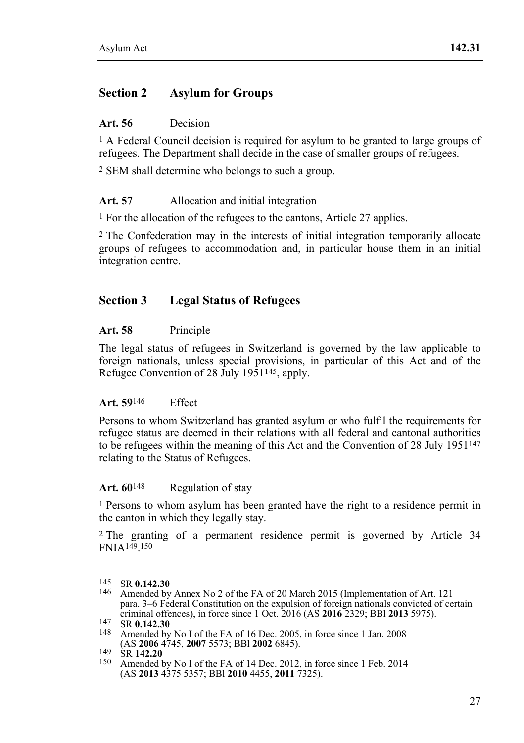## Section 2 Asylum for Groups

**Art. 56** Decision

[1] A Federal Council decision is required for asylum to be granted to large groups of refugees. The Department shall decide in the case of smaller groups of refugees.

[2] SEM shall determine who belongs to such a group.

**Art. 57** Allocation and initial integration

[1] For the allocation of the refugees to the cantons, Article 27 applies.

[2] The Confederation may in the interests of initial integration temporarily allocate groups of refugees to accommodation and, in particular house them in an initial integration centre.

## Section 3 Legal Status of Refugees

**Art. 58** Principle

The legal status of refugees in Switzerland is governed by the law applicable to foreign nationals, unless special provisions, in particular of this Act and of the Refugee Convention of 28 July 1951[145], apply.

**Art. 59**[146] Effect

Persons to whom Switzerland has granted asylum or who fulfil the requirements for refugee status are deemed in their relations with all federal and cantonal authorities to be refugees within the meaning of this Act and the Convention of 28 July 1951[147] relating to the Status of Refugees.

**Art. 60**[148] Regulation of stay

[1] Persons to whom asylum has been granted have the right to a residence permit in the canton in which they legally stay.

[2] The granting of a permanent residence permit is governed by Article 34 FNIA[149].[150]

---

145 SR **0.142.30**

146 Amended by Annex No 2 of the FA of 20 March 2015 (Implementation of Art. 121 para. 3–6 Federal Constitution on the expulsion of foreign nationals convicted of certain criminal offences), in force since 1 Oct. 2016 (AS **2016** 2329; BBl **2013** 5975).

147 SR **0.142.30**

148 Amended by No I of the FA of 16 Dec. 2005, in force since 1 Jan. 2008 (AS **2006** 4745, **2007** 5573; BBl **2002** 6845).

149 SR **142.20**

150 Amended by No I of the FA of 14 Dec. 2012, in force since 1 Feb. 2014 (AS **2013** 4375 5357; BBl **2010** 4455, **2011** 7325).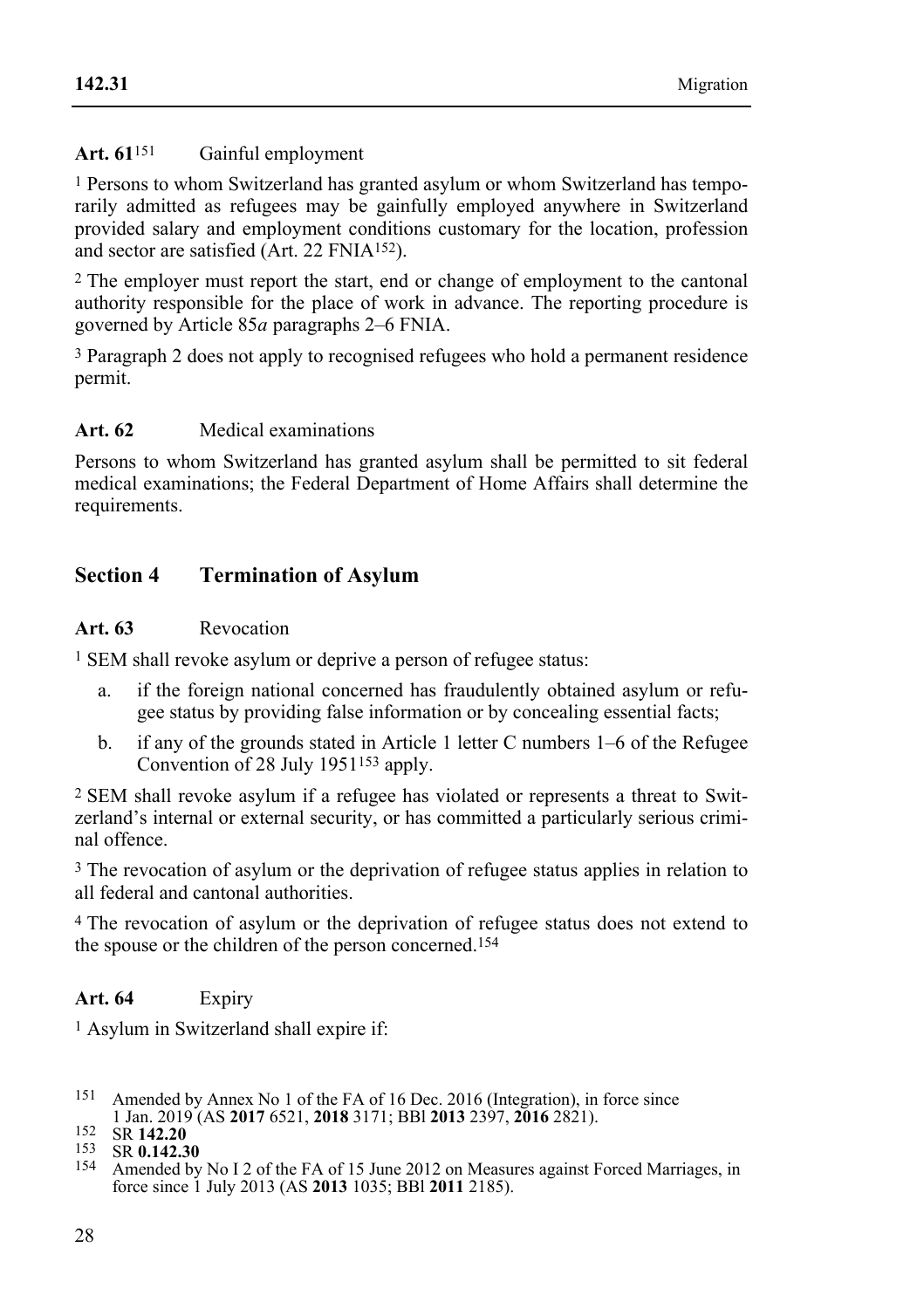**Art. 61**[151] Gainful employment

[1] Persons to whom Switzerland has granted asylum or whom Switzerland has temporarily admitted as refugees may be gainfully employed anywhere in Switzerland provided salary and employment conditions customary for the location, profession and sector are satisfied (Art. 22 FNIA[152]).

[2] The employer must report the start, end or change of employment to the cantonal authority responsible for the place of work in advance. The reporting procedure is governed by Article 85*a* paragraphs 2–6 FNIA.

[3] Paragraph 2 does not apply to recognised refugees who hold a permanent residence permit.

**Art. 62** Medical examinations

Persons to whom Switzerland has granted asylum shall be permitted to sit federal medical examinations; the Federal Department of Home Affairs shall determine the requirements.

## Section 4 Termination of Asylum

**Art. 63** Revocation

[1] SEM shall revoke asylum or deprive a person of refugee status:

a. if the foreign national concerned has fraudulently obtained asylum or refugee status by providing false information or by concealing essential facts;

b. if any of the grounds stated in Article 1 letter C numbers 1–6 of the Refugee Convention of 28 July 1951[153] apply.

[2] SEM shall revoke asylum if a refugee has violated or represents a threat to Switzerland's internal or external security, or has committed a particularly serious criminal offence.

[3] The revocation of asylum or the deprivation of refugee status applies in relation to all federal and cantonal authorities.

[4] The revocation of asylum or the deprivation of refugee status does not extend to the spouse or the children of the person concerned.[154]

**Art. 64** Expiry

[1] Asylum in Switzerland shall expire if:

---

[151] Amended by Annex No 1 of the FA of 16 Dec. 2016 (Integration), in force since 1 Jan. 2019 (AS **2017** 6521, **2018** 3171; BBl **2013** 2397, **2016** 2821).

[152] SR **142.20**

[153] SR **0.142.30**

[154] Amended by No I 2 of the FA of 15 June 2012 on Measures against Forced Marriages, in force since 1 July 2013 (AS **2013** 1035; BBl **2011** 2185).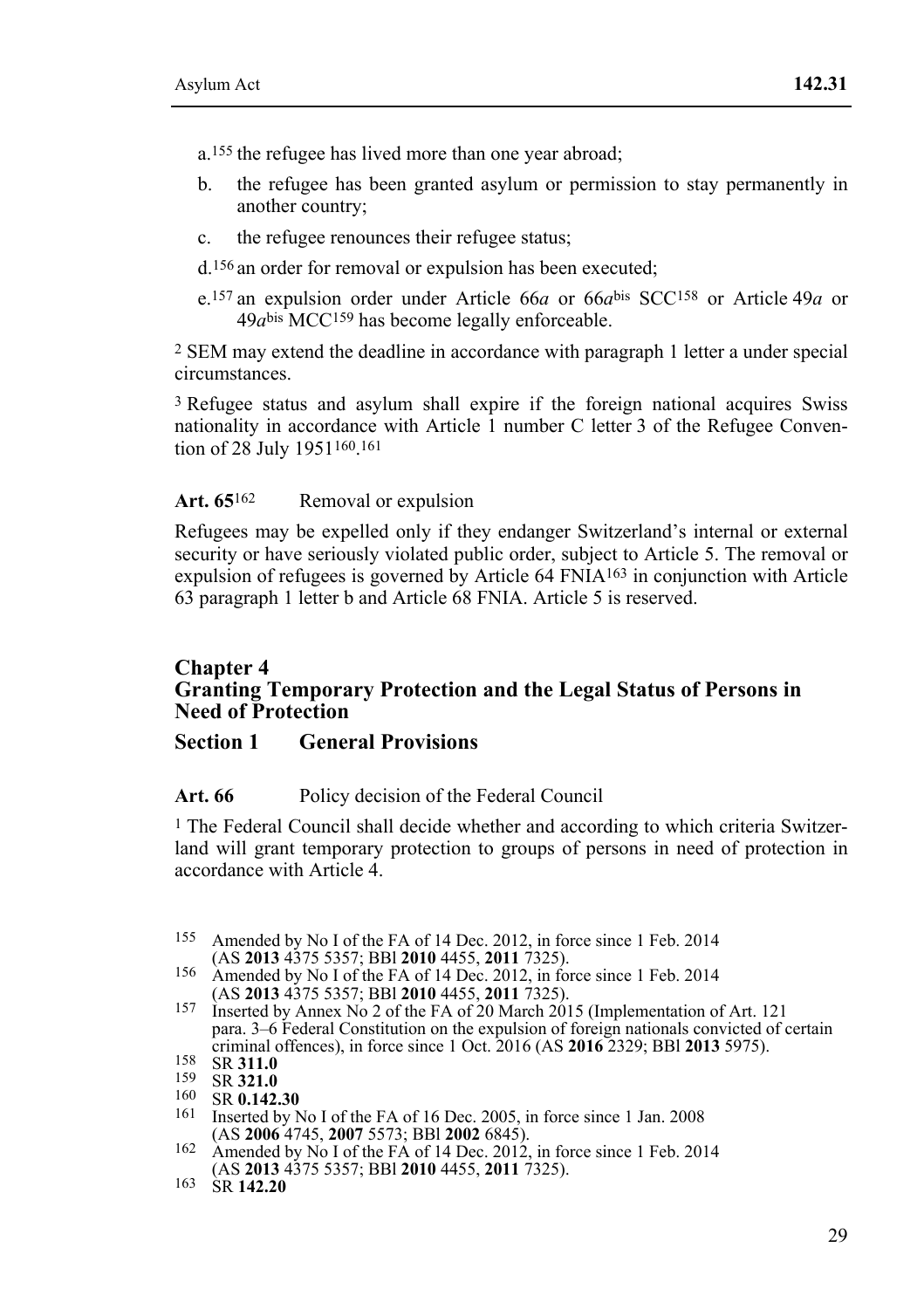a.[155] the refugee has lived more than one year abroad;

b. the refugee has been granted asylum or permission to stay permanently in another country;

c. the refugee renounces their refugee status;

d.[156] an order for removal or expulsion has been executed;

e.[157] an expulsion order under Article 66*a* or 66*a*bis SCC[158] or Article 49*a* or 49*a*bis MCC[159] has become legally enforceable.

[2] SEM may extend the deadline in accordance with paragraph 1 letter a under special circumstances.

[3] Refugee status and asylum shall expire if the foreign national acquires Swiss nationality in accordance with Article 1 number C letter 3 of the Refugee Convention of 28 July 1951[160].[161]

**Art. 65**[162] Removal or expulsion

Refugees may be expelled only if they endanger Switzerland's internal or external security or have seriously violated public order, subject to Article 5. The removal or expulsion of refugees is governed by Article 64 FNIA[163] in conjunction with Article 63 paragraph 1 letter b and Article 68 FNIA. Article 5 is reserved.

## Chapter 4 Granting Temporary Protection and the Legal Status of Persons in Need of Protection

### Section 1 General Provisions

**Art. 66** Policy decision of the Federal Council

[1] The Federal Council shall decide whether and according to which criteria Switzerland will grant temporary protection to groups of persons in need of protection in accordance with Article 4.

---

155 Amended by No I of the FA of 14 Dec. 2012, in force since 1 Feb. 2014 (AS **2013** 4375 5357; BBl **2010** 4455, **2011** 7325).

156 Amended by No I of the FA of 14 Dec. 2012, in force since 1 Feb. 2014 (AS **2013** 4375 5357; BBl **2010** 4455, **2011** 7325).

157 Inserted by Annex No 2 of the FA of 20 March 2015 (Implementation of Art. 121 para. 3–6 Federal Constitution on the expulsion of foreign nationals convicted of certain criminal offences), in force since 1 Oct. 2016 (AS **2016** 2329; BBl **2013** 5975).

158 SR **311.0**

159 SR **321.0**

160 SR **0.142.30**

161 Inserted by No I of the FA of 16 Dec. 2005, in force since 1 Jan. 2008 (AS **2006** 4745, **2007** 5573; BBl **2002** 6845).

162 Amended by No I of the FA of 14 Dec. 2012, in force since 1 Feb. 2014 (AS **2013** 4375 5357; BBl **2010** 4455, **2011** 7325).

163 SR **142.20**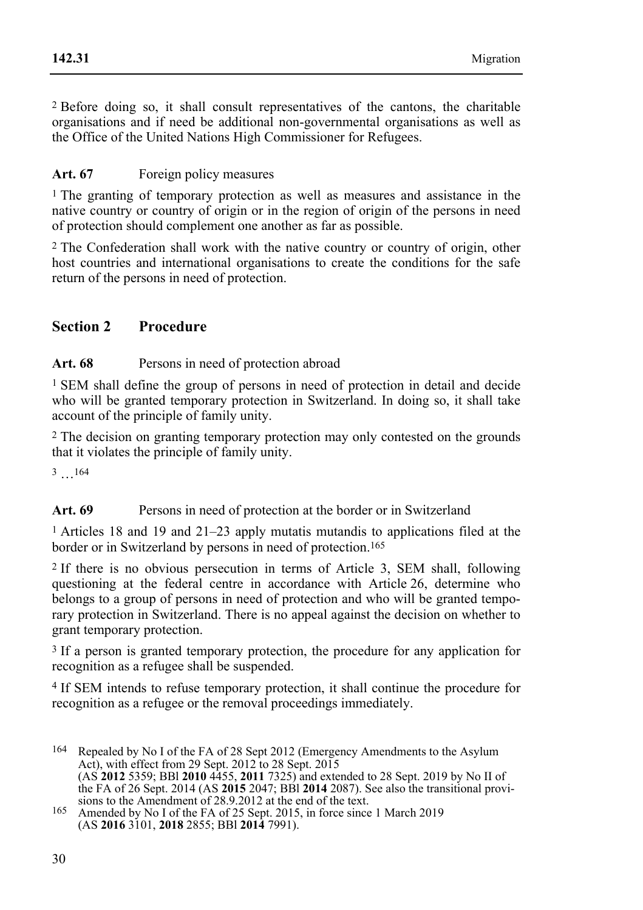[2] Before doing so, it shall consult representatives of the cantons, the charitable organisations and if need be additional non-governmental organisations as well as the Office of the United Nations High Commissioner for Refugees.

**Art. 67** Foreign policy measures

[1] The granting of temporary protection as well as measures and assistance in the native country or country of origin or in the region of origin of the persons in need of protection should complement one another as far as possible.

[2] The Confederation shall work with the native country or country of origin, other host countries and international organisations to create the conditions for the safe return of the persons in need of protection.

## Section 2 Procedure

**Art. 68** Persons in need of protection abroad

[1] SEM shall define the group of persons in need of protection in detail and decide who will be granted temporary protection in Switzerland. In doing so, it shall take account of the principle of family unity.

[2] The decision on granting temporary protection may only contested on the grounds that it violates the principle of family unity.

[3] …[164]

**Art. 69** Persons in need of protection at the border or in Switzerland

[1] Articles 18 and 19 and 21–23 apply mutatis mutandis to applications filed at the border or in Switzerland by persons in need of protection.[165]

[2] If there is no obvious persecution in terms of Article 3, SEM shall, following questioning at the federal centre in accordance with Article 26, determine who belongs to a group of persons in need of protection and who will be granted temporary protection in Switzerland. There is no appeal against the decision on whether to grant temporary protection.

[3] If a person is granted temporary protection, the procedure for any application for recognition as a refugee shall be suspended.

[4] If SEM intends to refuse temporary protection, it shall continue the procedure for recognition as a refugee or the removal proceedings immediately.

164 Repealed by No I of the FA of 28 Sept 2012 (Emergency Amendments to the Asylum Act), with effect from 29 Sept. 2012 to 28 Sept. 2015 (AS **2012** 5359; BBl **2010** 4455, **2011** 7325) and extended to 28 Sept. 2019 by No II of the FA of 26 Sept. 2014 (AS **2015** 2047; BBl **2014** 2087). See also the transitional provisions to the Amendment of 28.9.2012 at the end of the text.

165 Amended by No I of the FA of 25 Sept. 2015, in force since 1 March 2019 (AS **2016** 3101, **2018** 2855; BBl **2014** 7991).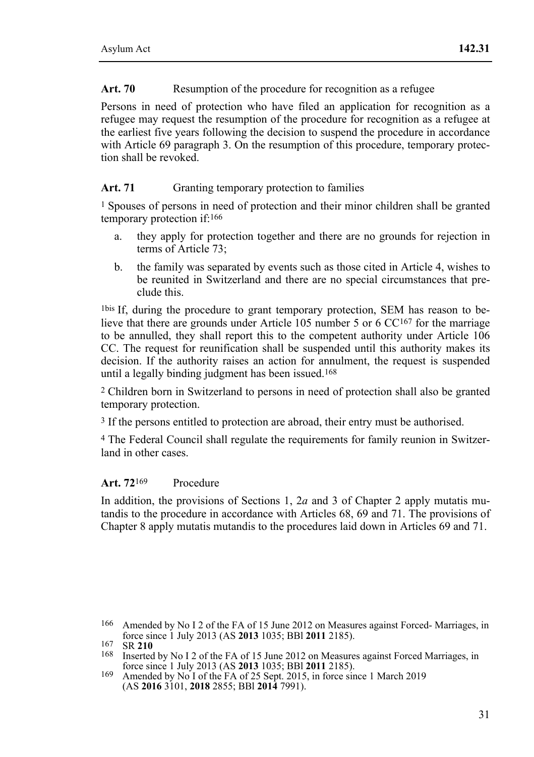**Art. 70** Resumption of the procedure for recognition as a refugee

Persons in need of protection who have filed an application for recognition as a refugee may request the resumption of the procedure for recognition as a refugee at the earliest five years following the decision to suspend the procedure in accordance with Article 69 paragraph 3. On the resumption of this procedure, temporary protection shall be revoked.

**Art. 71** Granting temporary protection to families

1 Spouses of persons in need of protection and their minor children shall be granted temporary protection if:[166]

a. they apply for protection together and there are no grounds for rejection in terms of Article 73;

b. the family was separated by events such as those cited in Article 4, wishes to be reunited in Switzerland and there are no special circumstances that preclude this.

1bis If, during the procedure to grant temporary protection, SEM has reason to believe that there are grounds under Article 105 number 5 or 6 CC[167] for the marriage to be annulled, they shall report this to the competent authority under Article 106 CC. The request for reunification shall be suspended until this authority makes its decision. If the authority raises an action for annulment, the request is suspended until a legally binding judgment has been issued.[168]

2 Children born in Switzerland to persons in need of protection shall also be granted temporary protection.

3 If the persons entitled to protection are abroad, their entry must be authorised.

4 The Federal Council shall regulate the requirements for family reunion in Switzerland in other cases.

**Art. 72**[169] Procedure

In addition, the provisions of Sections 1, 2*a* and 3 of Chapter 2 apply mutatis mutandis to the procedure in accordance with Articles 68, 69 and 71. The provisions of Chapter 8 apply mutatis mutandis to the procedures laid down in Articles 69 and 71.

---

166 Amended by No I 2 of the FA of 15 June 2012 on Measures against Forced- Marriages, in force since 1 July 2013 (AS **2013** 1035; BBl **2011** 2185).

167 SR **210**

168 Inserted by No I 2 of the FA of 15 June 2012 on Measures against Forced Marriages, in force since 1 July 2013 (AS **2013** 1035; BBl **2011** 2185).

169 Amended by No I of the FA of 25 Sept. 2015, in force since 1 March 2019 (AS **2016** 3101, **2018** 2855; BBl **2014** 7991).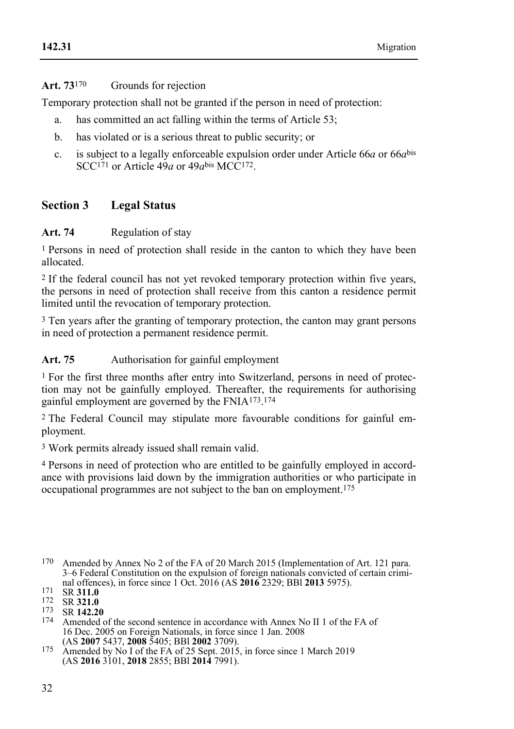**Art. 73**[170] Grounds for rejection

Temporary protection shall not be granted if the person in need of protection:

a. has committed an act falling within the terms of Article 53;

b. has violated or is a serious threat to public security; or

c. is subject to a legally enforceable expulsion order under Article 66*a* or 66*a*bis SCC[171] or Article 49*a* or 49*a*bis MCC[172].

## Section 3 Legal Status

**Art. 74** Regulation of stay

1 Persons in need of protection shall reside in the canton to which they have been allocated.

2 If the federal council has not yet revoked temporary protection within five years, the persons in need of protection shall receive from this canton a residence permit limited until the revocation of temporary protection.

3 Ten years after the granting of temporary protection, the canton may grant persons in need of protection a permanent residence permit.

**Art. 75** Authorisation for gainful employment

1 For the first three months after entry into Switzerland, persons in need of protection may not be gainfully employed. Thereafter, the requirements for authorising gainful employment are governed by the FNIA[173].[174]

2 The Federal Council may stipulate more favourable conditions for gainful employment.

3 Work permits already issued shall remain valid.

4 Persons in need of protection who are entitled to be gainfully employed in accordance with provisions laid down by the immigration authorities or who participate in occupational programmes are not subject to the ban on employment.[175]

---

170 Amended by Annex No 2 of the FA of 20 March 2015 (Implementation of Art. 121 para. 3–6 Federal Constitution on the expulsion of foreign nationals convicted of certain criminal offences), in force since 1 Oct. 2016 (AS **2016** 2329; BBl **2013** 5975).

171 SR **311.0**

172 SR **321.0**

173 SR **142.20**

174 Amended of the second sentence in accordance with Annex No II 1 of the FA of 16 Dec. 2005 on Foreign Nationals, in force since 1 Jan. 2008 (AS **2007** 5437, **2008** 5405; BBl **2002** 3709).

175 Amended by No I of the FA of 25 Sept. 2015, in force since 1 March 2019 (AS **2016** 3101, **2018** 2855; BBl **2014** 7991).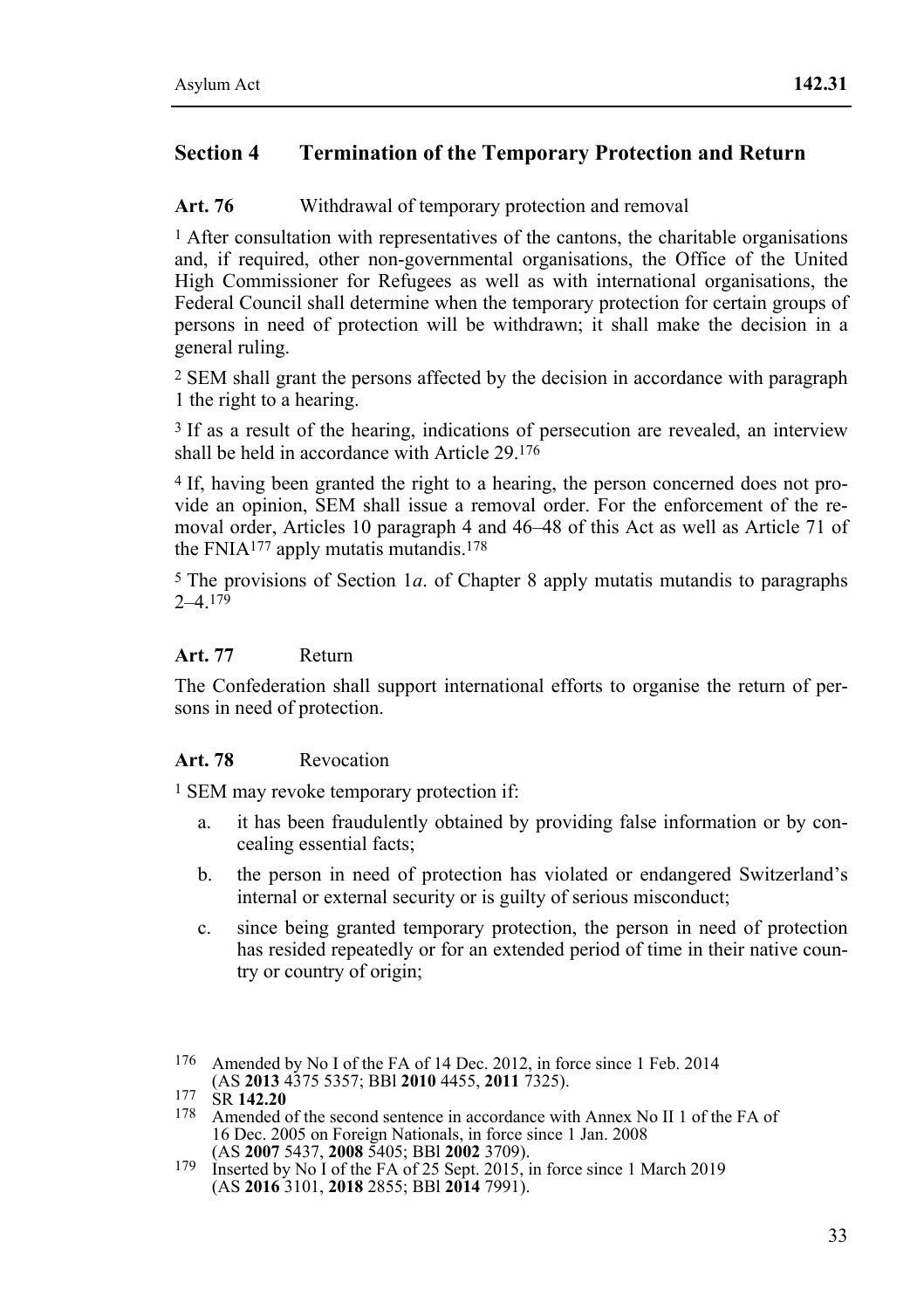## Section 4 Termination of the Temporary Protection and Return

**Art. 76** Withdrawal of temporary protection and removal

[1] After consultation with representatives of the cantons, the charitable organisations and, if required, other non-governmental organisations, the Office of the United High Commissioner for Refugees as well as with international organisations, the Federal Council shall determine when the temporary protection for certain groups of persons in need of protection will be withdrawn; it shall make the decision in a general ruling.

[2] SEM shall grant the persons affected by the decision in accordance with paragraph 1 the right to a hearing.

[3] If as a result of the hearing, indications of persecution are revealed, an interview shall be held in accordance with Article 29.[176]

[4] If, having been granted the right to a hearing, the person concerned does not provide an opinion, SEM shall issue a removal order. For the enforcement of the removal order, Articles 10 paragraph 4 and 46–48 of this Act as well as Article 71 of the FNIA[177] apply mutatis mutandis.[178]

[5] The provisions of Section 1*a*. of Chapter 8 apply mutatis mutandis to paragraphs 2–4.[179]

**Art. 77** Return

The Confederation shall support international efforts to organise the return of persons in need of protection.

**Art. 78** Revocation

[1] SEM may revoke temporary protection if:

a. it has been fraudulently obtained by providing false information or by concealing essential facts;

b. the person in need of protection has violated or endangered Switzerland's internal or external security or is guilty of serious misconduct;

c. since being granted temporary protection, the person in need of protection has resided repeatedly or for an extended period of time in their native country or country of origin;

---

176 Amended by No I of the FA of 14 Dec. 2012, in force since 1 Feb. 2014 (AS **2013** 4375 5357; BBl **2010** 4455, **2011** 7325).

177 SR **142.20**

178 Amended of the second sentence in accordance with Annex No II 1 of the FA of 16 Dec. 2005 on Foreign Nationals, in force since 1 Jan. 2008 (AS **2007** 5437, **2008** 5405; BBl **2002** 3709).

179 Inserted by No I of the FA of 25 Sept. 2015, in force since 1 March 2019 (AS **2016** 3101, **2018** 2855; BBl **2014** 7991).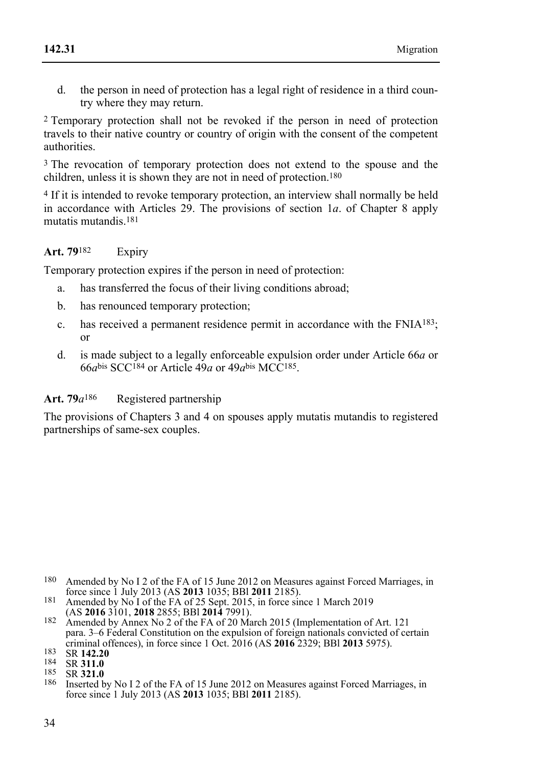d. the person in need of protection has a legal right of residence in a third country where they may return.

[2] Temporary protection shall not be revoked if the person in need of protection travels to their native country or country of origin with the consent of the competent authorities.

[3] The revocation of temporary protection does not extend to the spouse and the children, unless it is shown they are not in need of protection.[180]

[4] If it is intended to revoke temporary protection, an interview shall normally be held in accordance with Articles 29. The provisions of section 1*a*. of Chapter 8 apply mutatis mutandis.[181]

**Art. 79**[182] Expiry

Temporary protection expires if the person in need of protection:

a. has transferred the focus of their living conditions abroad;

b. has renounced temporary protection;

c. has received a permanent residence permit in accordance with the FNIA[183]; or

d. is made subject to a legally enforceable expulsion order under Article 66*a* or 66*a*bis SCC[184] or Article 49*a* or 49*a*bis MCC[185].

**Art. 79*a***[186] Registered partnership

The provisions of Chapters 3 and 4 on spouses apply mutatis mutandis to registered partnerships of same-sex couples.

---

180 Amended by No I 2 of the FA of 15 June 2012 on Measures against Forced Marriages, in force since 1 July 2013 (AS **2013** 1035; BBl **2011** 2185).

181 Amended by No I of the FA of 25 Sept. 2015, in force since 1 March 2019 (AS **2016** 3101, **2018** 2855; BBl **2014** 7991).

182 Amended by Annex No 2 of the FA of 20 March 2015 (Implementation of Art. 121 para. 3–6 Federal Constitution on the expulsion of foreign nationals convicted of certain criminal offences), in force since 1 Oct. 2016 (AS **2016** 2329; BBl **2013** 5975).

183 SR **142.20**

184 SR **311.0**

185 SR **321.0**

186 Inserted by No I 2 of the FA of 15 June 2012 on Measures against Forced Marriages, in force since 1 July 2013 (AS **2013** 1035; BBl **2011** 2185).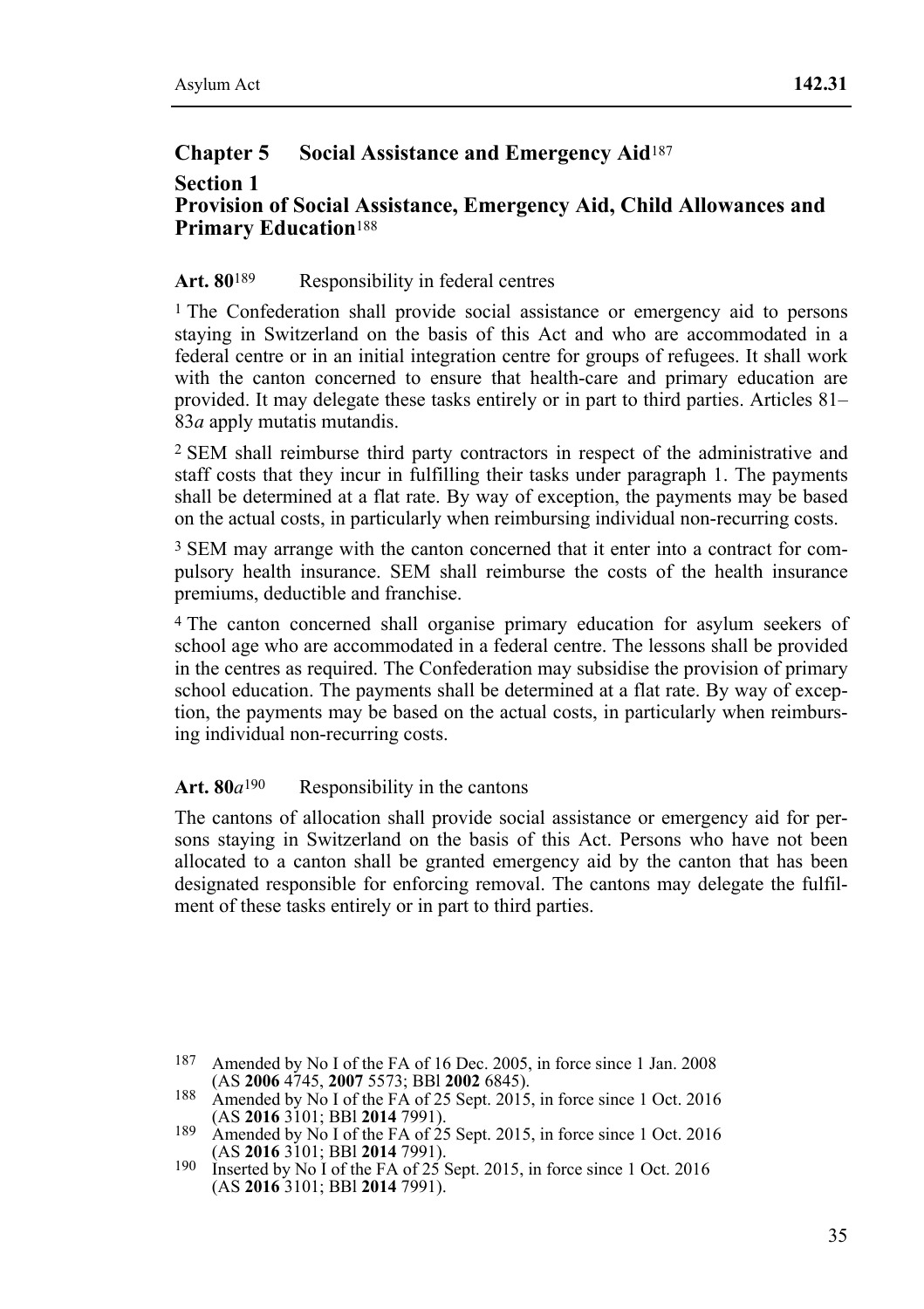## Chapter 5 Social Assistance and Emergency Aid[187]

### Section 1
### Provision of Social Assistance, Emergency Aid, Child Allowances and Primary Education[188]

**Art. 80**[189] Responsibility in federal centres

[1] The Confederation shall provide social assistance or emergency aid to persons staying in Switzerland on the basis of this Act and who are accommodated in a federal centre or in an initial integration centre for groups of refugees. It shall work with the canton concerned to ensure that health-care and primary education are provided. It may delegate these tasks entirely or in part to third parties. Articles 81–83*a* apply mutatis mutandis.

[2] SEM shall reimburse third party contractors in respect of the administrative and staff costs that they incur in fulfilling their tasks under paragraph 1. The payments shall be determined at a flat rate. By way of exception, the payments may be based on the actual costs, in particular when reimbursing individual non-recurring costs.

[3] SEM may arrange with the canton concerned that it enter into a contract for compulsory health insurance. SEM shall reimburse the costs of the health insurance premiums, deductible and franchise.

[4] The canton concerned shall organise primary education for asylum seekers of school age who are accommodated in a federal centre. The lessons shall be provided in the centres as required. The Confederation may subsidise the provision of primary school education. The payments shall be determined at a flat rate. By way of exception, the payments may be based on the actual costs, in particular when reimbursing individual non-recurring costs.

**Art. 80*a***[190] Responsibility in the cantons

The cantons of allocation shall provide social assistance or emergency aid for persons staying in Switzerland on the basis of this Act. Persons who have not been allocated to a canton shall be granted emergency aid by the canton that has been designated responsible for enforcing removal. The cantons may delegate the fulfilment of these tasks entirely or in part to third parties.

---

187 Amended by No I of the FA of 16 Dec. 2005, in force since 1 Jan. 2008 (AS **2006** 4745, **2007** 5573; BBl **2002** 6845).

188 Amended by No I of the FA of 25 Sept. 2015, in force since 1 Oct. 2016 (AS **2016** 3101; BBl **2014** 7991).

189 Amended by No I of the FA of 25 Sept. 2015, in force since 1 Oct. 2016 (AS **2016** 3101; BBl **2014** 7991).

190 Inserted by No I of the FA of 25 Sept. 2015, in force since 1 Oct. 2016 (AS **2016** 3101; BBl **2014** 7991).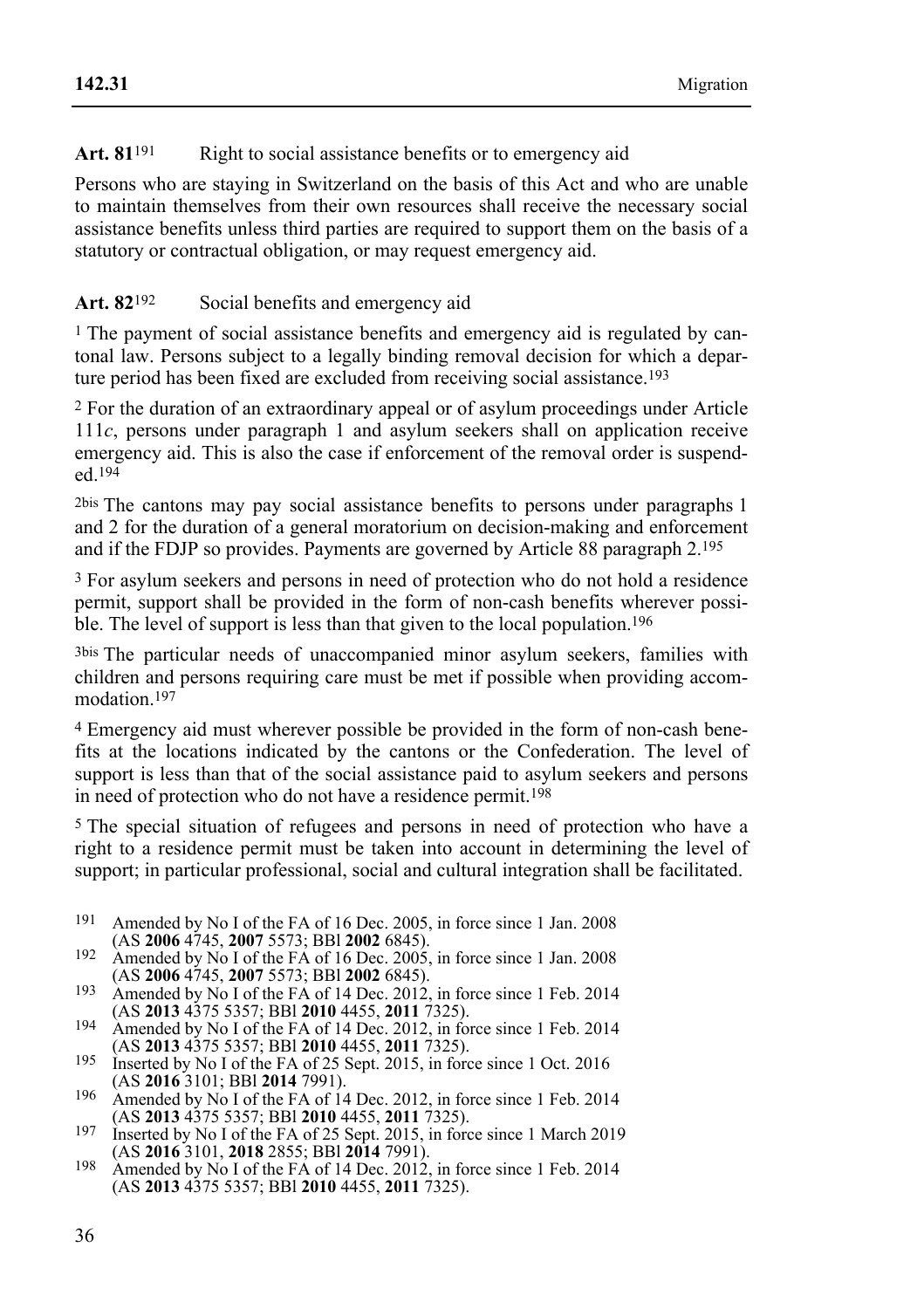**Art. 81**[191] Right to social assistance benefits or to emergency aid

Persons who are staying in Switzerland on the basis of this Act and who are unable to maintain themselves from their own resources shall receive the necessary social assistance benefits unless third parties are required to support them on the basis of a statutory or contractual obligation, or may request emergency aid.

**Art. 82**[192] Social benefits and emergency aid

[1] The payment of social assistance benefits and emergency aid is regulated by cantonal law. Persons subject to a legally binding removal decision for which a departure period has been fixed are excluded from receiving social assistance.[193]

[2] For the duration of an extraordinary appeal or of asylum proceedings under Article 111*c*, persons under paragraph 1 and asylum seekers shall on application receive emergency aid. This is also the case if enforcement of the removal order is suspended.[194]

[2bis] The cantons may pay social assistance benefits to persons under paragraphs 1 and 2 for the duration of a general moratorium on decision-making and enforcement and if the FDJP so provides. Payments are governed by Article 88 paragraph 2.[195]

[3] For asylum seekers and persons in need of protection who do not hold a residence permit, support shall be provided in the form of non-cash benefits wherever possible. The level of support is less than that given to the local population.[196]

[3bis] The particular needs of unaccompanied minor asylum seekers, families with children and persons requiring care must be met if possible when providing accommodation.[197]

[4] Emergency aid must wherever possible be provided in the form of non-cash benefits at the locations indicated by the cantons or the Confederation. The level of support is less than that of the social assistance paid to asylum seekers and persons in need of protection who do not have a residence permit.[198]

[5] The special situation of refugees and persons in need of protection who have a right to a residence permit must be taken into account in determining the level of support; in particular professional, social and cultural integration shall be facilitated.

---

191 Amended by No I of the FA of 16 Dec. 2005, in force since 1 Jan. 2008 (AS **2006** 4745, **2007** 5573; BBl **2002** 6845).

192 Amended by No I of the FA of 16 Dec. 2005, in force since 1 Jan. 2008 (AS **2006** 4745, **2007** 5573; BBl **2002** 6845).

193 Amended by No I of the FA of 14 Dec. 2012, in force since 1 Feb. 2014 (AS **2013** 4375 5357; BBl **2010** 4455, **2011** 7325).

194 Amended by No I of the FA of 14 Dec. 2012, in force since 1 Feb. 2014 (AS **2013** 4375 5357; BBl **2010** 4455, **2011** 7325).

195 Inserted by No I of the FA of 25 Sept. 2015, in force since 1 Oct. 2016 (AS **2016** 3101; BBl **2014** 7991).

196 Amended by No I of the FA of 14 Dec. 2012, in force since 1 Feb. 2014 (AS **2013** 4375 5357; BBl **2010** 4455, **2011** 7325).

197 Inserted by No I of the FA of 25 Sept. 2015, in force since 1 March 2019 (AS **2016** 3101, **2018** 2855; BBl **2014** 7991).

198 Amended by No I of the FA of 14 Dec. 2012, in force since 1 Feb. 2014 (AS **2013** 4375 5357; BBl **2010** 4455, **2011** 7325).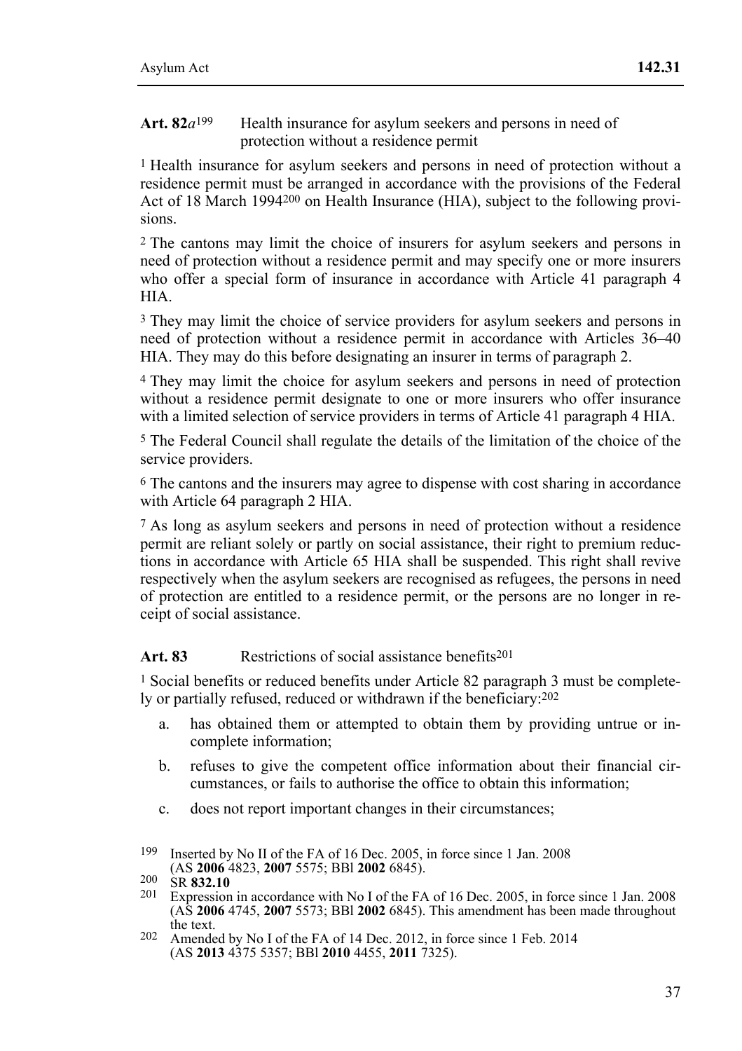**Art. 82*a*[199]** Health insurance for asylum seekers and persons in need of protection without a residence permit

[1] Health insurance for asylum seekers and persons in need of protection without a residence permit must be arranged in accordance with the provisions of the Federal Act of 18 March 1994[200] on Health Insurance (HIA), subject to the following provisions.

[2] The cantons may limit the choice of insurers for asylum seekers and persons in need of protection without a residence permit and may specify one or more insurers who offer a special form of insurance in accordance with Article 41 paragraph 4 HIA.

[3] They may limit the choice of service providers for asylum seekers and persons in need of protection without a residence permit in accordance with Articles 36–40 HIA. They may do this before designating an insurer in terms of paragraph 2.

[4] They may limit the choice for asylum seekers and persons in need of protection without a residence permit designate to one or more insurers who offer insurance with a limited selection of service providers in terms of Article 41 paragraph 4 HIA.

[5] The Federal Council shall regulate the details of the limitation of the choice of the service providers.

[6] The cantons and the insurers may agree to dispense with cost sharing in accordance with Article 64 paragraph 2 HIA.

[7] As long as asylum seekers and persons in need of protection without a residence permit are reliant solely or partly on social assistance, their right to premium reductions in accordance with Article 65 HIA shall be suspended. This right shall revive respectively when the asylum seekers are recognised as refugees, the persons in need of protection are entitled to a residence permit, or the persons are no longer in receipt of social assistance.

**Art. 83** Restrictions of social assistance benefits[201]

[1] Social benefits or reduced benefits under Article 82 paragraph 3 must be completely or partially refused, reduced or withdrawn if the beneficiary:[202]

a. has obtained them or attempted to obtain them by providing untrue or incomplete information;

b. refuses to give the competent office information about their financial circumstances, or fails to authorise the office to obtain this information;

c. does not report important changes in their circumstances;

---

199 Inserted by No II of the FA of 16 Dec. 2005, in force since 1 Jan. 2008 (AS **2006** 4823, **2007** 5575; BBl **2002** 6845).

200 SR **832.10**

201 Expression in accordance with No I of the FA of 16 Dec. 2005, in force since 1 Jan. 2008 (AS **2006** 4745, **2007** 5573; BBl **2002** 6845). This amendment has been made throughout the text.

202 Amended by No I of the FA of 14 Dec. 2012, in force since 1 Feb. 2014 (AS **2013** 4375 5357; BBl **2010** 4455, **2011** 7325).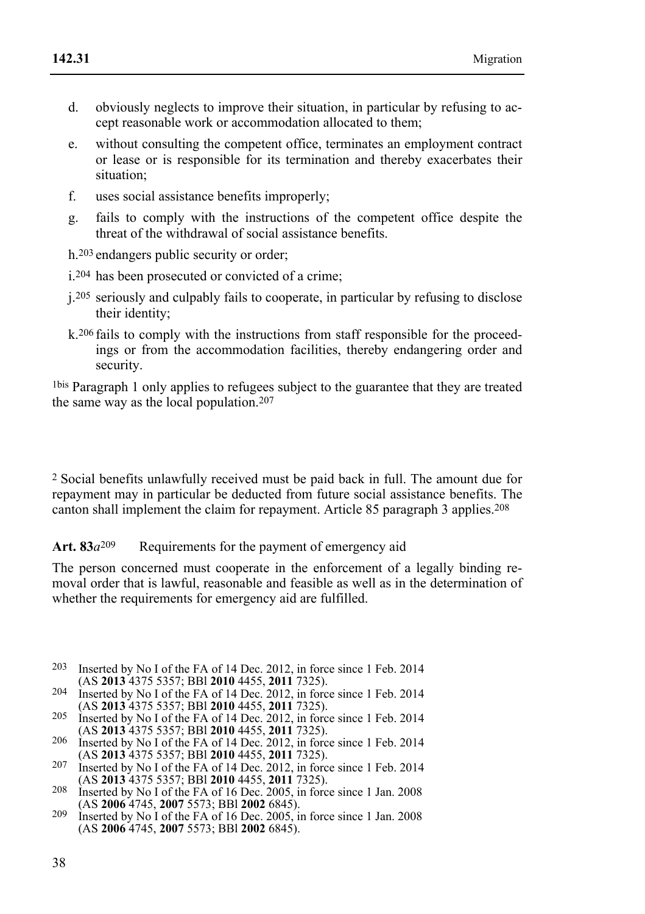d. obviously neglects to improve their situation, in particular by refusing to accept reasonable work or accommodation allocated to them;

e. without consulting the competent office, terminates an employment contract or lease or is responsible for its termination and thereby exacerbates their situation;

f. uses social assistance benefits improperly;

g. fails to comply with the instructions of the competent office despite the threat of the withdrawal of social assistance benefits.

h.[203] endangers public security or order;

i.[204] has been prosecuted or convicted of a crime;

j.[205] seriously and culpably fails to cooperate, in particular by refusing to disclose their identity;

k.[206] fails to comply with the instructions from staff responsible for the proceedings or from the accommodation facilities, thereby endangering order and security.

1bis Paragraph 1 only applies to refugees subject to the guarantee that they are treated the same way as the local population.[207]

2 Social benefits unlawfully received must be paid back in full. The amount due for repayment may in particular be deducted from future social assistance benefits. The canton shall implement the claim for repayment. Article 85 paragraph 3 applies.[208]

**Art. 83*a*[209]** Requirements for the payment of emergency aid

The person concerned must cooperate in the enforcement of a legally binding removal order that is lawful, reasonable and feasible as well as in the determination of whether the requirements for emergency aid are fulfilled.

---

203 Inserted by No I of the FA of 14 Dec. 2012, in force since 1 Feb. 2014 (AS **2013** 4375 5357; BBl **2010** 4455, **2011** 7325).

204 Inserted by No I of the FA of 14 Dec. 2012, in force since 1 Feb. 2014 (AS **2013** 4375 5357; BBl **2010** 4455, **2011** 7325).

205 Inserted by No I of the FA of 14 Dec. 2012, in force since 1 Feb. 2014 (AS **2013** 4375 5357; BBl **2010** 4455, **2011** 7325).

206 Inserted by No I of the FA of 14 Dec. 2012, in force since 1 Feb. 2014 (AS **2013** 4375 5357; BBl **2010** 4455, **2011** 7325).

207 Inserted by No I of the FA of 14 Dec. 2012, in force since 1 Feb. 2014 (AS **2013** 4375 5357; BBl **2010** 4455, **2011** 7325).

208 Inserted by No I of the FA of 16 Dec. 2005, in force since 1 Jan. 2008 (AS **2006** 4745, **2007** 5573; BBl **2002** 6845).

209 Inserted by No I of the FA of 16 Dec. 2005, in force since 1 Jan. 2008 (AS **2006** 4745, **2007** 5573; BBl **2002** 6845).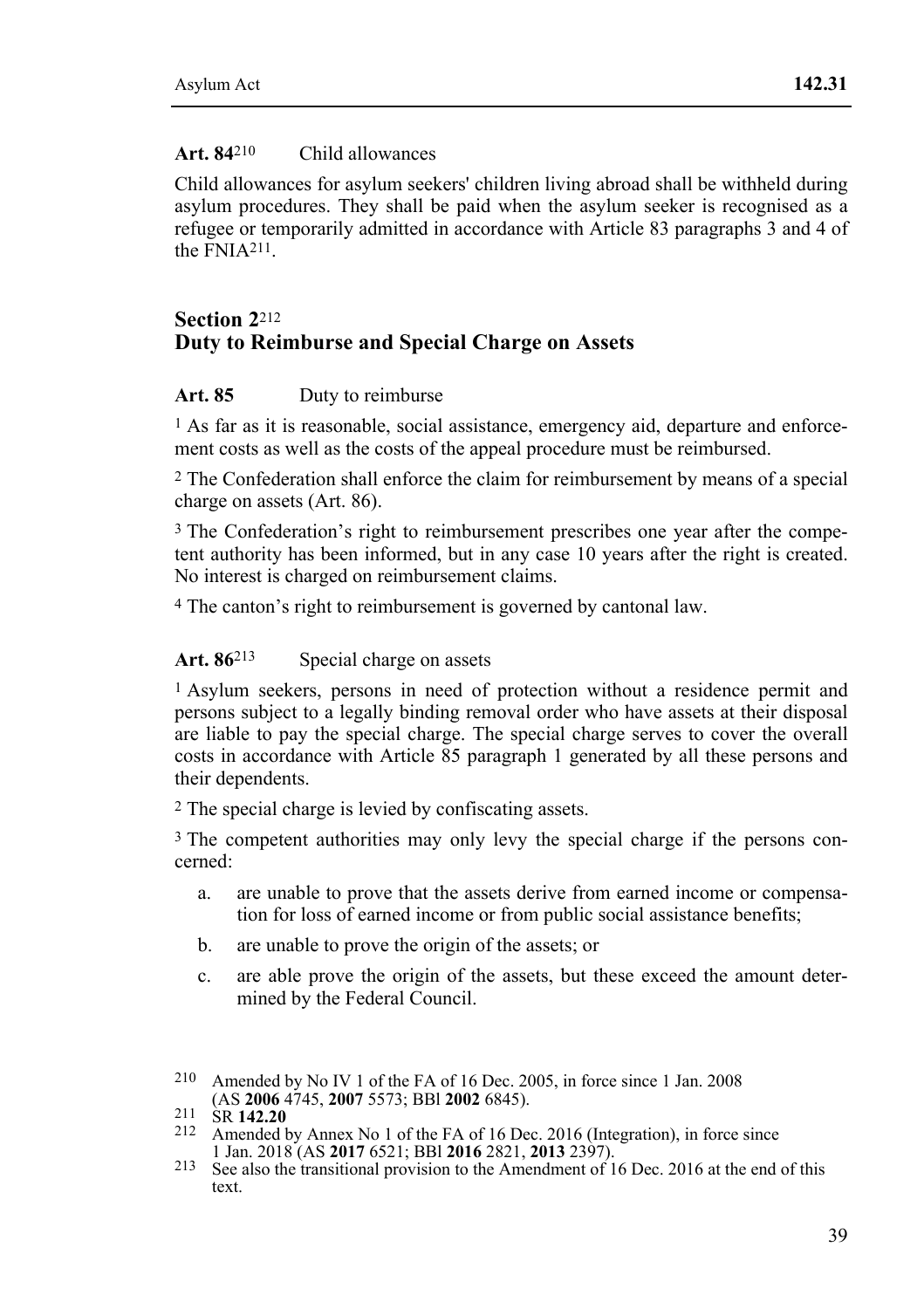**Art. 84**[210] Child allowances

Child allowances for asylum seekers' children living abroad shall be withheld during asylum procedures. They shall be paid when the asylum seeker is recognised as a refugee or temporarily admitted in accordance with Article 83 paragraphs 3 and 4 of the FNIA[211].

## Section 2[212] Duty to Reimburse and Special Charge on Assets

**Art. 85** Duty to reimburse

[1] As far as it is reasonable, social assistance, emergency aid, departure and enforcement costs as well as the costs of the appeal procedure must be reimbursed.

[2] The Confederation shall enforce the claim for reimbursement by means of a special charge on assets (Art. 86).

[3] The Confederation's right to reimbursement prescribes one year after the competent authority has been informed, but in any case 10 years after the right is created. No interest is charged on reimbursement claims.

[4] The canton's right to reimbursement is governed by cantonal law.

**Art. 86**[213] Special charge on assets

[1] Asylum seekers, persons in need of protection without a residence permit and persons subject to a legally binding removal order who have assets at their disposal are liable to pay the special charge. The special charge serves to cover the overall costs in accordance with Article 85 paragraph 1 generated by all these persons and their dependents.

[2] The special charge is levied by confiscating assets.

[3] The competent authorities may only levy the special charge if the persons concerned:

a. are unable to prove that the assets derive from earned income or compensation for loss of earned income or from public social assistance benefits;

b. are unable to prove the origin of the assets; or

c. are able prove the origin of the assets, but these exceed the amount determined by the Federal Council.

---

[210] Amended by No IV 1 of the FA of 16 Dec. 2005, in force since 1 Jan. 2008 (AS **2006** 4745, **2007** 5573; BBl **2002** 6845).

[211] SR **142.20**

[212] Amended by Annex No 1 of the FA of 16 Dec. 2016 (Integration), in force since 1 Jan. 2018 (AS **2017** 6521; BBl **2016** 2821, **2013** 2397).

[213] See also the transitional provision to the Amendment of 16 Dec. 2016 at the end of this text.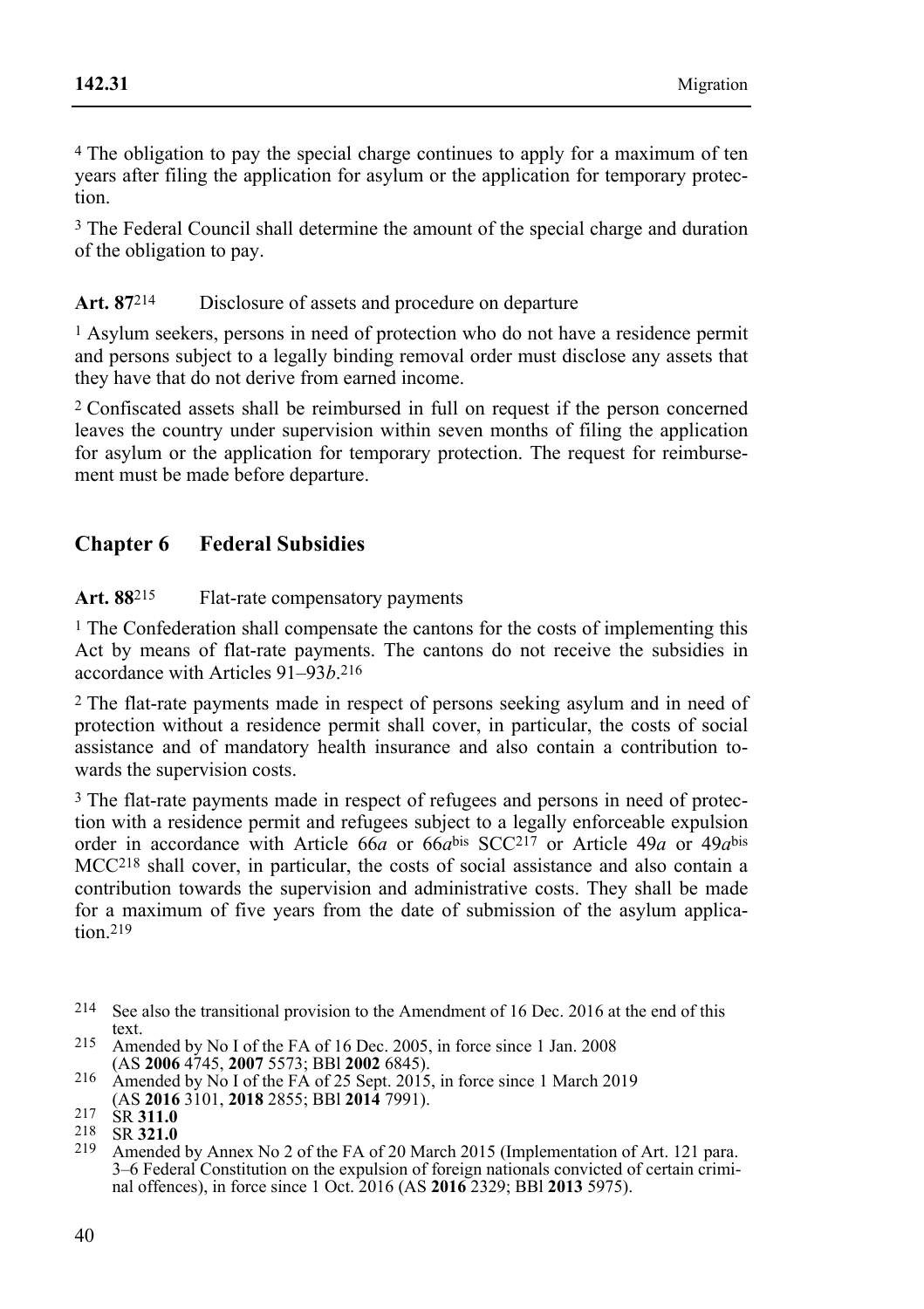[4] The obligation to pay the special charge continues to apply for a maximum of ten years after filing the application for asylum or the application for temporary protection.

[5] The Federal Council shall determine the amount of the special charge and duration of the obligation to pay.

**Art. 87**[214] Disclosure of assets and procedure on departure

[1] Asylum seekers, persons in need of protection who do not have a residence permit and persons subject to a legally binding removal order must disclose any assets that they have that do not derive from earned income.

[2] Confiscated assets shall be reimbursed in full on request if the person concerned leaves the country under supervision within seven months of filing the application for asylum or the application for temporary protection. The request for reimbursement must be made before departure.

## Chapter 6 Federal Subsidies

**Art. 88**[215] Flat-rate compensatory payments

[1] The Confederation shall compensate the cantons for the costs of implementing this Act by means of flat-rate payments. The cantons do not receive the subsidies in accordance with Articles 91–93*b*.[216]

[2] The flat-rate payments made in respect of persons seeking asylum and in need of protection without a residence permit shall cover, in particular, the costs of social assistance and of mandatory health insurance and also contain a contribution towards the supervision costs.

[3] The flat-rate payments made in respect of refugees and persons in need of protection with a residence permit and refugees subject to a legally enforceable expulsion order in accordance with Article 66*a* or 66*a*bis SCC[217] or Article 49*a* or 49*a*bis MCC[218] shall cover, in particular, the costs of social assistance and also contain a contribution towards the supervision and administrative costs. They shall be made for a maximum of five years from the date of submission of the asylum application.[219]

---

214 See also the transitional provision to the Amendment of 16 Dec. 2016 at the end of this text.

215 Amended by No I of the FA of 16 Dec. 2005, in force since 1 Jan. 2008 (AS **2006** 4745, **2007** 5573; BBl **2002** 6845).

216 Amended by No I of the FA of 25 Sept. 2015, in force since 1 March 2019 (AS **2016** 3101, **2018** 2855; BBl **2014** 7991).

217 SR **311.0**

218 SR **321.0**

219 Amended by Annex No 2 of the FA of 20 March 2015 (Implementation of Art. 121 para. 3–6 Federal Constitution on the expulsion of foreign nationals convicted of certain criminal offences), in force since 1 Oct. 2016 (AS **2016** 2329; BBl **2013** 5975).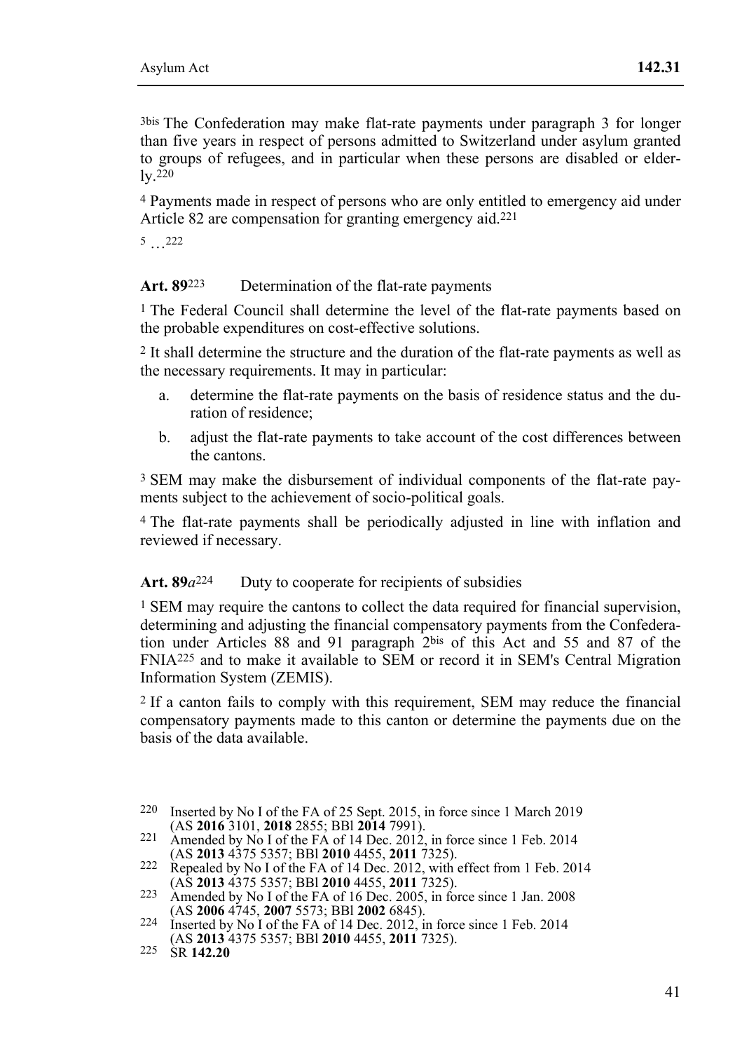3bis The Confederation may make flat-rate payments under paragraph 3 for longer than five years in respect of persons admitted to Switzerland under asylum granted to groups of refugees, and in particular when these persons are disabled or elderly.[220]

4 Payments made in respect of persons who are only entitled to emergency aid under Article 82 are compensation for granting emergency aid.[221]

5 …[222]

**Art. 89**[223] Determination of the flat-rate payments

1 The Federal Council shall determine the level of the flat-rate payments based on the probable expenditures on cost-effective solutions.

2 It shall determine the structure and the duration of the flat-rate payments as well as the necessary requirements. It may in particular:

a. determine the flat-rate payments on the basis of residence status and the duration of residence;

b. adjust the flat-rate payments to take account of the cost differences between the cantons.

3 SEM may make the disbursement of individual components of the flat-rate payments subject to the achievement of socio-political goals.

4 The flat-rate payments shall be periodically adjusted in line with inflation and reviewed if necessary.

**Art. 89*a***[224] Duty to cooperate for recipients of subsidies

1 SEM may require the cantons to collect the data required for financial supervision, determining and adjusting the financial compensatory payments from the Confederation under Articles 88 and 91 paragraph 2bis of this Act and 55 and 87 of the FNIA[225] and to make it available to SEM or record it in SEM's Central Migration Information System (ZEMIS).

2 If a canton fails to comply with this requirement, SEM may reduce the financial compensatory payments made to this canton or determine the payments due on the basis of the data available.

220 Inserted by No I of the FA of 25 Sept. 2015, in force since 1 March 2019 (AS **2016** 3101, **2018** 2855; BBl **2014** 7991).

221 Amended by No I of the FA of 14 Dec. 2012, in force since 1 Feb. 2014 (AS **2013** 4375 5357; BBl **2010** 4455, **2011** 7325).

222 Repealed by No I of the FA of 14 Dec. 2012, with effect from 1 Feb. 2014 (AS **2013** 4375 5357; BBl **2010** 4455, **2011** 7325).

223 Amended by No I of the FA of 16 Dec. 2005, in force since 1 Jan. 2008 (AS **2006** 4745, **2007** 5573; BBl **2002** 6845).

224 Inserted by No I of the FA of 14 Dec. 2012, in force since 1 Feb. 2014 (AS **2013** 4375 5357; BBl **2010** 4455, **2011** 7325).

225 SR **142.20**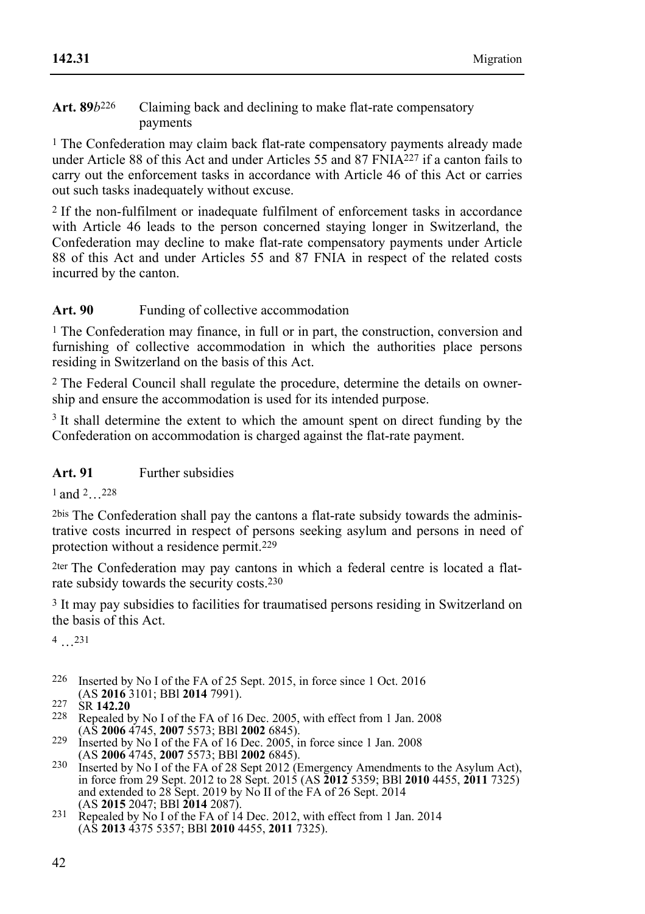**Art. 89*b*[226]** Claiming back and declining to make flat-rate compensatory payments

[1] The Confederation may claim back flat-rate compensatory payments already made under Article 88 of this Act and under Articles 55 and 87 FNIA[227] if a canton fails to carry out the enforcement tasks in accordance with Article 46 of this Act or carries out such tasks inadequately without excuse.

[2] If the non-fulfilment or inadequate fulfilment of enforcement tasks in accordance with Article 46 leads to the person concerned staying longer in Switzerland, the Confederation may decline to make flat-rate compensatory payments under Article 88 of this Act and under Articles 55 and 87 FNIA in respect of the related costs incurred by the canton.

**Art. 90** Funding of collective accommodation

[1] The Confederation may finance, in full or in part, the construction, conversion and furnishing of collective accommodation in which the authorities place persons residing in Switzerland on the basis of this Act.

[2] The Federal Council shall regulate the procedure, determine the details on ownership and ensure the accommodation is used for its intended purpose.

[3] It shall determine the extent to which the amount spent on direct funding by the Confederation on accommodation is charged against the flat-rate payment.

**Art. 91** Further subsidies

[1] and [2]…[228]

[2bis] The Confederation shall pay the cantons a flat-rate subsidy towards the administrative costs incurred in respect of persons seeking asylum and persons in need of protection without a residence permit.[229]

[2ter] The Confederation may pay cantons in which a federal centre is located a flat-rate subsidy towards the security costs.[230]

[3] It may pay subsidies to facilities for traumatised persons residing in Switzerland on the basis of this Act.

[4] …[231]

---

226 Inserted by No I of the FA of 25 Sept. 2015, in force since 1 Oct. 2016 (AS **2016** 3101; BBl **2014** 7991).

227 SR **142.20**

228 Repealed by No I of the FA of 16 Dec. 2005, with effect from 1 Jan. 2008 (AS **2006** 4745, **2007** 5573; BBl **2002** 6845).

229 Inserted by No I of the FA of 16 Dec. 2005, in force since 1 Jan. 2008 (AS **2006** 4745, **2007** 5573; BBl **2002** 6845).

230 Inserted by No I of the FA of 28 Sept 2012 (Emergency Amendments to the Asylum Act), in force from 29 Sept. 2012 to 28 Sept. 2015 (AS **2012** 5359; BBl **2010** 4455, **2011** 7325) and extended to 28 Sept. 2019 by No II of the FA of 26 Sept. 2014 (AS **2015** 2047; BBl **2014** 2087).

231 Repealed by No I of the FA of 14 Dec. 2012, with effect from 1 Jan. 2014 (AS **2013** 4375 5357; BBl **2010** 4455, **2011** 7325).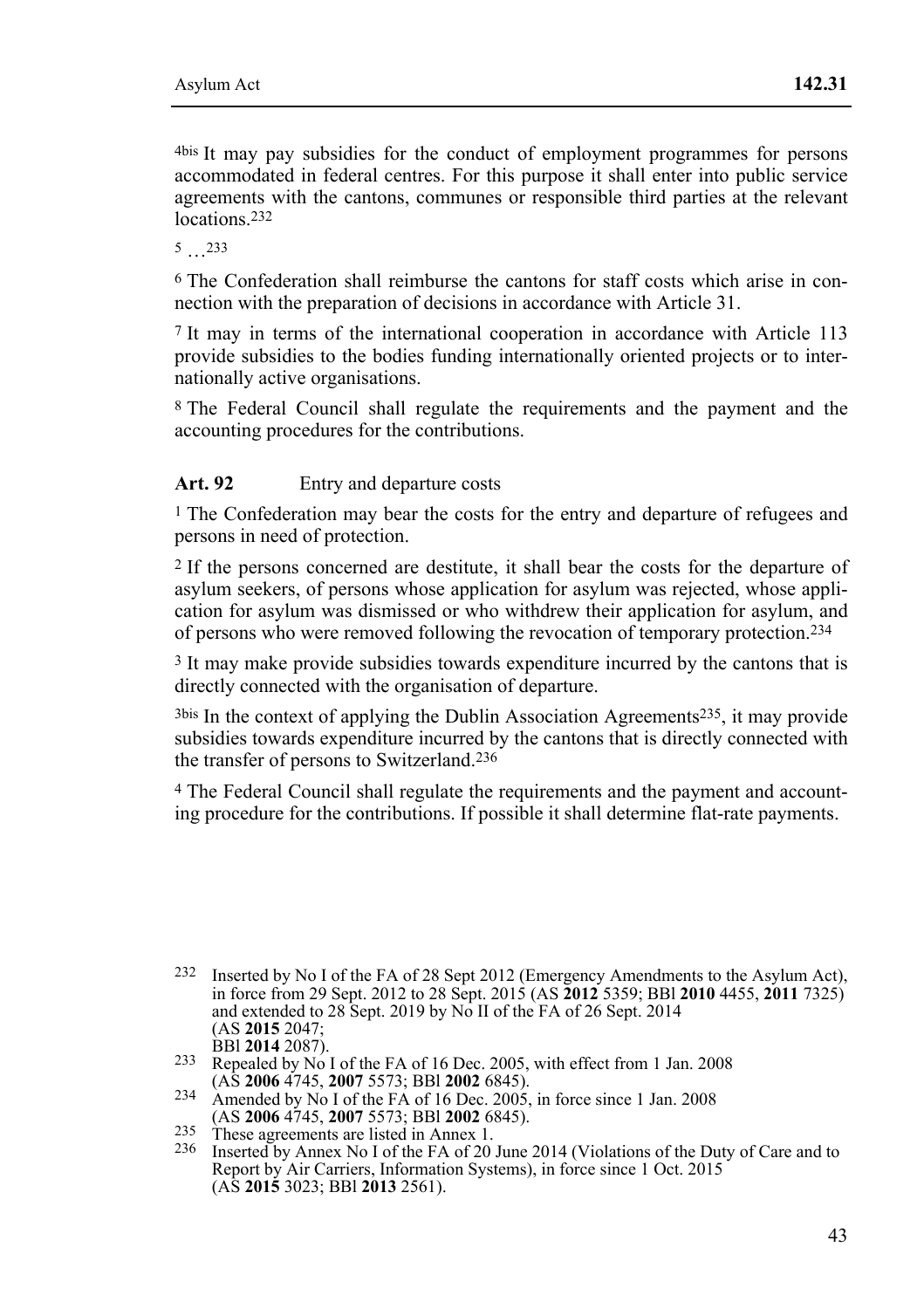4bis It may pay subsidies for the conduct of employment programmes for persons accommodated in federal centres. For this purpose it shall enter into public service agreements with the cantons, communes or responsible third parties at the relevant locations.[232]

5 …[233]

6 The Confederation shall reimburse the cantons for staff costs which arise in connection with the preparation of decisions in accordance with Article 31.

7 It may in terms of the international cooperation in accordance with Article 113 provide subsidies to the bodies funding internationally oriented projects or to internationally active organisations.

8 The Federal Council shall regulate the requirements and the payment and the accounting procedures for the contributions.

**Art. 92** Entry and departure costs

1 The Confederation may bear the costs for the entry and departure of refugees and persons in need of protection.

2 If the persons concerned are destitute, it shall bear the costs for the departure of asylum seekers, of persons whose application for asylum was rejected, whose application for asylum was dismissed or who withdrew their application for asylum, and of persons who were removed following the revocation of temporary protection.[234]

3 It may make provide subsidies towards expenditure incurred by the cantons that is directly connected with the organisation of departure.

3bis In the context of applying the Dublin Association Agreements[235], it may provide subsidies towards expenditure incurred by the cantons that is directly connected with the transfer of persons to Switzerland.[236]

4 The Federal Council shall regulate the requirements and the payment and accounting procedure for the contributions. If possible it shall determine flat-rate payments.

---

[232] Inserted by No I of the FA of 28 Sept 2012 (Emergency Amendments to the Asylum Act), in force from 29 Sept. 2012 to 28 Sept. 2015 (AS **2012** 5359; BBl **2010** 4455, **2011** 7325) and extended to 28 Sept. 2019 by No II of the FA of 26 Sept. 2014 (AS **2015** 2047; BBl **2014** 2087).

[233] Repealed by No I of the FA of 16 Dec. 2005, with effect from 1 Jan. 2008 (AS **2006** 4745, **2007** 5573; BBl **2002** 6845).

[234] Amended by No I of the FA of 16 Dec. 2005, in force since 1 Jan. 2008 (AS **2006** 4745, **2007** 5573; BBl **2002** 6845).

[235] These agreements are listed in Annex 1.

[236] Inserted by Annex No I of the FA of 20 June 2014 (Violations of the Duty of Care and to Report by Air Carriers, Information Systems), in force since 1 Oct. 2015 (AS **2015** 3023; BBl **2013** 2561).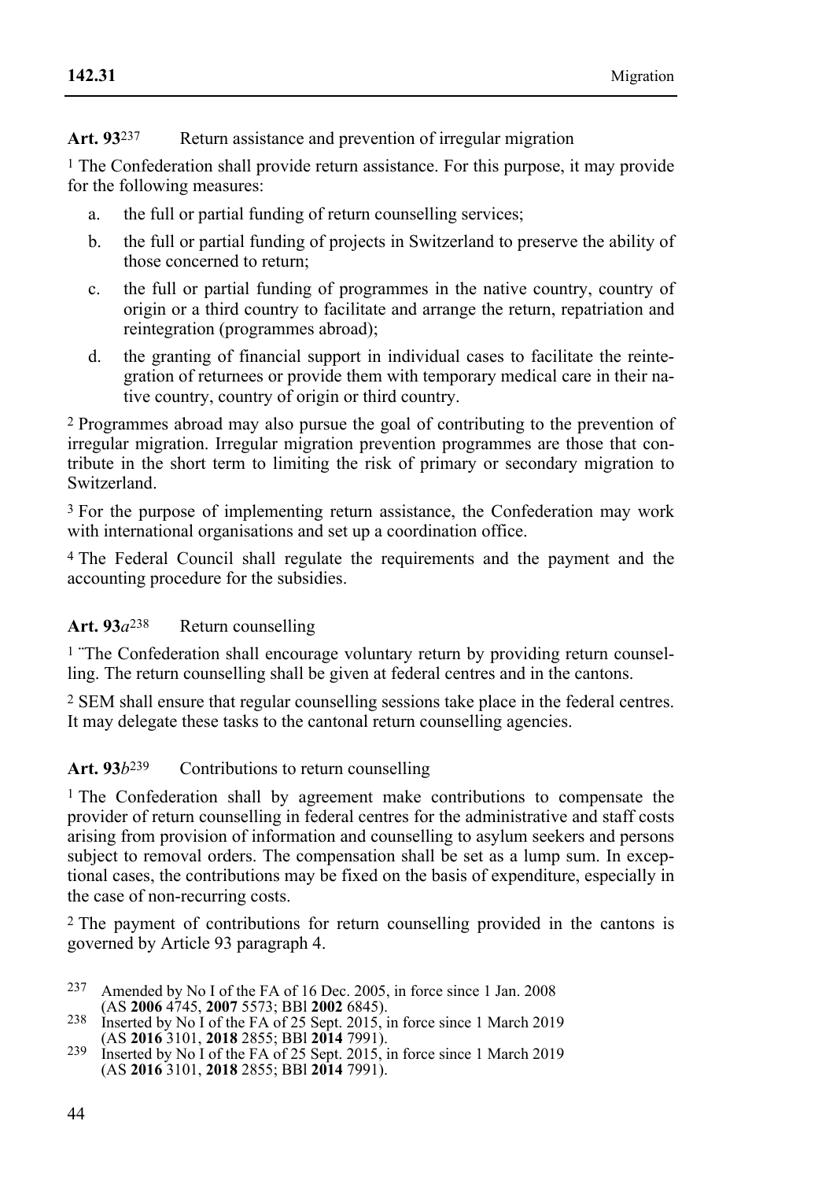**Art. 93**[237] Return assistance and prevention of irregular migration

[1] The Confederation shall provide return assistance. For this purpose, it may provide for the following measures:

a. the full or partial funding of return counselling services;

b. the full or partial funding of projects in Switzerland to preserve the ability of those concerned to return;

c. the full or partial funding of programmes in the native country, country of origin or a third country to facilitate and arrange the return, repatriation and reintegration (programmes abroad);

d. the granting of financial support in individual cases to facilitate the reintegration of returnees or provide them with temporary medical care in their native country, country of origin or third country.

[2] Programmes abroad may also pursue the goal of contributing to the prevention of irregular migration. Irregular migration prevention programmes are those that contribute in the short term to limiting the risk of primary or secondary migration to Switzerland.

[3] For the purpose of implementing return assistance, the Confederation may work with international organisations and set up a coordination office.

[4] The Federal Council shall regulate the requirements and the payment and the accounting procedure for the subsidies.

**Art. 93*a***[238] Return counselling

[1] ¨The Confederation shall encourage voluntary return by providing return counselling. The return counselling shall be given at federal centres and in the cantons.

[2] SEM shall ensure that regular counselling sessions take place in the federal centres. It may delegate these tasks to the cantonal return counselling agencies.

**Art. 93*b***[239] Contributions to return counselling

[1] The Confederation shall by agreement make contributions to compensate the provider of return counselling in federal centres for the administrative and staff costs arising from provision of information and counselling to asylum seekers and persons subject to removal orders. The compensation shall be set as a lump sum. In exceptional cases, the contributions may be fixed on the basis of expenditure, especially in the case of non-recurring costs.

[2] The payment of contributions for return counselling provided in the cantons is governed by Article 93 paragraph 4.

---

237 Amended by No I of the FA of 16 Dec. 2005, in force since 1 Jan. 2008 (AS **2006** 4745, **2007** 5573; BBl **2002** 6845).

238 Inserted by No I of the FA of 25 Sept. 2015, in force since 1 March 2019 (AS **2016** 3101, **2018** 2855; BBl **2014** 7991).

239 Inserted by No I of the FA of 25 Sept. 2015, in force since 1 March 2019 (AS **2016** 3101, **2018** 2855; BBl **2014** 7991).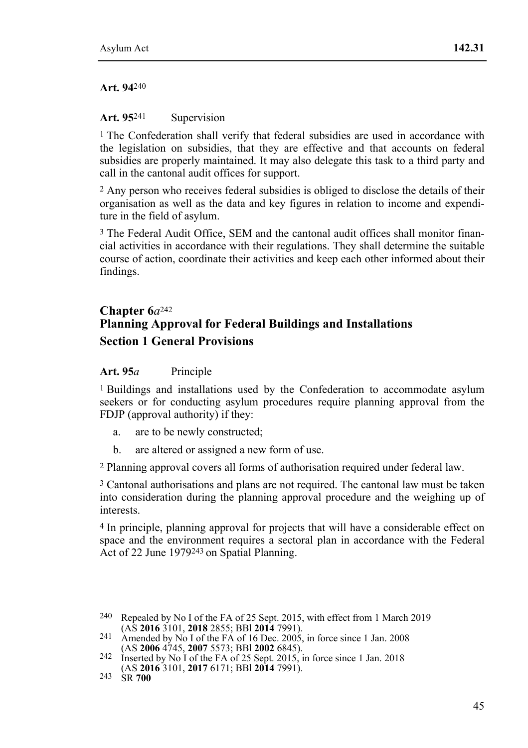**Art. 94**[240]

**Art. 95**[241] Supervision

[1] The Confederation shall verify that federal subsidies are used in accordance with the legislation on subsidies, that they are effective and that accounts on federal subsidies are properly maintained. It may also delegate this task to a third party and call in the cantonal audit offices for support.

[2] Any person who receives federal subsidies is obliged to disclose the details of their organisation as well as the data and key figures in relation to income and expenditure in the field of asylum.

[3] The Federal Audit Office, SEM and the cantonal audit offices shall monitor financial activities in accordance with their regulations. They shall determine the suitable course of action, coordinate their activities and keep each other informed about their findings.

## Chapter 6*a*[242] Planning Approval for Federal Buildings and Installations

### Section 1 General Provisions

**Art. 95*a*** Principle

[1] Buildings and installations used by the Confederation to accommodate asylum seekers or for conducting asylum procedures require planning approval from the FDJP (approval authority) if they:

a. are to be newly constructed;

b. are altered or assigned a new form of use.

[2] Planning approval covers all forms of authorisation required under federal law.

[3] Cantonal authorisations and plans are not required. The cantonal law must be taken into consideration during the planning approval procedure and the weighing up of interests.

[4] In principle, planning approval for projects that will have a considerable effect on space and the environment requires a sectoral plan in accordance with the Federal Act of 22 June 1979[243] on Spatial Planning.

---

[240] Repealed by No I of the FA of 25 Sept. 2015, with effect from 1 March 2019 (AS **2016** 3101, **2018** 2855; BBl **2014** 7991).

[241] Amended by No I of the FA of 16 Dec. 2005, in force since 1 Jan. 2008 (AS **2006** 4745, **2007** 5573; BBl **2002** 6845).

[242] Inserted by No I of the FA of 25 Sept. 2015, in force since 1 Jan. 2018 (AS **2016** 3101, **2017** 6171; BBl **2014** 7991).

[243] SR **700**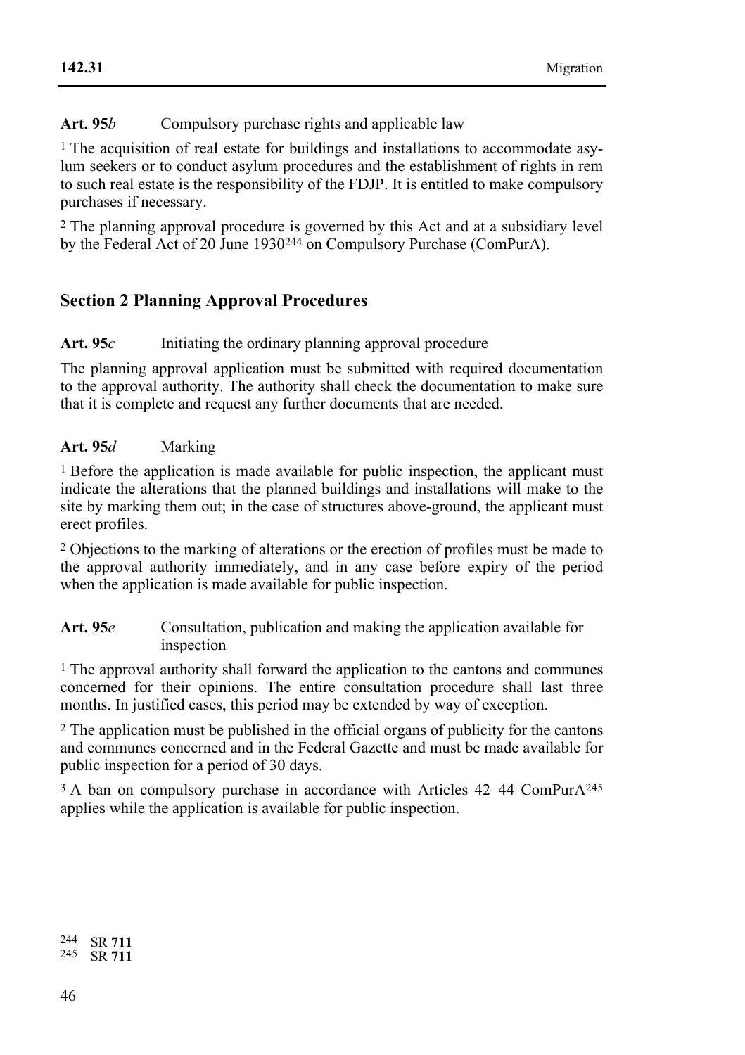**Art. 95*b*** Compulsory purchase rights and applicable law

[1] The acquisition of real estate for buildings and installations to accommodate asylum seekers or to conduct asylum procedures and the establishment of rights in rem to such real estate is the responsibility of the FDJP. It is entitled to make compulsory purchases if necessary.

[2] The planning approval procedure is governed by this Act and at a subsidiary level by the Federal Act of 20 June 1930[244] on Compulsory Purchase (ComPurA).

## Section 2 Planning Approval Procedures

**Art. 95*c*** Initiating the ordinary planning approval procedure

The planning approval application must be submitted with required documentation to the approval authority. The authority shall check the documentation to make sure that it is complete and request any further documents that are needed.

**Art. 95*d*** Marking

[1] Before the application is made available for public inspection, the applicant must indicate the alterations that the planned buildings and installations will make to the site by marking them out; in the case of structures above-ground, the applicant must erect profiles.

[2] Objections to the marking of alterations or the erection of profiles must be made to the approval authority immediately, and in any case before expiry of the period when the application is made available for public inspection.

**Art. 95*e*** Consultation, publication and making the application available for inspection

[1] The approval authority shall forward the application to the cantons and communes concerned for their opinions. The entire consultation procedure shall last three months. In justified cases, this period may be extended by way of exception.

[2] The application must be published in the official organs of publicity for the cantons and communes concerned and in the Federal Gazette and must be made available for public inspection for a period of 30 days.

[3] A ban on compulsory purchase in accordance with Articles 42–44 ComPurA[245] applies while the application is available for public inspection.

[244] SR **711**
[245] SR **711**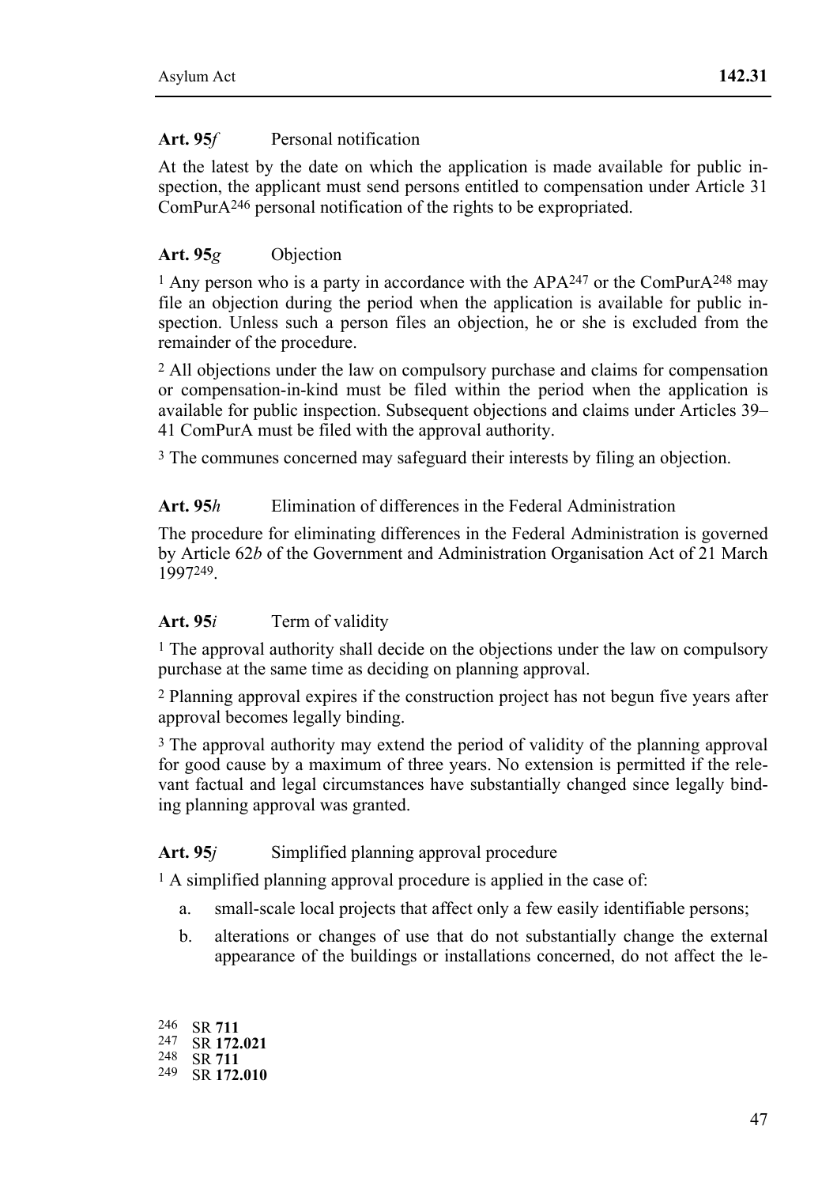**Art. 95*f*** Personal notification

At the latest by the date on which the application is made available for public inspection, the applicant must send persons entitled to compensation under Article 31 ComPurA[246] personal notification of the rights to be expropriated.

**Art. 95*g*** Objection

[1] Any person who is a party in accordance with the APA[247] or the ComPurA[248] may file an objection during the period when the application is available for public inspection. Unless such a person files an objection, he or she is excluded from the remainder of the procedure.

[2] All objections under the law on compulsory purchase and claims for compensation or compensation-in-kind must be filed within the period when the application is available for public inspection. Subsequent objections and claims under Articles 39–41 ComPurA must be filed with the approval authority.

[3] The communes concerned may safeguard their interests by filing an objection.

**Art. 95*h*** Elimination of differences in the Federal Administration

The procedure for eliminating differences in the Federal Administration is governed by Article 62*b* of the Government and Administration Organisation Act of 21 March 1997[249].

**Art. 95*i*** Term of validity

[1] The approval authority shall decide on the objections under the law on compulsory purchase at the same time as deciding on planning approval.

[2] Planning approval expires if the construction project has not begun five years after approval becomes legally binding.

[3] The approval authority may extend the period of validity of the planning approval for good cause by a maximum of three years. No extension is permitted if the relevant factual and legal circumstances have substantially changed since legally binding planning approval was granted.

**Art. 95*j*** Simplified planning approval procedure

[1] A simplified planning approval procedure is applied in the case of:

a. small-scale local projects that affect only a few easily identifiable persons;

b. alterations or changes of use that do not substantially change the external appearance of the buildings or installations concerned, do not affect the le-

---

246 SR **711**
247 SR **172.021**
248 SR **711**
249 SR **172.010**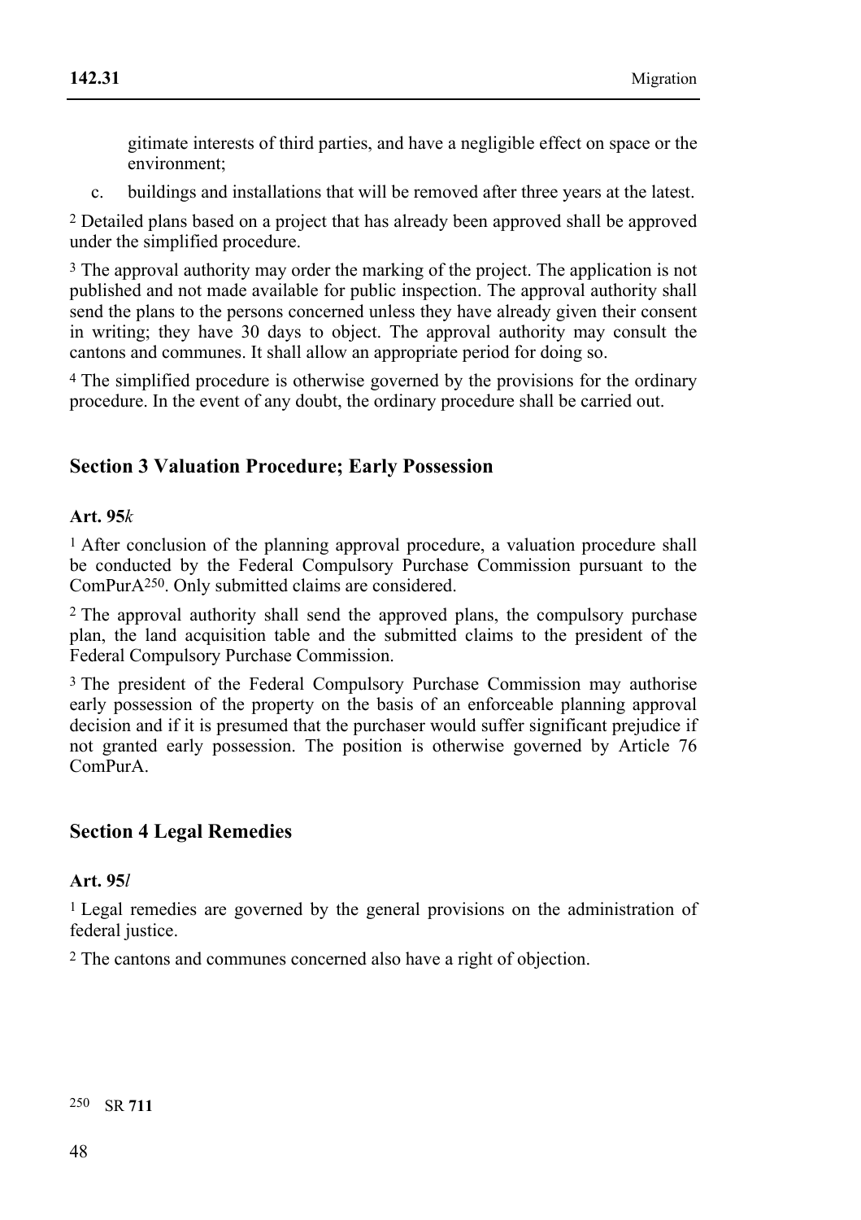gitimate interests of third parties, and have a negligible effect on space or the environment;

c. buildings and installations that will be removed after three years at the latest.

[2] Detailed plans based on a project that has already been approved shall be approved under the simplified procedure.

[3] The approval authority may order the marking of the project. The application is not published and not made available for public inspection. The approval authority shall send the plans to the persons concerned unless they have already given their consent in writing; they have 30 days to object. The approval authority may consult the cantons and communes. It shall allow an appropriate period for doing so.

[4] The simplified procedure is otherwise governed by the provisions for the ordinary procedure. In the event of any doubt, the ordinary procedure shall be carried out.

## Section 3 Valuation Procedure; Early Possession

### Art. 95*k*

[1] After conclusion of the planning approval procedure, a valuation procedure shall be conducted by the Federal Compulsory Purchase Commission pursuant to the ComPurA[250]. Only submitted claims are considered.

[2] The approval authority shall send the approved plans, the compulsory purchase plan, the land acquisition table and the submitted claims to the president of the Federal Compulsory Purchase Commission.

[3] The president of the Federal Compulsory Purchase Commission may authorise early possession of the property on the basis of an enforceable planning approval decision and if it is presumed that the purchaser would suffer significant prejudice if not granted early possession. The position is otherwise governed by Article 76 ComPurA.

## Section 4 Legal Remedies

### Art. 95*l*

[1] Legal remedies are governed by the general provisions on the administration of federal justice.

[2] The cantons and communes concerned also have a right of objection.

[250] SR **711**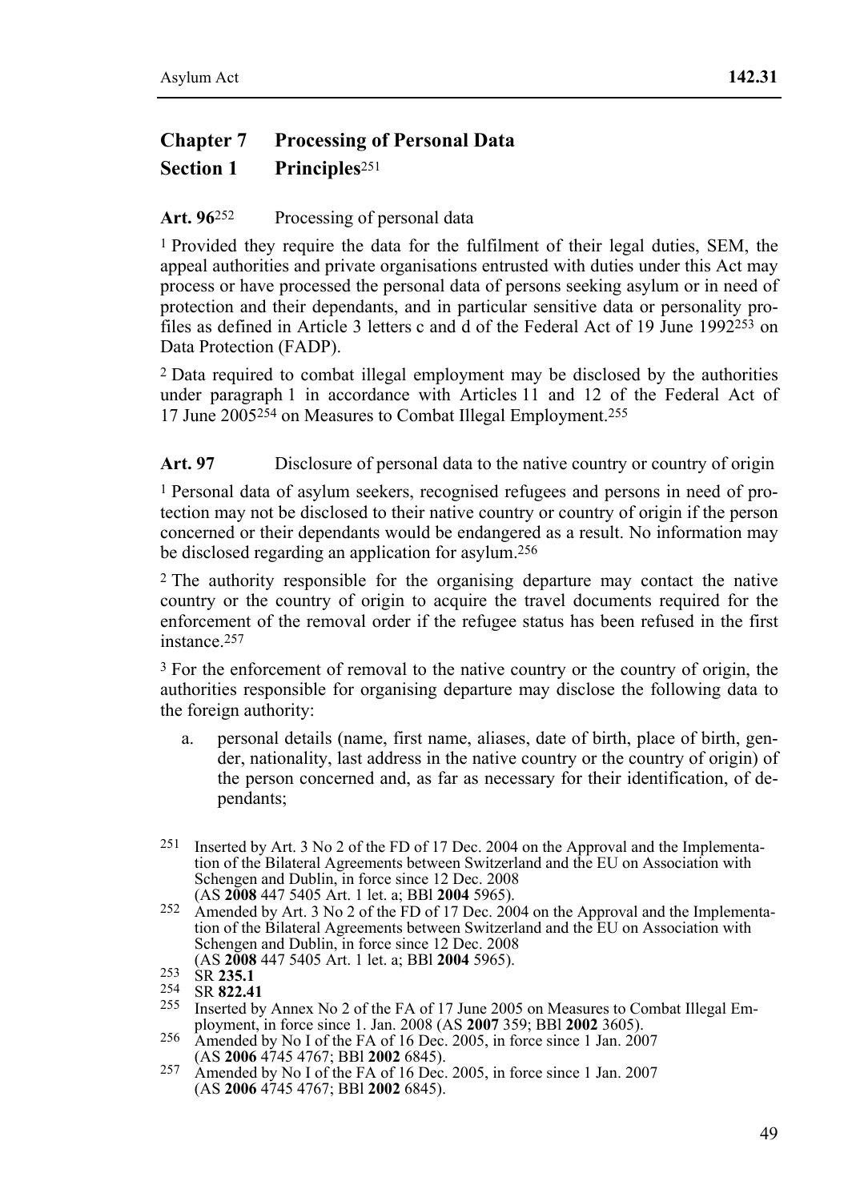## Chapter 7 Processing of Personal Data

### Section 1 Principles[251]

**Art. 96**[252] Processing of personal data

[1] Provided they require the data for the fulfilment of their legal duties, SEM, the appeal authorities and private organisations entrusted with duties under this Act may process or have processed the personal data of persons seeking asylum or in need of protection and their dependants, and in particular sensitive data or personality profiles as defined in Article 3 letters c and d of the Federal Act of 19 June 1992[253] on Data Protection (FADP).

[2] Data required to combat illegal employment may be disclosed by the authorities under paragraph 1 in accordance with Articles 11 and 12 of the Federal Act of 17 June 2005[254] on Measures to Combat Illegal Employment.[255]

**Art. 97** Disclosure of personal data to the native country or country of origin

[1] Personal data of asylum seekers, recognised refugees and persons in need of protection may not be disclosed to their native country or country of origin if the person concerned or their dependants would be endangered as a result. No information may be disclosed regarding an application for asylum.[256]

[2] The authority responsible for the organising departure may contact the native country or the country of origin to acquire the travel documents required for the enforcement of the removal order if the refugee status has been refused in the first instance.[257]

[3] For the enforcement of removal to the native country or the country of origin, the authorities responsible for organising departure may disclose the following data to the foreign authority:

a. personal details (name, first name, aliases, date of birth, place of birth, gender, nationality, last address in the native country or the country of origin) of the person concerned and, as far as necessary for their identification, of dependants;

---

[251] Inserted by Art. 3 No 2 of the FD of 17 Dec. 2004 on the Approval and the Implementation of the Bilateral Agreements between Switzerland and the EU on Association with Schengen and Dublin, in force since 12 Dec. 2008 (AS **2008** 447 5405 Art. 1 let. a; BBl **2004** 5965).

[252] Amended by Art. 3 No 2 of the FD of 17 Dec. 2004 on the Approval and the Implementation of the Bilateral Agreements between Switzerland and the EU on Association with Schengen and Dublin, in force since 12 Dec. 2008 (AS **2008** 447 5405 Art. 1 let. a; BBl **2004** 5965).

[253] SR **235.1**

[254] SR **822.41**

[255] Inserted by Annex No 2 of the FA of 17 June 2005 on Measures to Combat Illegal Employment, in force since 1. Jan. 2008 (AS **2007** 359; BBl **2002** 3605).

[256] Amended by No I of the FA of 16 Dec. 2005, in force since 1 Jan. 2007 (AS **2006** 4745 4767; BBl **2002** 6845).

[257] Amended by No I of the FA of 16 Dec. 2005, in force since 1 Jan. 2007 (AS **2006** 4745 4767; BBl **2002** 6845).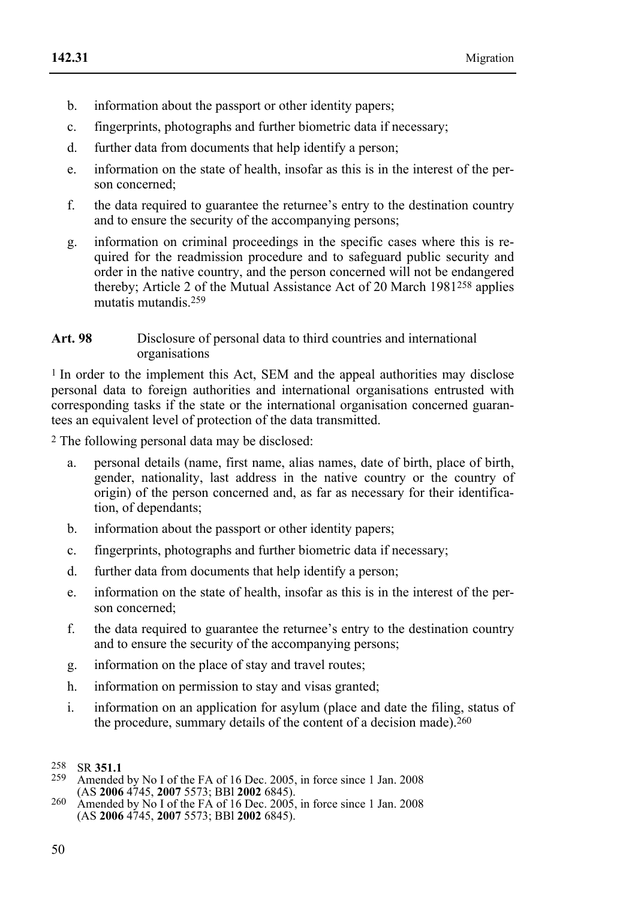b. information about the passport or other identity papers;

c. fingerprints, photographs and further biometric data if necessary;

d. further data from documents that help identify a person;

e. information on the state of health, insofar as this is in the interest of the person concerned;

f. the data required to guarantee the returnee's entry to the destination country and to ensure the security of the accompanying persons;

g. information on criminal proceedings in the specific cases where this is required for the readmission procedure and to safeguard public security and order in the native country, and the person concerned will not be endangered thereby; Article 2 of the Mutual Assistance Act of 20 March 1981[258] applies mutatis mutandis.[259]

**Art. 98** Disclosure of personal data to third countries and international organisations

[1] In order to the implement this Act, SEM and the appeal authorities may disclose personal data to foreign authorities and international organisations entrusted with corresponding tasks if the state or the international organisation concerned guarantees an equivalent level of protection of the data transmitted.

[2] The following personal data may be disclosed:

a. personal details (name, first name, alias names, date of birth, place of birth, gender, nationality, last address in the native country or the country of origin) of the person concerned and, as far as necessary for their identification, of dependants;

b. information about the passport or other identity papers;

c. fingerprints, photographs and further biometric data if necessary;

d. further data from documents that help identify a person;

e. information on the state of health, insofar as this is in the interest of the person concerned;

f. the data required to guarantee the returnee's entry to the destination country and to ensure the security of the accompanying persons;

g. information on the place of stay and travel routes;

h. information on permission to stay and visas granted;

i. information on an application for asylum (place and date the filing, status of the procedure, summary details of the content of a decision made).[260]

---

[258] SR **351.1**

[259] Amended by No I of the FA of 16 Dec. 2005, in force since 1 Jan. 2008 (AS **2006** 4745, **2007** 5573; BBl **2002** 6845).

[260] Amended by No I of the FA of 16 Dec. 2005, in force since 1 Jan. 2008 (AS **2006** 4745, **2007** 5573; BBl **2002** 6845).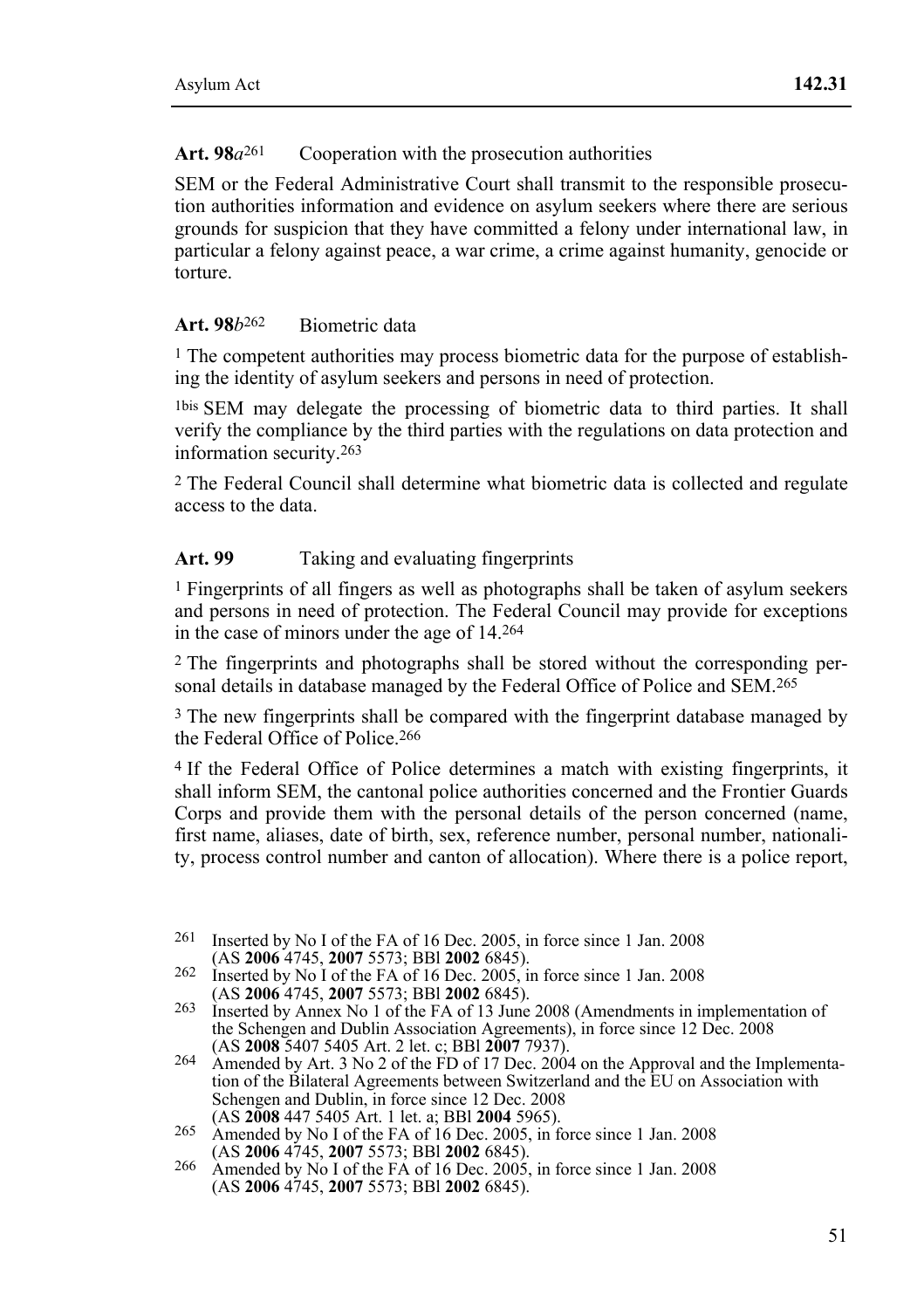**Art. 98*a*[261]** Cooperation with the prosecution authorities

SEM or the Federal Administrative Court shall transmit to the responsible prosecution authorities information and evidence on asylum seekers where there are serious grounds for suspicion that they have committed a felony under international law, in particular a felony against peace, a war crime, a crime against humanity, genocide or torture.

**Art. 98*b*[262]** Biometric data

[1] The competent authorities may process biometric data for the purpose of establishing the identity of asylum seekers and persons in need of protection.

[1bis] SEM may delegate the processing of biometric data to third parties. It shall verify the compliance by the third parties with the regulations on data protection and information security.[263]

[2] The Federal Council shall determine what biometric data is collected and regulate access to the data.

**Art. 99** Taking and evaluating fingerprints

[1] Fingerprints of all fingers as well as photographs shall be taken of asylum seekers and persons in need of protection. The Federal Council may provide for exceptions in the case of minors under the age of 14.[264]

[2] The fingerprints and photographs shall be stored without the corresponding personal details in database managed by the Federal Office of Police and SEM.[265]

[3] The new fingerprints shall be compared with the fingerprint database managed by the Federal Office of Police.[266]

[4] If the Federal Office of Police determines a match with existing fingerprints, it shall inform SEM, the cantonal police authorities concerned and the Frontier Guards Corps and provide them with the personal details of the person concerned (name, first name, aliases, date of birth, sex, reference number, personal number, nationality, process control number and canton of allocation). Where there is a police report,

---

261 Inserted by No I of the FA of 16 Dec. 2005, in force since 1 Jan. 2008 (AS **2006** 4745, **2007** 5573; BBl **2002** 6845).

262 Inserted by No I of the FA of 16 Dec. 2005, in force since 1 Jan. 2008 (AS **2006** 4745, **2007** 5573; BBl **2002** 6845).

263 Inserted by Annex No 1 of the FA of 13 June 2008 (Amendments in implementation of the Schengen and Dublin Association Agreements), in force since 12 Dec. 2008 (AS **2008** 5407 5405 Art. 2 let. c; BBl **2007** 7937).

264 Amended by Art. 3 No 2 of the FD of 17 Dec. 2004 on the Approval and the Implementation of the Bilateral Agreements between Switzerland and the EU on Association with Schengen and Dublin, in force since 12 Dec. 2008 (AS **2008** 447 5405 Art. 1 let. a; BBl **2004** 5965).

265 Amended by No I of the FA of 16 Dec. 2005, in force since 1 Jan. 2008 (AS **2006** 4745, **2007** 5573; BBl **2002** 6845).

266 Amended by No I of the FA of 16 Dec. 2005, in force since 1 Jan. 2008 (AS **2006** 4745, **2007** 5573; BBl **2002** 6845).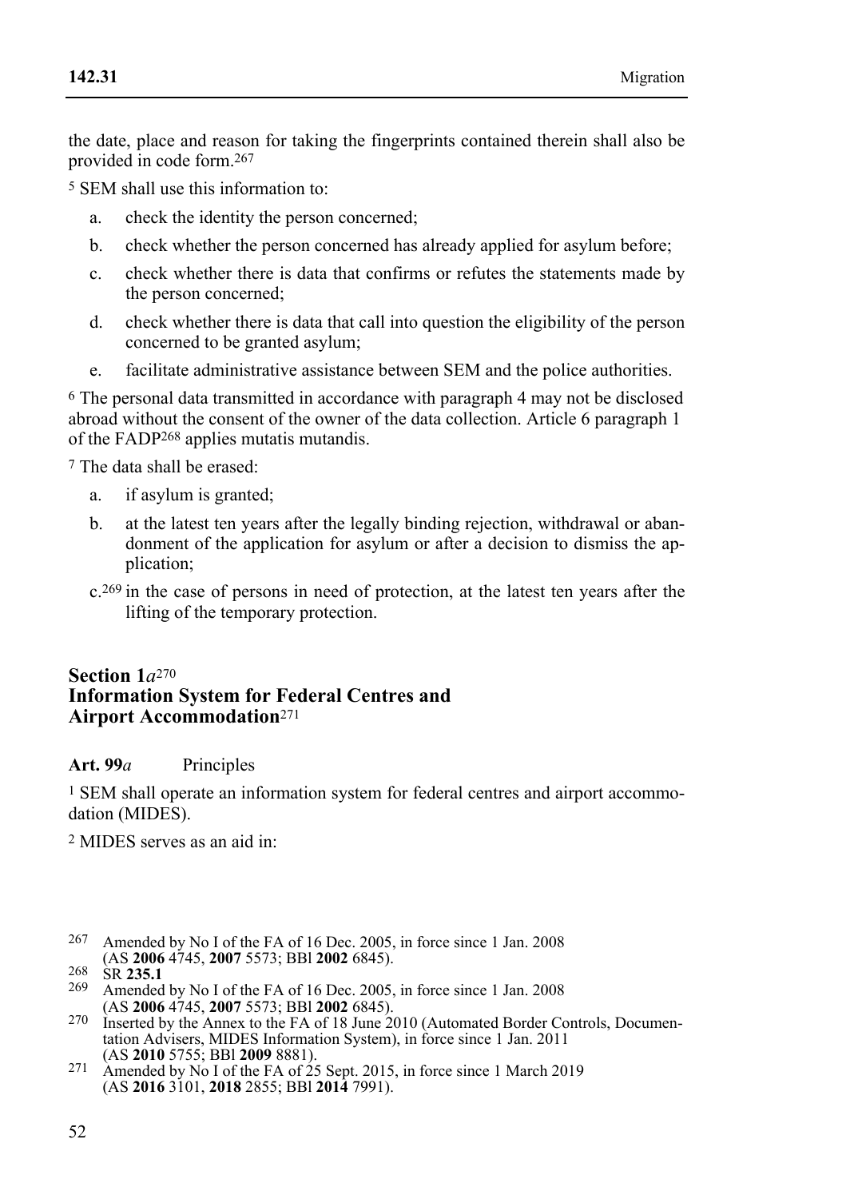the date, place and reason for taking the fingerprints contained therein shall also be provided in code form.[267]

[5] SEM shall use this information to:

a. check the identity the person concerned;

b. check whether the person concerned has already applied for asylum before;

c. check whether there is data that confirms or refutes the statements made by the person concerned;

d. check whether there is data that call into question the eligibility of the person concerned to be granted asylum;

e. facilitate administrative assistance between SEM and the police authorities.

[6] The personal data transmitted in accordance with paragraph 4 may not be disclosed abroad without the consent of the owner of the data collection. Article 6 paragraph 1 of the FADP[268] applies mutatis mutandis.

[7] The data shall be erased:

a. if asylum is granted;

b. at the latest ten years after the legally binding rejection, withdrawal or abandonment of the application for asylum or after a decision to dismiss the application;

c.[269] in the case of persons in need of protection, at the latest ten years after the lifting of the temporary protection.

## Section 1*a*[270] Information System for Federal Centres and Airport Accommodation[271]

**Art. 99*a*** Principles

[1] SEM shall operate an information system for federal centres and airport accommodation (MIDES).

[2] MIDES serves as an aid in:

---

[267] Amended by No I of the FA of 16 Dec. 2005, in force since 1 Jan. 2008 (AS **2006** 4745, **2007** 5573; BBl **2002** 6845).

[268] SR **235.1**

[269] Amended by No I of the FA of 16 Dec. 2005, in force since 1 Jan. 2008 (AS **2006** 4745, **2007** 5573; BBl **2002** 6845).

[270] Inserted by the Annex to the FA of 18 June 2010 (Automated Border Controls, Documentation Advisers, MIDES Information System), in force since 1 Jan. 2011 (AS **2010** 5755; BBl **2009** 8881).

[271] Amended by No I of the FA of 25 Sept. 2015, in force since 1 March 2019 (AS **2016** 3101, **2018** 2855; BBl **2014** 7991).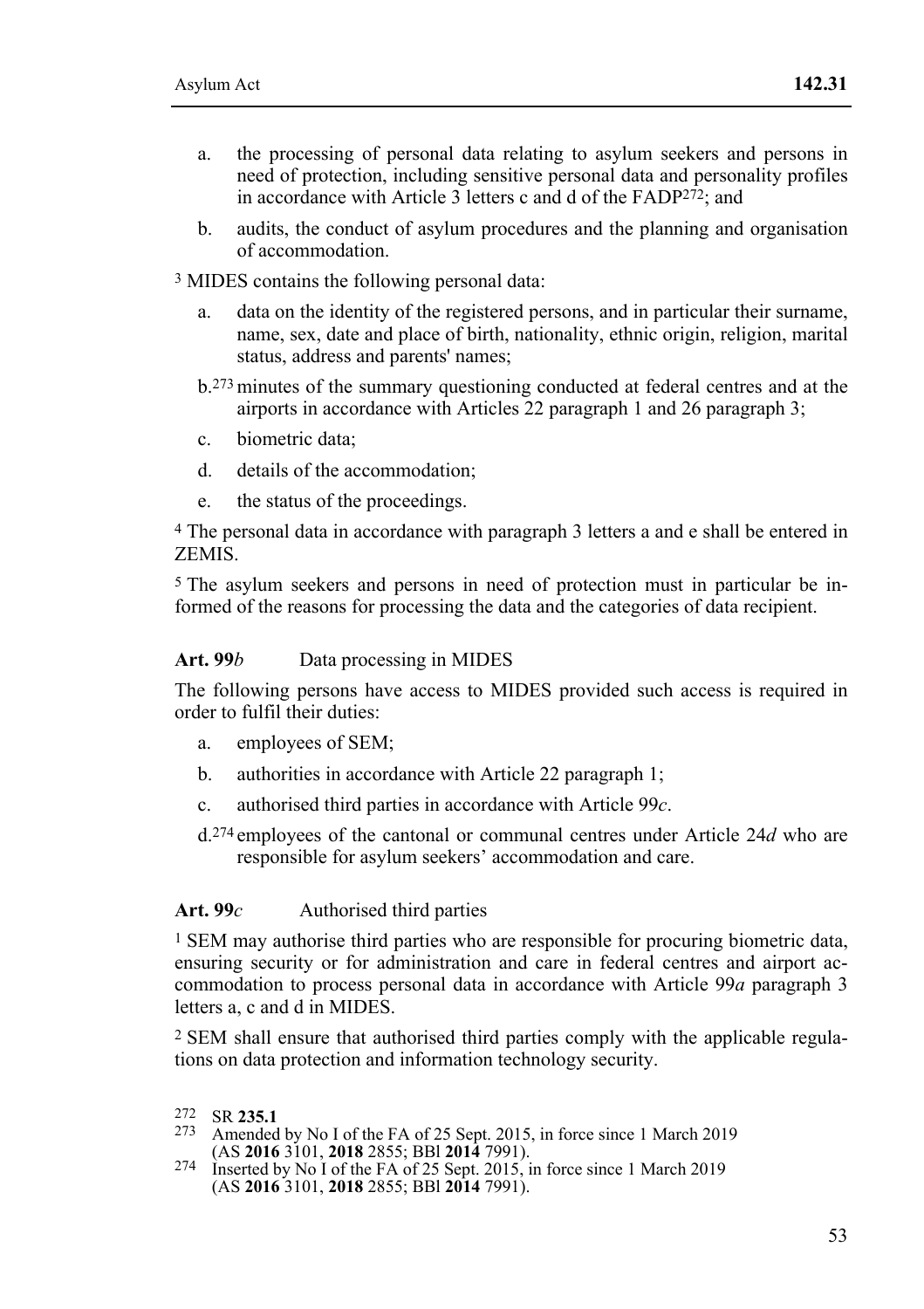a. the processing of personal data relating to asylum seekers and persons in need of protection, including sensitive personal data and personality profiles in accordance with Article 3 letters c and d of the FADP[272]; and

b. audits, the conduct of asylum procedures and the planning and organisation of accommodation.

[3] MIDES contains the following personal data:

a. data on the identity of the registered persons, and in particular their surname, name, sex, date and place of birth, nationality, ethnic origin, religion, marital status, address and parents' names;

b.[273] minutes of the summary questioning conducted at federal centres and at the airports in accordance with Articles 22 paragraph 1 and 26 paragraph 3;

c. biometric data;

d. details of the accommodation;

e. the status of the proceedings.

[4] The personal data in accordance with paragraph 3 letters a and e shall be entered in ZEMIS.

[5] The asylum seekers and persons in need of protection must in particular be informed of the reasons for processing the data and the categories of data recipient.

**Art. 99*b*** Data processing in MIDES

The following persons have access to MIDES provided such access is required in order to fulfil their duties:

a. employees of SEM;

b. authorities in accordance with Article 22 paragraph 1;

c. authorised third parties in accordance with Article 99*c*.

d.[274] employees of the cantonal or communal centres under Article 24*d* who are responsible for asylum seekers' accommodation and care.

**Art. 99*c*** Authorised third parties

[1] SEM may authorise third parties who are responsible for procuring biometric data, ensuring security or for administration and care in federal centres and airport accommodation to process personal data in accordance with Article 99*a* paragraph 3 letters a, c and d in MIDES.

[2] SEM shall ensure that authorised third parties comply with the applicable regulations on data protection and information technology security.

---

272 SR **235.1**

273 Amended by No I of the FA of 25 Sept. 2015, in force since 1 March 2019 (AS **2016** 3101, **2018** 2855; BBl **2014** 7991).

274 Inserted by No I of the FA of 25 Sept. 2015, in force since 1 March 2019 (AS **2016** 3101, **2018** 2855; BBl **2014** 7991).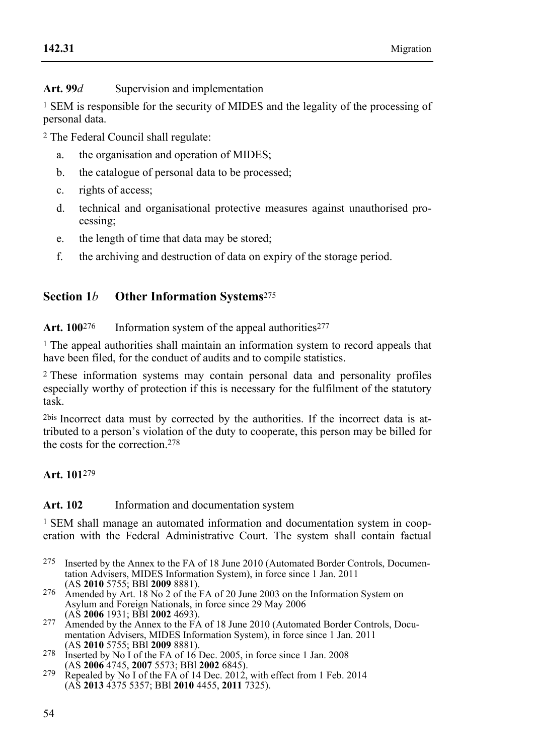**Art. 99*d*** Supervision and implementation

[1] SEM is responsible for the security of MIDES and the legality of the processing of personal data.

[2] The Federal Council shall regulate:

a. the organisation and operation of MIDES;

b. the catalogue of personal data to be processed;

c. rights of access;

d. technical and organisational protective measures against unauthorised processing;

e. the length of time that data may be stored;

f. the archiving and destruction of data on expiry of the storage period.

## Section 1*b* Other Information Systems[275]

**Art. 100**[276] Information system of the appeal authorities[277]

[1] The appeal authorities shall maintain an information system to record appeals that have been filed, for the conduct of audits and to compile statistics.

[2] These information systems may contain personal data and personality profiles especially worthy of protection if this is necessary for the fulfilment of the statutory task.

[2bis] Incorrect data must by corrected by the authorities. If the incorrect data is attributed to a person's violation of the duty to cooperate, this person may be billed for the costs for the correction.[278]

**Art. 101**[279]

**Art. 102** Information and documentation system

[1] SEM shall manage an automated information and documentation system in cooperation with the Federal Administrative Court. The system shall contain factual

---

[275] Inserted by the Annex to the FA of 18 June 2010 (Automated Border Controls, Documentation Advisers, MIDES Information System), in force since 1 Jan. 2011 (AS **2010** 5755; BBl **2009** 8881).

[276] Amended by Art. 18 No 2 of the FA of 20 June 2003 on the Information System on Asylum and Foreign Nationals, in force since 29 May 2006 (AS **2006** 1931; BBl **2002** 4693).

[277] Amended by the Annex to the FA of 18 June 2010 (Automated Border Controls, Documentation Advisers, MIDES Information System), in force since 1 Jan. 2011 (AS **2010** 5755; BBl **2009** 8881).

[278] Inserted by No I of the FA of 16 Dec. 2005, in force since 1 Jan. 2008 (AS **2006** 4745, **2007** 5573; BBl **2002** 6845).

[279] Repealed by No I of the FA of 14 Dec. 2012, with effect from 1 Feb. 2014 (AS **2013** 4375 5357; BBl **2010** 4455, **2011** 7325).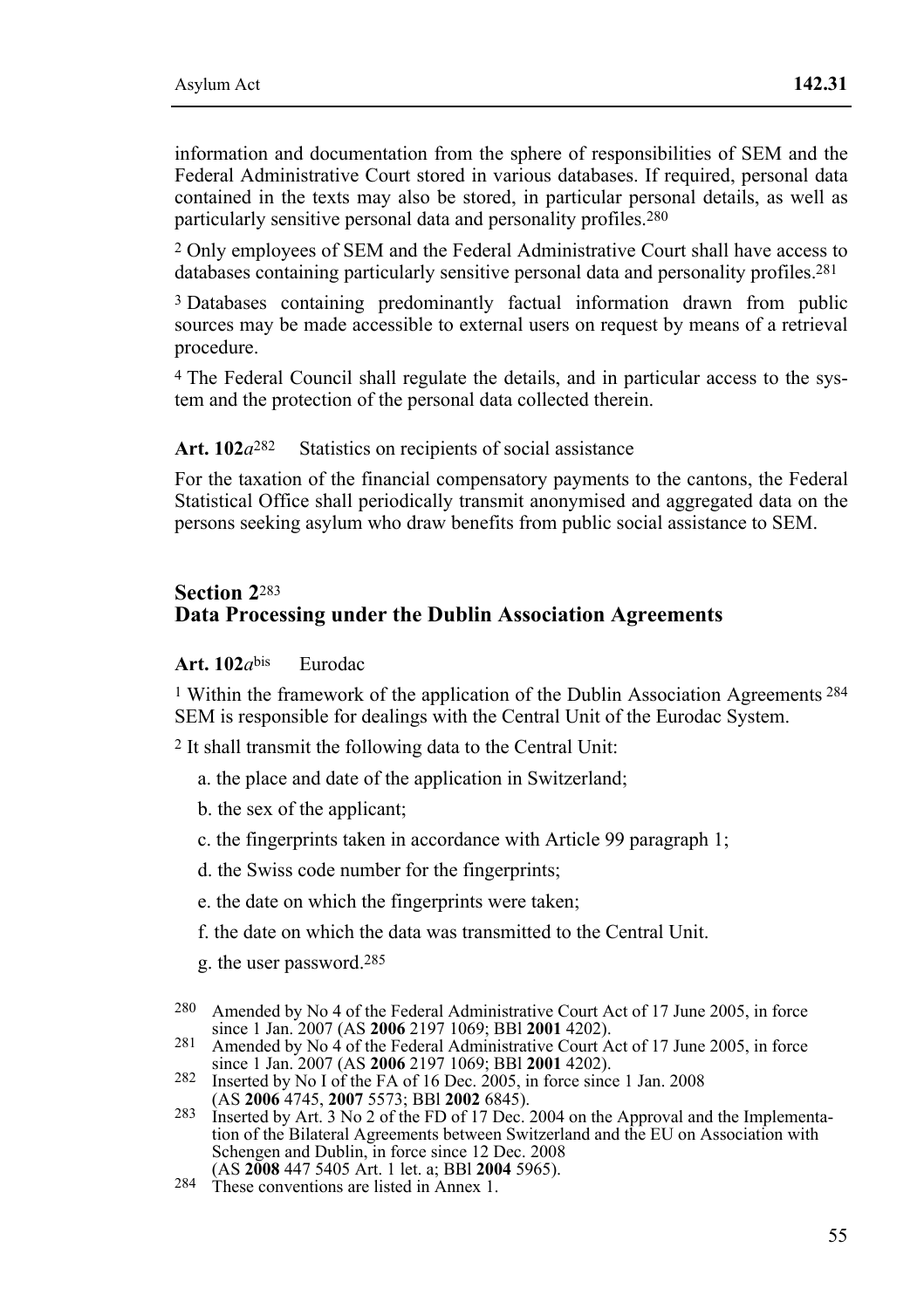information and documentation from the sphere of responsibilities of SEM and the Federal Administrative Court stored in various databases. If required, personal data contained in the texts may also be stored, in particular personal details, as well as particularly sensitive personal data and personality profiles.[280]

[2] Only employees of SEM and the Federal Administrative Court shall have access to databases containing particularly sensitive personal data and personality profiles.[281]

[3] Databases containing predominantly factual information drawn from public sources may be made accessible to external users on request by means of a retrieval procedure.

[4] The Federal Council shall regulate the details, and in particular access to the system and the protection of the personal data collected therein.

**Art. 102*a*[282]** Statistics on recipients of social assistance

For the taxation of the financial compensatory payments to the cantons, the Federal Statistical Office shall periodically transmit anonymised and aggregated data on the persons seeking asylum who draw benefits from public social assistance to SEM.

## Section 2[283]
## Data Processing under the Dublin Association Agreements

**Art. 102*a*bis** Eurodac

[1] Within the framework of the application of the Dublin Association Agreements[284] SEM is responsible for dealings with the Central Unit of the Eurodac System.

[2] It shall transmit the following data to the Central Unit:

a. the place and date of the application in Switzerland;

b. the sex of the applicant;

c. the fingerprints taken in accordance with Article 99 paragraph 1;

d. the Swiss code number for the fingerprints;

e. the date on which the fingerprints were taken;

f. the date on which the data was transmitted to the Central Unit.

g. the user password.[285]

---

280 Amended by No 4 of the Federal Administrative Court Act of 17 June 2005, in force since 1 Jan. 2007 (AS **2006** 2197 1069; BBl **2001** 4202).

281 Amended by No 4 of the Federal Administrative Court Act of 17 June 2005, in force since 1 Jan. 2007 (AS **2006** 2197 1069; BBl **2001** 4202).

282 Inserted by No I of the FA of 16 Dec. 2005, in force since 1 Jan. 2008 (AS **2006** 4745, **2007** 5573; BBl **2002** 6845).

283 Inserted by Art. 3 No 2 of the FD of 17 Dec. 2004 on the Approval and the Implementation of the Bilateral Agreements between Switzerland and the EU on Association with Schengen and Dublin, in force since 12 Dec. 2008 (AS **2008** 447 5405 Art. 1 let. a; BBl **2004** 5965).

284 These conventions are listed in Annex 1.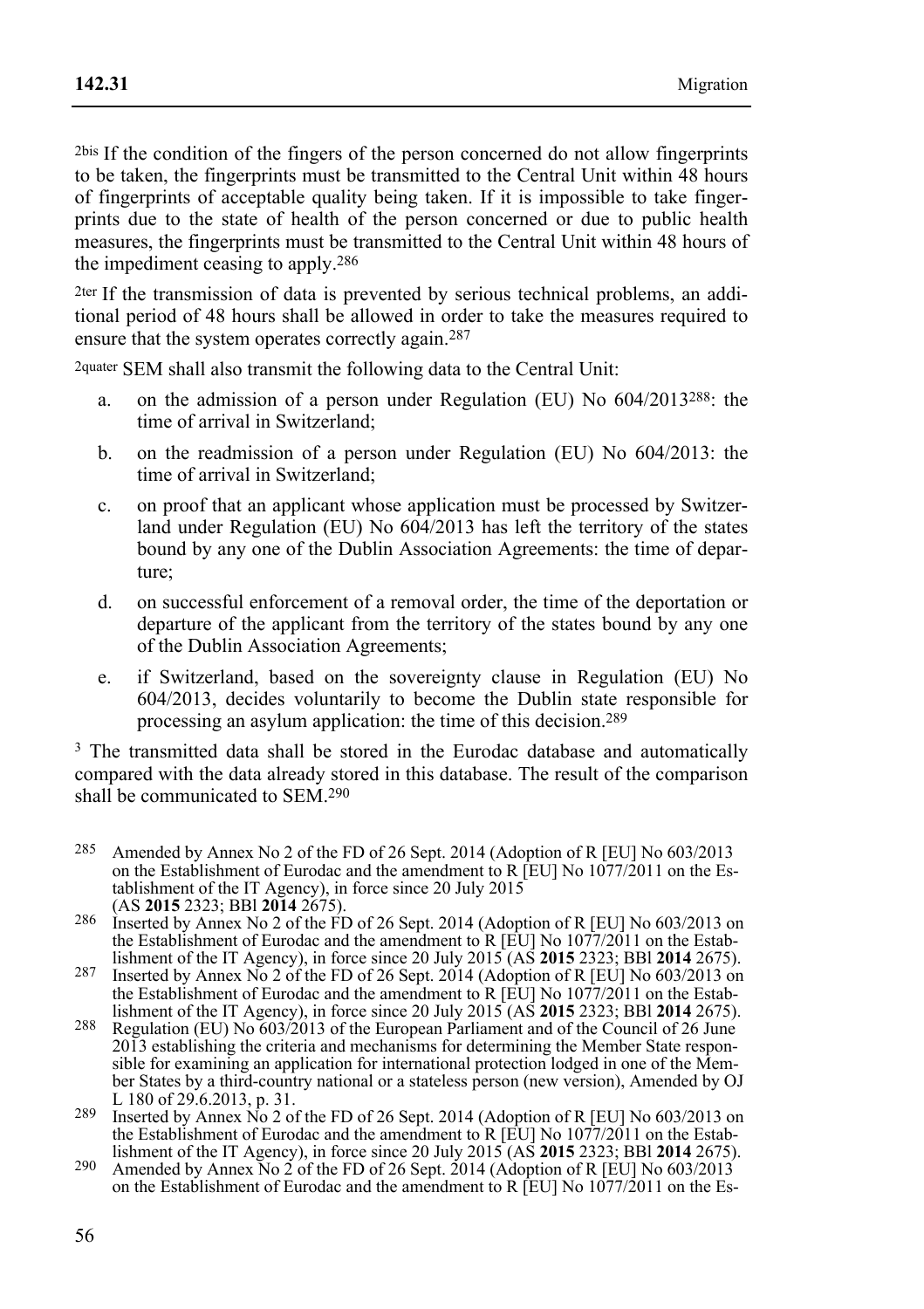2bis If the condition of the fingers of the person concerned do not allow fingerprints to be taken, the fingerprints must be transmitted to the Central Unit within 48 hours of fingerprints of acceptable quality being taken. If it is impossible to take fingerprints due to the state of health of the person concerned or due to public health measures, the fingerprints must be transmitted to the Central Unit within 48 hours of the impediment ceasing to apply.[286]

2ter If the transmission of data is prevented by serious technical problems, an additional period of 48 hours shall be allowed in order to take the measures required to ensure that the system operates correctly again.[287]

2quater SEM shall also transmit the following data to the Central Unit:

a. on the admission of a person under Regulation (EU) No 604/2013[288]: the time of arrival in Switzerland;

b. on the readmission of a person under Regulation (EU) No 604/2013: the time of arrival in Switzerland;

c. on proof that an applicant whose application must be processed by Switzerland under Regulation (EU) No 604/2013 has left the territory of the states bound by any one of the Dublin Association Agreements: the time of departure;

d. on successful enforcement of a removal order, the time of the deportation or departure of the applicant from the territory of the states bound by any one of the Dublin Association Agreements;

e. if Switzerland, based on the sovereignty clause in Regulation (EU) No 604/2013, decides voluntarily to become the Dublin state responsible for processing an asylum application: the time of this decision.[289]

3 The transmitted data shall be stored in the Eurodac database and automatically compared with the data already stored in this database. The result of the comparison shall be communicated to SEM.[290]

---

285 Amended by Annex No 2 of the FD of 26 Sept. 2014 (Adoption of R [EU] No 603/2013 on the Establishment of Eurodac and the amendment to R [EU] No 1077/2011 on the Establishment of the IT Agency), in force since 20 July 2015 (AS **2015** 2323; BBl **2014** 2675).

286 Inserted by Annex No 2 of the FD of 26 Sept. 2014 (Adoption of R [EU] No 603/2013 on the Establishment of Eurodac and the amendment to R [EU] No 1077/2011 on the Establishment of the IT Agency), in force since 20 July 2015 (AS **2015** 2323; BBl **2014** 2675).

287 Inserted by Annex No 2 of the FD of 26 Sept. 2014 (Adoption of R [EU] No 603/2013 on the Establishment of Eurodac and the amendment to R [EU] No 1077/2011 on the Establishment of the IT Agency), in force since 20 July 2015 (AS **2015** 2323; BBl **2014** 2675).

288 Regulation (EU) No 603/2013 of the European Parliament and of the Council of 26 June 2013 establishing the criteria and mechanisms for determining the Member State responsible for examining an application for international protection lodged in one of the Member States by a third-country national or a stateless person (new version), Amended by OJ L 180 of 29.6.2013, p. 31.

289 Inserted by Annex No 2 of the FD of 26 Sept. 2014 (Adoption of R [EU] No 603/2013 on the Establishment of Eurodac and the amendment to R [EU] No 1077/2011 on the Establishment of the IT Agency), in force since 20 July 2015 (AS **2015** 2323; BBl **2014** 2675).

290 Amended by Annex No 2 of the FD of 26 Sept. 2014 (Adoption of R [EU] No 603/2013 on the Establishment of Eurodac and the amendment to R [EU] No 1077/2011 on the Es-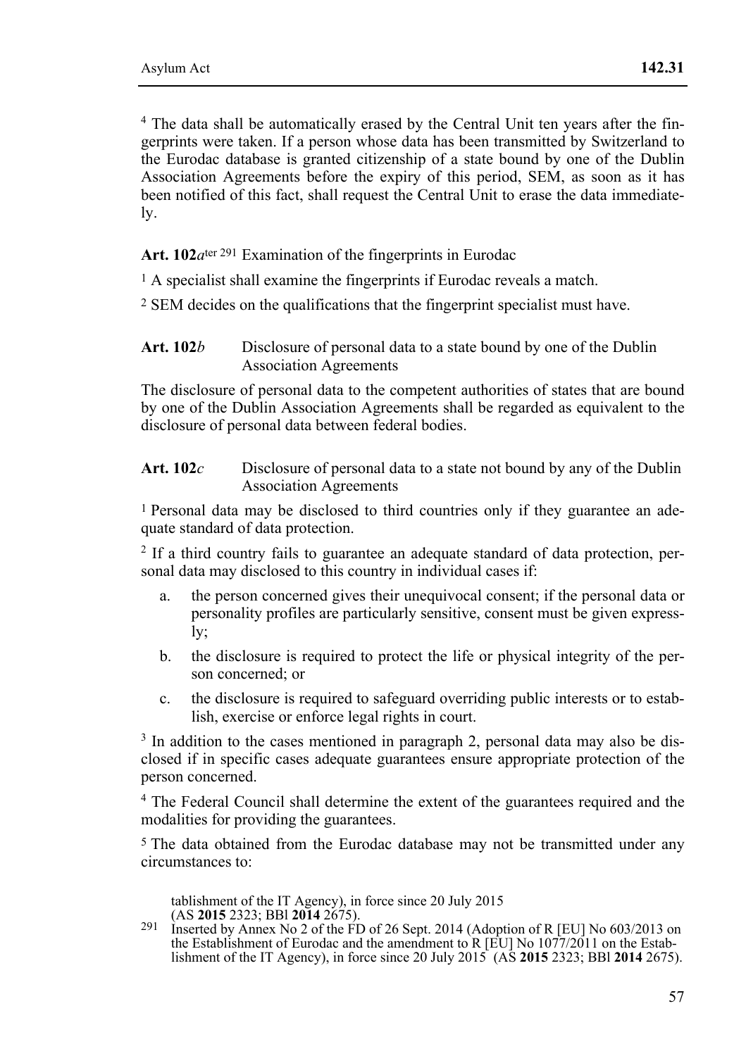[4] The data shall be automatically erased by the Central Unit ten years after the fingerprints were taken. If a person whose data has been transmitted by Switzerland to the Eurodac database is granted citizenship of a state bound by one of the Dublin Association Agreements before the expiry of this period, SEM, as soon as it has been notified of this fact, shall request the Central Unit to erase the data immediately.

**Art. 102*a*ter** [291] Examination of the fingerprints in Eurodac

[1] A specialist shall examine the fingerprints if Eurodac reveals a match.

[2] SEM decides on the qualifications that the fingerprint specialist must have.

**Art. 102*b*** Disclosure of personal data to a state bound by one of the Dublin Association Agreements

The disclosure of personal data to the competent authorities of states that are bound by one of the Dublin Association Agreements shall be regarded as equivalent to the disclosure of personal data between federal bodies.

**Art. 102*c*** Disclosure of personal data to a state not bound by any of the Dublin Association Agreements

[1] Personal data may be disclosed to third countries only if they guarantee an adequate standard of data protection.

[2] If a third country fails to guarantee an adequate standard of data protection, personal data may disclosed to this country in individual cases if:

a. the person concerned gives their unequivocal consent; if the personal data or personality profiles are particularly sensitive, consent must be given expressly;

b. the disclosure is required to protect the life or physical integrity of the person concerned; or

c. the disclosure is required to safeguard overriding public interests or to establish, exercise or enforce legal rights in court.

[3] In addition to the cases mentioned in paragraph 2, personal data may also be disclosed if in specific cases adequate guarantees ensure appropriate protection of the person concerned.

[4] The Federal Council shall determine the extent of the guarantees required and the modalities for providing the guarantees.

[5] The data obtained from the Eurodac database may not be transmitted under any circumstances to:

tablishment of the IT Agency), in force since 20 July 2015 (AS **2015** 2323; BBl **2014** 2675).

291 Inserted by Annex No 2 of the FD of 26 Sept. 2014 (Adoption of R [EU] No 603/2013 on the Establishment of Eurodac and the amendment to R [EU] No 1077/2011 on the Establishment of the IT Agency), in force since 20 July 2015 (AS **2015** 2323; BBl **2014** 2675).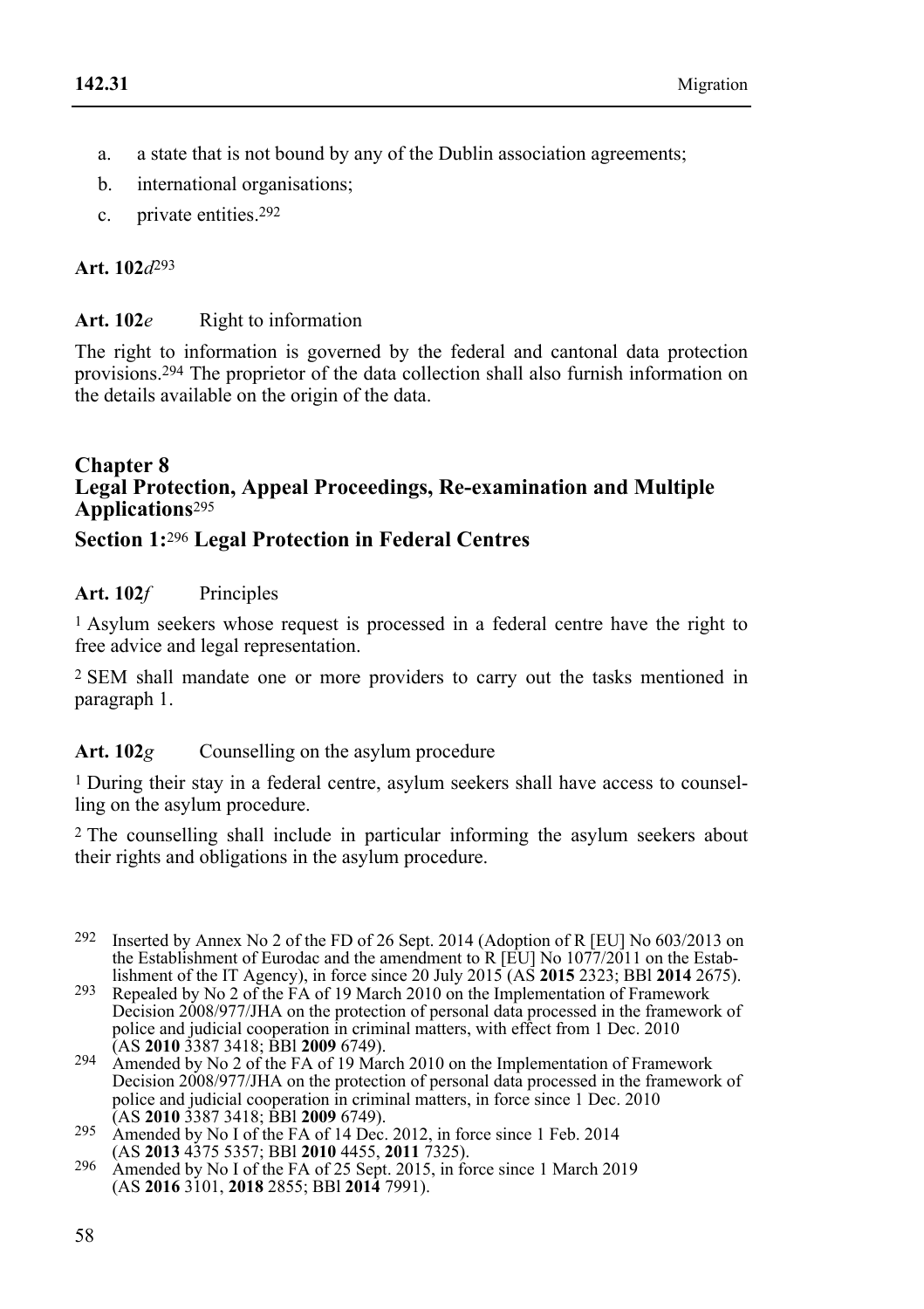a. a state that is not bound by any of the Dublin association agreements;
b. international organisations;
c. private entities.[292]

**Art. 102*d***[293]

**Art. 102*e*** Right to information

The right to information is governed by the federal and cantonal data protection provisions.[294] The proprietor of the data collection shall also furnish information on the details available on the origin of the data.

## Chapter 8 Legal Protection, Appeal Proceedings, Re-examination and Multiple Applications[295]

### Section 1:[296] Legal Protection in Federal Centres

**Art. 102*f*** Principles

[1] Asylum seekers whose request is processed in a federal centre have the right to free advice and legal representation.

[2] SEM shall mandate one or more providers to carry out the tasks mentioned in paragraph 1.

**Art. 102*g*** Counselling on the asylum procedure

[1] During their stay in a federal centre, asylum seekers shall have access to counselling on the asylum procedure.

[2] The counselling shall include in particular informing the asylum seekers about their rights and obligations in the asylum procedure.

---

292 Inserted by Annex No 2 of the FD of 26 Sept. 2014 (Adoption of R [EU] No 603/2013 on the Establishment of Eurodac and the amendment to R [EU] No 1077/2011 on the Establishment of the IT Agency), in force since 20 July 2015 (AS **2015** 2323; BBl **2014** 2675).

293 Repealed by No 2 of the FA of 19 March 2010 on the Implementation of Framework Decision 2008/977/JHA on the protection of personal data processed in the framework of police and judicial cooperation in criminal matters, with effect from 1 Dec. 2010 (AS **2010** 3387 3418; BBl **2009** 6749).

294 Amended by No 2 of the FA of 19 March 2010 on the Implementation of Framework Decision 2008/977/JHA on the protection of personal data processed in the framework of police and judicial cooperation in criminal matters, in force since 1 Dec. 2010 (AS **2010** 3387 3418; BBl **2009** 6749).

295 Amended by No I of the FA of 14 Dec. 2012, in force since 1 Feb. 2014 (AS **2013** 4375 5357; BBl **2010** 4455, **2011** 7325).

296 Amended by No I of the FA of 25 Sept. 2015, in force since 1 March 2019 (AS **2016** 3101, **2018** 2855; BBl **2014** 7991).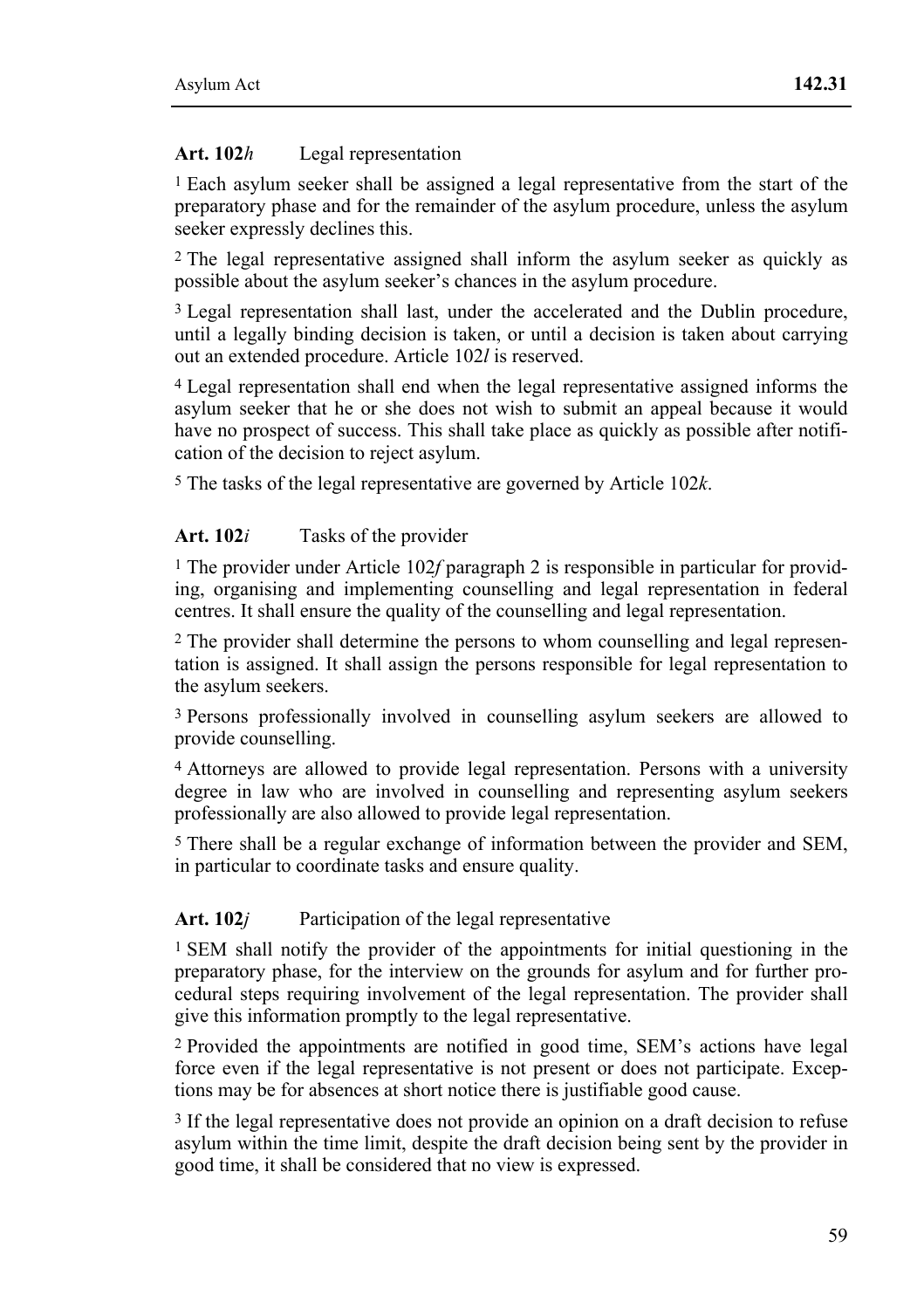### Art. 102*h* Legal representation

[1] Each asylum seeker shall be assigned a legal representative from the start of the preparatory phase and for the remainder of the asylum procedure, unless the asylum seeker expressly declines this.

[2] The legal representative assigned shall inform the asylum seeker as quickly as possible about the asylum seeker's chances in the asylum procedure.

[3] Legal representation shall last, under the accelerated and the Dublin procedure, until a legally binding decision is taken, or until a decision is taken about carrying out an extended procedure. Article 102*l* is reserved.

[4] Legal representation shall end when the legal representative assigned informs the asylum seeker that he or she does not wish to submit an appeal because it would have no prospect of success. This shall take place as quickly as possible after notification of the decision to reject asylum.

[5] The tasks of the legal representative are governed by Article 102*k*.

### Art. 102*i* Tasks of the provider

[1] The provider under Article 102*f* paragraph 2 is responsible in particular for providing, organising and implementing counselling and legal representation in federal centres. It shall ensure the quality of the counselling and legal representation.

[2] The provider shall determine the persons to whom counselling and legal representation is assigned. It shall assign the persons responsible for legal representation to the asylum seekers.

[3] Persons professionally involved in counselling asylum seekers are allowed to provide counselling.

[4] Attorneys are allowed to provide legal representation. Persons with a university degree in law who are involved in counselling and representing asylum seekers professionally are also allowed to provide legal representation.

[5] There shall be a regular exchange of information between the provider and SEM, in particular to coordinate tasks and ensure quality.

### Art. 102*j* Participation of the legal representative

[1] SEM shall notify the provider of the appointments for initial questioning in the preparatory phase, for the interview on the grounds for asylum and for further procedural steps requiring involvement of the legal representation. The provider shall give this information promptly to the legal representative.

[2] Provided the appointments are notified in good time, SEM's actions have legal force even if the legal representative is not present or does not participate. Exceptions may be for absences at short notice there is justifiable good cause.

[3] If the legal representative does not provide an opinion on a draft decision to refuse asylum within the time limit, despite the draft decision being sent by the provider in good time, it shall be considered that no view is expressed.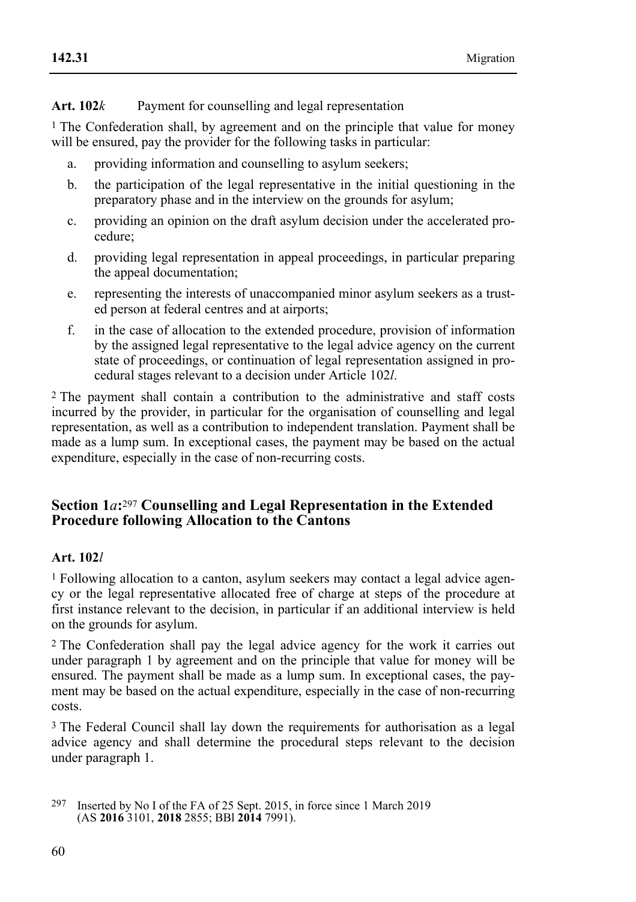**Art. 102*k*** Payment for counselling and legal representation

[1] The Confederation shall, by agreement and on the principle that value for money will be ensured, pay the provider for the following tasks in particular:

a. providing information and counselling to asylum seekers;

b. the participation of the legal representative in the initial questioning in the preparatory phase and in the interview on the grounds for asylum;

c. providing an opinion on the draft asylum decision under the accelerated procedure;

d. providing legal representation in appeal proceedings, in particular preparing the appeal documentation;

e. representing the interests of unaccompanied minor asylum seekers as a trusted person at federal centres and at airports;

f. in the case of allocation to the extended procedure, provision of information by the assigned legal representative to the legal advice agency on the current state of proceedings, or continuation of legal representation assigned in procedural stages relevant to a decision under Article 102*l*.

[2] The payment shall contain a contribution to the administrative and staff costs incurred by the provider, in particular for the organisation of counselling and legal representation, as well as a contribution to independent translation. Payment shall be made as a lump sum. In exceptional cases, the payment may be based on the actual expenditure, especially in the case of non-recurring costs.

## Section 1*a*:[297] Counselling and Legal Representation in the Extended Procedure following Allocation to the Cantons

**Art. 102*l***

[1] Following allocation to a canton, asylum seekers may contact a legal advice agency or the legal representative allocated free of charge at steps of the procedure at first instance relevant to the decision, in particular if an additional interview is held on the grounds for asylum.

[2] The Confederation shall pay the legal advice agency for the work it carries out under paragraph 1 by agreement and on the principle that value for money will be ensured. The payment shall be made as a lump sum. In exceptional cases, the payment may be based on the actual expenditure, especially in the case of non-recurring costs.

[3] The Federal Council shall lay down the requirements for authorisation as a legal advice agency and shall determine the procedural steps relevant to the decision under paragraph 1.

[297] Inserted by No I of the FA of 25 Sept. 2015, in force since 1 March 2019 (AS **2016** 3101, **2018** 2855; BBl **2014** 7991).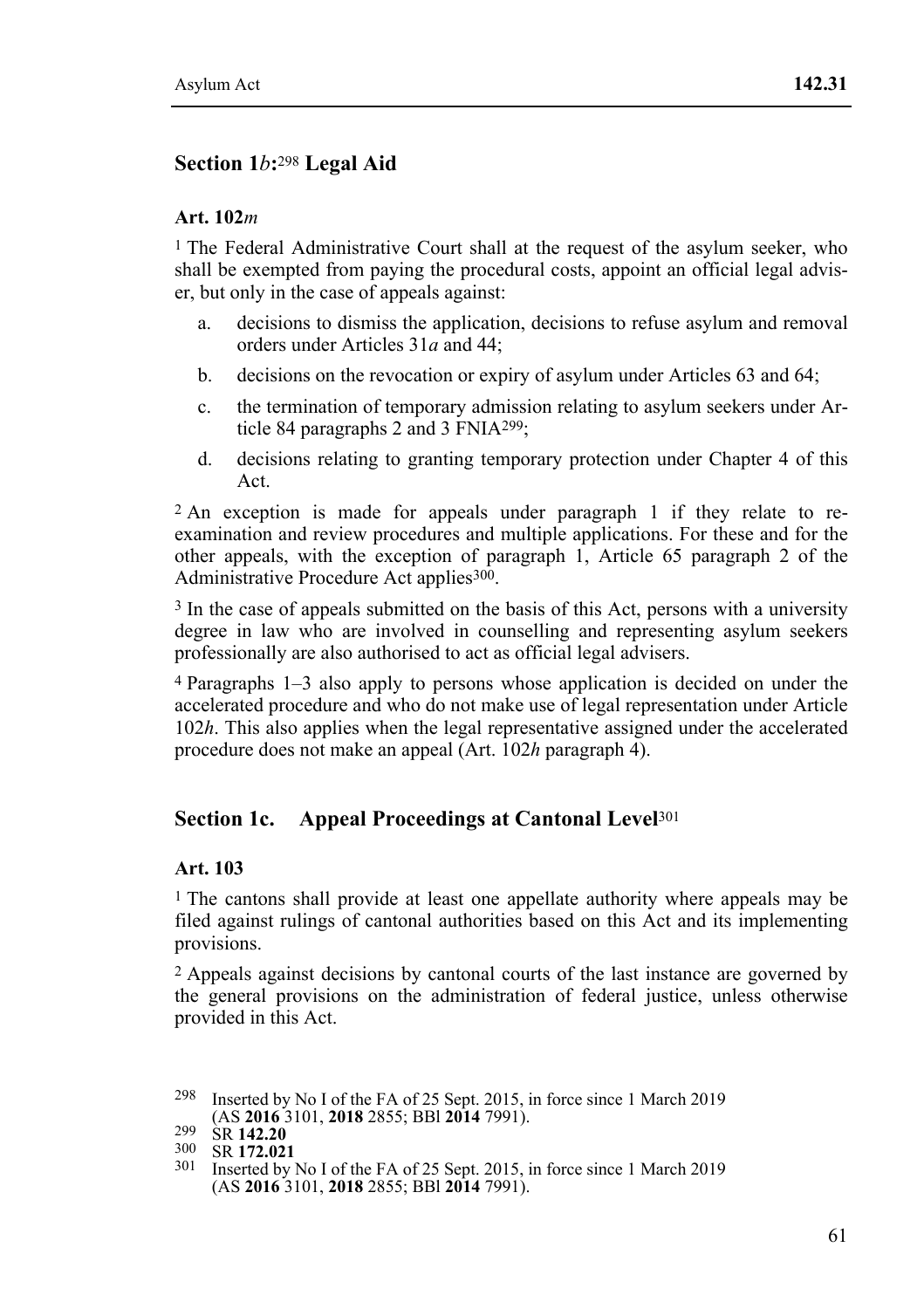## Section 1*b*:[298] Legal Aid

### Art. 102*m*

[1] The Federal Administrative Court shall at the request of the asylum seeker, who shall be exempted from paying the procedural costs, appoint an official legal adviser, but only in the case of appeals against:

a. decisions to dismiss the application, decisions to refuse asylum and removal orders under Articles 31*a* and 44;

b. decisions on the revocation or expiry of asylum under Articles 63 and 64;

c. the termination of temporary admission relating to asylum seekers under Article 84 paragraphs 2 and 3 FNIA[299];

d. decisions relating to granting temporary protection under Chapter 4 of this Act.

[2] An exception is made for appeals under paragraph 1 if they relate to re-examination and review procedures and multiple applications. For these and for the other appeals, with the exception of paragraph 1, Article 65 paragraph 2 of the Administrative Procedure Act applies[300].

[3] In the case of appeals submitted on the basis of this Act, persons with a university degree in law who are involved in counselling and representing asylum seekers professionally are also authorised to act as official legal advisers.

[4] Paragraphs 1–3 also apply to persons whose application is decided on under the accelerated procedure and who do not make use of legal representation under Article 102*h*. This also applies when the legal representative assigned under the accelerated procedure does not make an appeal (Art. 102*h* paragraph 4).

## Section 1c. Appeal Proceedings at Cantonal Level[301]

### Art. 103

[1] The cantons shall provide at least one appellate authority where appeals may be filed against rulings of cantonal authorities based on this Act and its implementing provisions.

[2] Appeals against decisions by cantonal courts of the last instance are governed by the general provisions on the administration of federal justice, unless otherwise provided in this Act.

---

[298] Inserted by No I of the FA of 25 Sept. 2015, in force since 1 March 2019 (AS **2016** 3101, **2018** 2855; BBl **2014** 7991).

[299] SR **142.20**

[300] SR **172.021**

[301] Inserted by No I of the FA of 25 Sept. 2015, in force since 1 March 2019 (AS **2016** 3101, **2018** 2855; BBl **2014** 7991).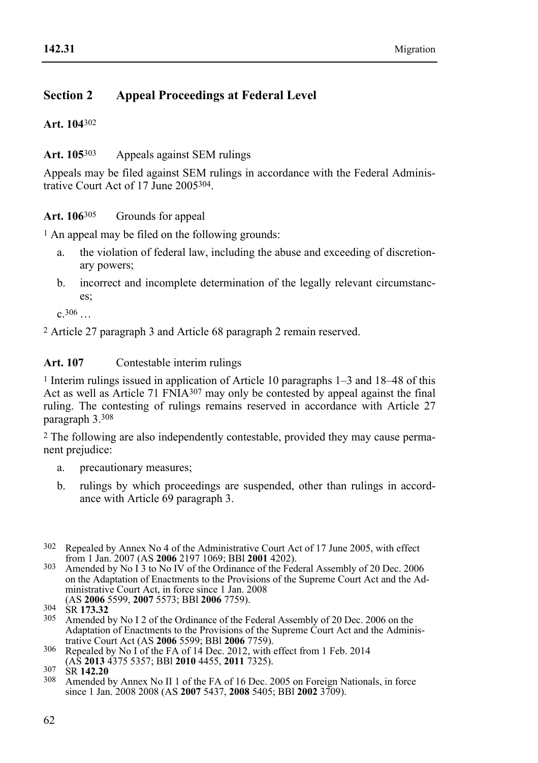## Section 2 Appeal Proceedings at Federal Level

**Art. 104**[302]

**Art. 105**[303] Appeals against SEM rulings

Appeals may be filed against SEM rulings in accordance with the Federal Administrative Court Act of 17 June 2005[304].

**Art. 106**[305] Grounds for appeal

[1] An appeal may be filed on the following grounds:

a. the violation of federal law, including the abuse and exceeding of discretionary powers;

b. incorrect and incomplete determination of the legally relevant circumstances;

c.[306] …

[2] Article 27 paragraph 3 and Article 68 paragraph 2 remain reserved.

**Art. 107** Contestable interim rulings

[1] Interim rulings issued in application of Article 10 paragraphs 1–3 and 18–48 of this Act as well as Article 71 FNIA[307] may only be contested by appeal against the final ruling. The contesting of rulings remains reserved in accordance with Article 27 paragraph 3.[308]

[2] The following are also independently contestable, provided they may cause permanent prejudice:

a. precautionary measures;

b. rulings by which proceedings are suspended, other than rulings in accordance with Article 69 paragraph 3.

---

302 Repealed by Annex No 4 of the Administrative Court Act of 17 June 2005, with effect from 1 Jan. 2007 (AS **2006** 2197 1069; BBl **2001** 4202).

303 Amended by No I 3 to No IV of the Ordinance of the Federal Assembly of 20 Dec. 2006 on the Adaptation of Enactments to the Provisions of the Supreme Court Act and the Administrative Court Act, in force since 1 Jan. 2008 (AS **2006** 5599, **2007** 5573; BBl **2006** 7759).

304 SR **173.32**

305 Amended by No I 2 of the Ordinance of the Federal Assembly of 20 Dec. 2006 on the Adaptation of Enactments to the Provisions of the Supreme Court Act and the Administrative Court Act (AS **2006** 5599; BBl **2006** 7759).

306 Repealed by No I of the FA of 14 Dec. 2012, with effect from 1 Feb. 2014 (AS **2013** 4375 5357; BBl **2010** 4455, **2011** 7325).

307 SR **142.20**

308 Amended by Annex No II 1 of the FA of 16 Dec. 2005 on Foreign Nationals, in force since 1 Jan. 2008 2008 (AS **2007** 5437, **2008** 5405; BBl **2002** 3709).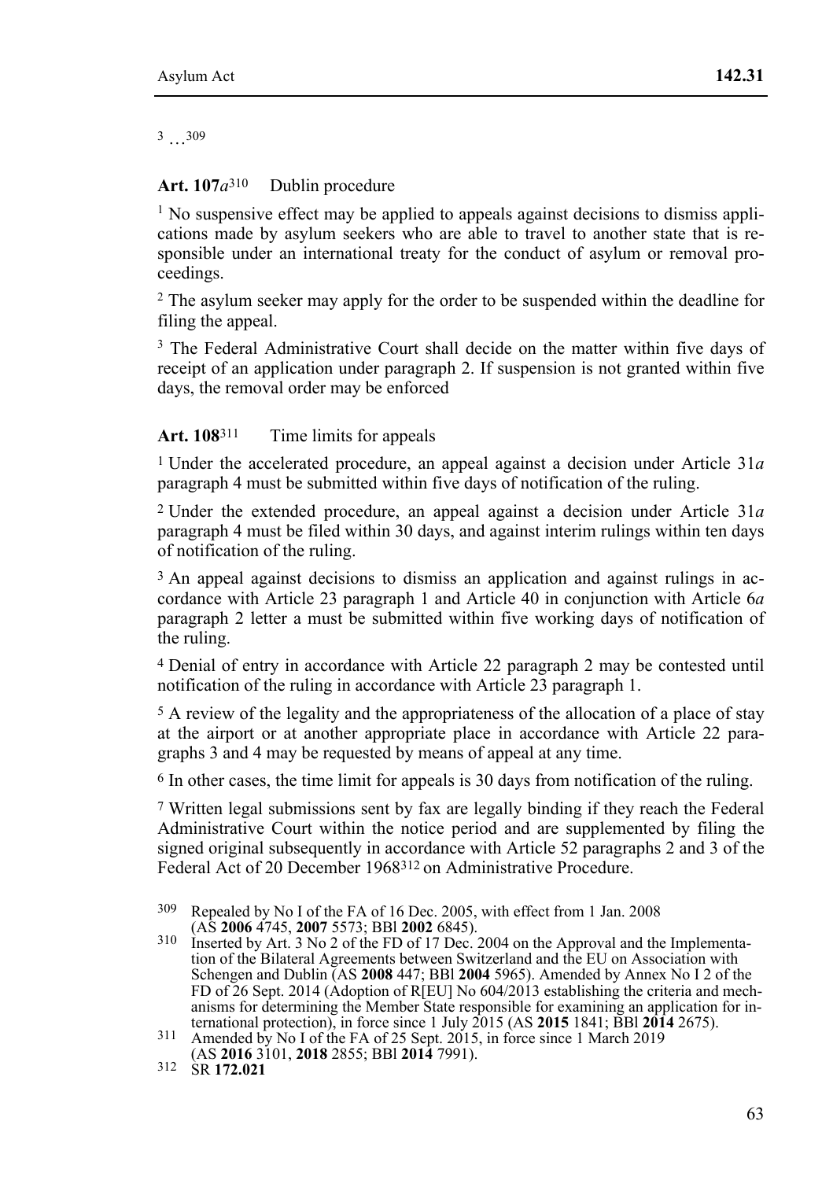[3] …[309]

**Art. 107*a*[310]** Dublin procedure

[1] No suspensive effect may be applied to appeals against decisions to dismiss applications made by asylum seekers who are able to travel to another state that is responsible under an international treaty for the conduct of asylum or removal proceedings.

[2] The asylum seeker may apply for the order to be suspended within the deadline for filing the appeal.

[3] The Federal Administrative Court shall decide on the matter within five days of receipt of an application under paragraph 2. If suspension is not granted within five days, the removal order may be enforced

**Art. 108[311]** Time limits for appeals

[1] Under the accelerated procedure, an appeal against a decision under Article 31*a* paragraph 4 must be submitted within five days of notification of the ruling.

[2] Under the extended procedure, an appeal against a decision under Article 31*a* paragraph 4 must be filed within 30 days, and against interim rulings within ten days of notification of the ruling.

[3] An appeal against decisions to dismiss an application and against rulings in accordance with Article 23 paragraph 1 and Article 40 in conjunction with Article 6*a* paragraph 2 letter a must be submitted within five working days of notification of the ruling.

[4] Denial of entry in accordance with Article 22 paragraph 2 may be contested until notification of the ruling in accordance with Article 23 paragraph 1.

[5] A review of the legality and the appropriateness of the allocation of a place of stay at the airport or at another appropriate place in accordance with Article 22 paragraphs 3 and 4 may be requested by means of appeal at any time.

[6] In other cases, the time limit for appeals is 30 days from notification of the ruling.

[7] Written legal submissions sent by fax are legally binding if they reach the Federal Administrative Court within the notice period and are supplemented by filing the signed original subsequently in accordance with Article 52 paragraphs 2 and 3 of the Federal Act of 20 December 1968[312] on Administrative Procedure.

---

309 Repealed by No I of the FA of 16 Dec. 2005, with effect from 1 Jan. 2008 (AS **2006** 4745, **2007** 5573; BBl **2002** 6845).

310 Inserted by Art. 3 No 2 of the FD of 17 Dec. 2004 on the Approval and the Implementation of the Bilateral Agreements between Switzerland and the EU on Association with Schengen and Dublin (AS **2008** 447; BBl **2004** 5965). Amended by Annex No I 2 of the FD of 26 Sept. 2014 (Adoption of R[EU] No 604/2013 establishing the criteria and mechanisms for determining the Member State responsible for examining an application for international protection), in force since 1 July 2015 (AS **2015** 1841; BBl **2014** 2675).

311 Amended by No I of the FA of 25 Sept. 2015, in force since 1 March 2019 (AS **2016** 3101, **2018** 2855; BBl **2014** 7991).

312 SR **172.021**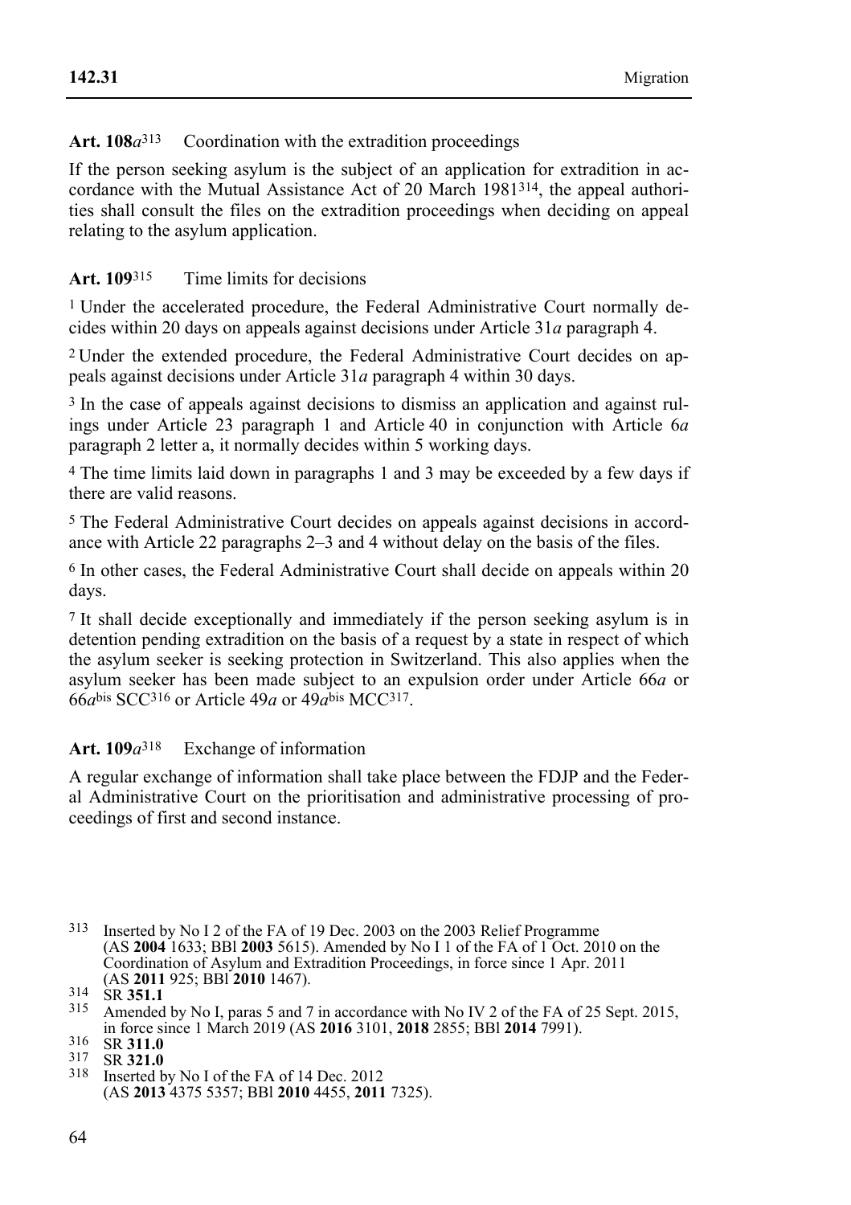**Art. 108*a*[313]** Coordination with the extradition proceedings

If the person seeking asylum is the subject of an application for extradition in accordance with the Mutual Assistance Act of 20 March 1981[314], the appeal authorities shall consult the files on the extradition proceedings when deciding on appeal relating to the asylum application.

**Art. 109[315]** Time limits for decisions

[1] Under the accelerated procedure, the Federal Administrative Court normally decides within 20 days on appeals against decisions under Article 31*a* paragraph 4.

[2] Under the extended procedure, the Federal Administrative Court decides on appeals against decisions under Article 31*a* paragraph 4 within 30 days.

[3] In the case of appeals against decisions to dismiss an application and against rulings under Article 23 paragraph 1 and Article 40 in conjunction with Article 6*a* paragraph 2 letter a, it normally decides within 5 working days.

[4] The time limits laid down in paragraphs 1 and 3 may be exceeded by a few days if there are valid reasons.

[5] The Federal Administrative Court decides on appeals against decisions in accordance with Article 22 paragraphs 2–3 and 4 without delay on the basis of the files.

[6] In other cases, the Federal Administrative Court shall decide on appeals within 20 days.

[7] It shall decide exceptionally and immediately if the person seeking asylum is in detention pending extradition on the basis of a request by a state in respect of which the asylum seeker is seeking protection in Switzerland. This also applies when the asylum seeker has been made subject to an expulsion order under Article 66*a* or 66*a*bis SCC[316] or Article 49*a* or 49*a*bis MCC[317].

**Art. 109*a*[318]** Exchange of information

A regular exchange of information shall take place between the FDJP and the Federal Administrative Court on the prioritisation and administrative processing of proceedings of first and second instance.

---

313 Inserted by No I 2 of the FA of 19 Dec. 2003 on the 2003 Relief Programme (AS **2004** 1633; BBl **2003** 5615). Amended by No I 1 of the FA of 1 Oct. 2010 on the Coordination of Asylum and Extradition Proceedings, in force since 1 Apr. 2011 (AS **2011** 925; BBl **2010** 1467).

314 SR **351.1**

315 Amended by No I, paras 5 and 7 in accordance with No IV 2 of the FA of 25 Sept. 2015, in force since 1 March 2019 (AS **2016** 3101, **2018** 2855; BBl **2014** 7991).

316 SR **311.0**

317 SR **321.0**

318 Inserted by No I of the FA of 14 Dec. 2012 (AS **2013** 4375 5357; BBl **2010** 4455, **2011** 7325).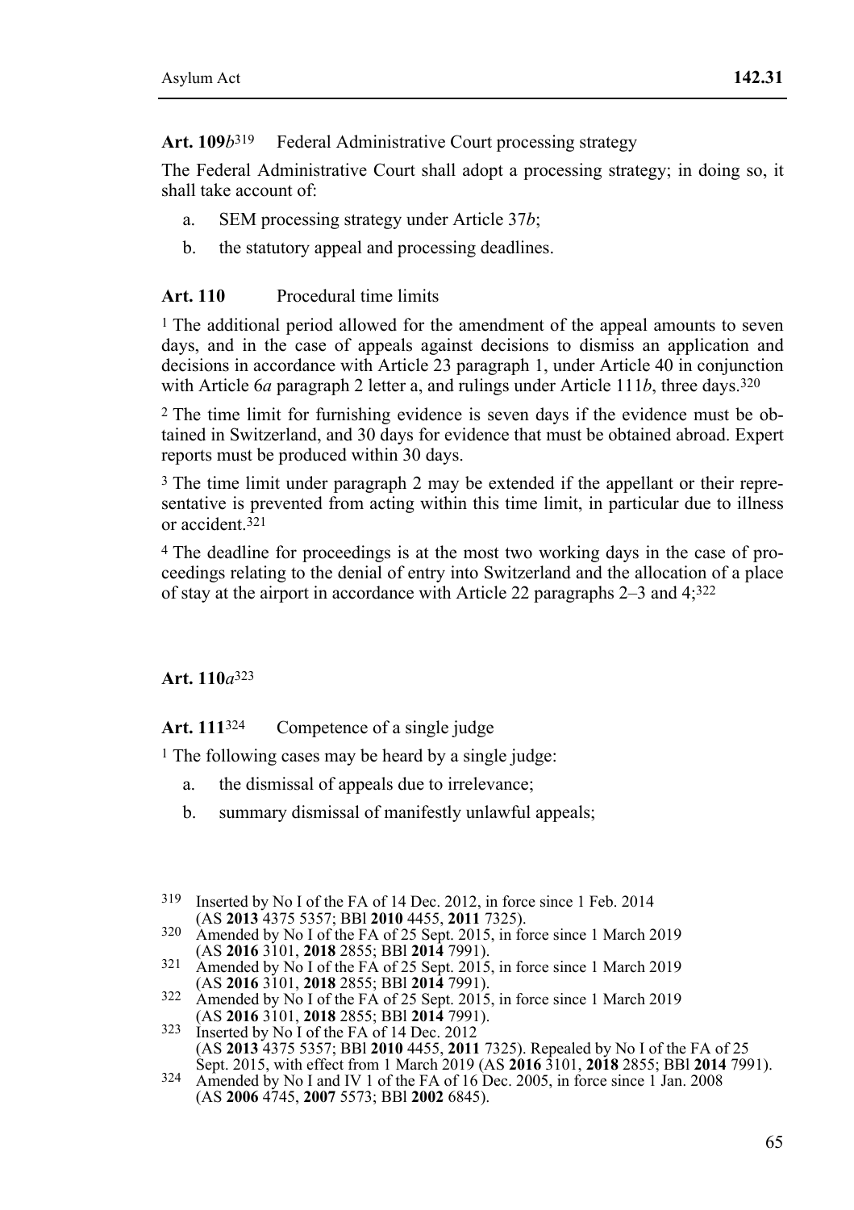**Art. 109*b*[319]** Federal Administrative Court processing strategy

The Federal Administrative Court shall adopt a processing strategy; in doing so, it shall take account of:

a. SEM processing strategy under Article 37*b*;
b. the statutory appeal and processing deadlines.

**Art. 110** Procedural time limits

[1] The additional period allowed for the amendment of the appeal amounts to seven days, and in the case of appeals against decisions to dismiss an application and decisions in accordance with Article 23 paragraph 1, under Article 40 in conjunction with Article 6*a* paragraph 2 letter a, and rulings under Article 111*b*, three days.[320]

[2] The time limit for furnishing evidence is seven days if the evidence must be obtained in Switzerland, and 30 days for evidence that must be obtained abroad. Expert reports must be produced within 30 days.

[3] The time limit under paragraph 2 may be extended if the appellant or their representative is prevented from acting within this time limit, in particular due to illness or accident.[321]

[4] The deadline for proceedings is at the most two working days in the case of proceedings relating to the denial of entry into Switzerland and the allocation of a place of stay at the airport in accordance with Article 22 paragraphs 2–3 and 4;[322]

**Art. 110*a*[323]**

**Art. 111[324]** Competence of a single judge

[1] The following cases may be heard by a single judge:

a. the dismissal of appeals due to irrelevance;
b. summary dismissal of manifestly unlawful appeals;

---

[319] Inserted by No I of the FA of 14 Dec. 2012, in force since 1 Feb. 2014 (AS **2013** 4375 5357; BBl **2010** 4455, **2011** 7325).

[320] Amended by No I of the FA of 25 Sept. 2015, in force since 1 March 2019 (AS **2016** 3101, **2018** 2855; BBl **2014** 7991).

[321] Amended by No I of the FA of 25 Sept. 2015, in force since 1 March 2019 (AS **2016** 3101, **2018** 2855; BBl **2014** 7991).

[322] Amended by No I of the FA of 25 Sept. 2015, in force since 1 March 2019 (AS **2016** 3101, **2018** 2855; BBl **2014** 7991).

[323] Inserted by No I of the FA of 14 Dec. 2012 (AS **2013** 4375 5357; BBl **2010** 4455, **2011** 7325). Repealed by No I of the FA of 25 Sept. 2015, with effect from 1 March 2019 (AS **2016** 3101, **2018** 2855; BBl **2014** 7991).

[324] Amended by No I and IV 1 of the FA of 16 Dec. 2005, in force since 1 Jan. 2008 (AS **2006** 4745, **2007** 5573; BBl **2002** 6845).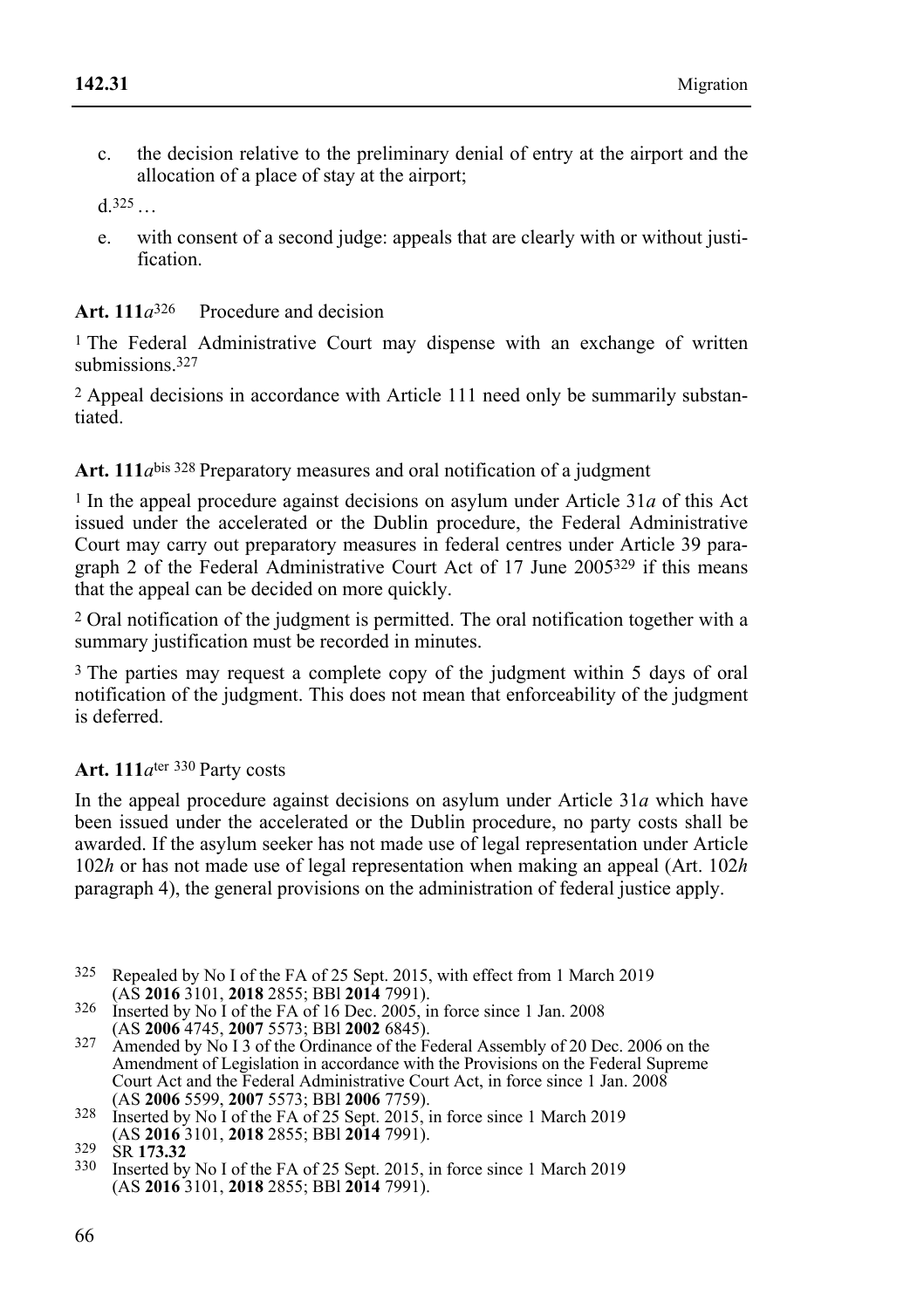c. the decision relative to the preliminary denial of entry at the airport and the allocation of a place of stay at the airport;

d.[325] …

e. with consent of a second judge: appeals that are clearly with or without justification.

**Art. 111*a*[326]** Procedure and decision

[1] The Federal Administrative Court may dispense with an exchange of written submissions.[327]

[2] Appeal decisions in accordance with Article 111 need only be summarily substantiated.

**Art. 111*a*bis [328]** Preparatory measures and oral notification of a judgment

[1] In the appeal procedure against decisions on asylum under Article 31*a* of this Act issued under the accelerated or the Dublin procedure, the Federal Administrative Court may carry out preparatory measures in federal centres under Article 39 paragraph 2 of the Federal Administrative Court Act of 17 June 2005[329] if this means that the appeal can be decided on more quickly.

[2] Oral notification of the judgment is permitted. The oral notification together with a summary justification must be recorded in minutes.

[3] The parties may request a complete copy of the judgment within 5 days of oral notification of the judgment. This does not mean that enforceability of the judgment is deferred.

**Art. 111*a*ter [330]** Party costs

In the appeal procedure against decisions on asylum under Article 31*a* which have been issued under the accelerated or the Dublin procedure, no party costs shall be awarded. If the asylum seeker has not made use of legal representation under Article 102*h* or has not made use of legal representation when making an appeal (Art. 102*h* paragraph 4), the general provisions on the administration of federal justice apply.

---

325 Repealed by No I of the FA of 25 Sept. 2015, with effect from 1 March 2019 (AS **2016** 3101, **2018** 2855; BBl **2014** 7991).

326 Inserted by No I of the FA of 16 Dec. 2005, in force since 1 Jan. 2008 (AS **2006** 4745, **2007** 5573; BBl **2002** 6845).

327 Amended by No I 3 of the Ordinance of the Federal Assembly of 20 Dec. 2006 on the Amendment of Legislation in accordance with the Provisions on the Federal Supreme Court Act and the Federal Administrative Court Act, in force since 1 Jan. 2008 (AS **2006** 5599, **2007** 5573; BBl **2006** 7759).

328 Inserted by No I of the FA of 25 Sept. 2015, in force since 1 March 2019 (AS **2016** 3101, **2018** 2855; BBl **2014** 7991).

329 SR **173.32**

330 Inserted by No I of the FA of 25 Sept. 2015, in force since 1 March 2019 (AS **2016** 3101, **2018** 2855; BBl **2014** 7991).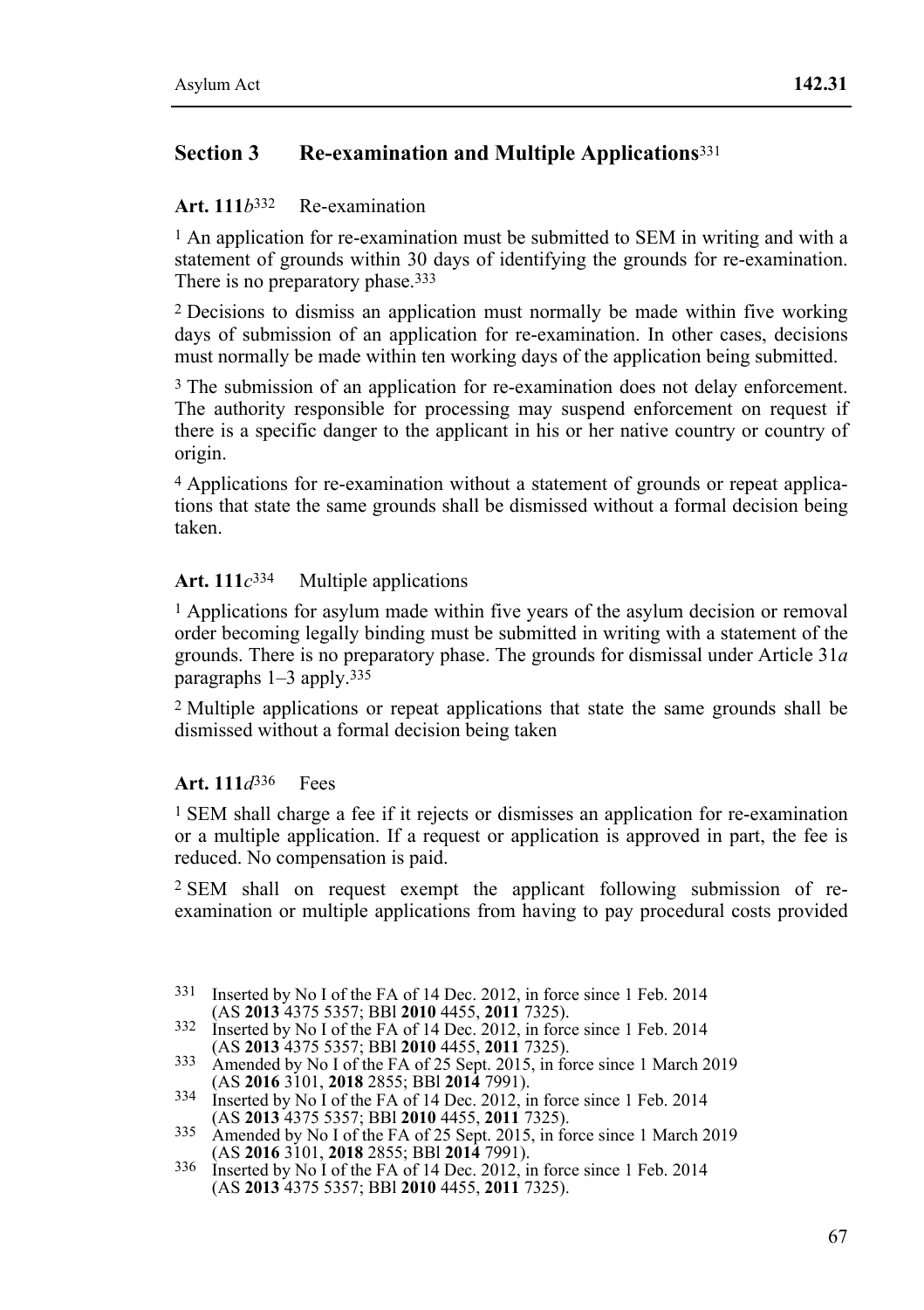## Section 3 Re-examination and Multiple Applications[331]

### Art. 111*b*[332] Re-examination

[1] An application for re-examination must be submitted to SEM in writing and with a statement of grounds within 30 days of identifying the grounds for re-examination. There is no preparatory phase.[333]

[2] Decisions to dismiss an application must normally be made within five working days of submission of an application for re-examination. In other cases, decisions must normally be made within ten working days of the application being submitted.

[3] The submission of an application for re-examination does not delay enforcement. The authority responsible for processing may suspend enforcement on request if there is a specific danger to the applicant in his or her native country or country of origin.

[4] Applications for re-examination without a statement of grounds or repeat applications that state the same grounds shall be dismissed without a formal decision being taken.

### Art. 111*c*[334] Multiple applications

[1] Applications for asylum made within five years of the asylum decision or removal order becoming legally binding must be submitted in writing with a statement of the grounds. There is no preparatory phase. The grounds for dismissal under Article 31*a* paragraphs 1–3 apply.[335]

[2] Multiple applications or repeat applications that state the same grounds shall be dismissed without a formal decision being taken

### Art. 111*d*[336] Fees

[1] SEM shall charge a fee if it rejects or dismisses an application for re-examination or a multiple application. If a request or application is approved in part, the fee is reduced. No compensation is paid.

[2] SEM shall on request exempt the applicant following submission of re-examination or multiple applications from having to pay procedural costs provided

---

331 Inserted by No I of the FA of 14 Dec. 2012, in force since 1 Feb. 2014 (AS **2013** 4375 5357; BBl **2010** 4455, **2011** 7325).

332 Inserted by No I of the FA of 14 Dec. 2012, in force since 1 Feb. 2014 (AS **2013** 4375 5357; BBl **2010** 4455, **2011** 7325).

333 Amended by No I of the FA of 25 Sept. 2015, in force since 1 March 2019 (AS **2016** 3101, **2018** 2855; BBl **2014** 7991).

334 Inserted by No I of the FA of 14 Dec. 2012, in force since 1 Feb. 2014 (AS **2013** 4375 5357; BBl **2010** 4455, **2011** 7325).

335 Amended by No I of the FA of 25 Sept. 2015, in force since 1 March 2019 (AS **2016** 3101, **2018** 2855; BBl **2014** 7991).

336 Inserted by No I of the FA of 14 Dec. 2012, in force since 1 Feb. 2014 (AS **2013** 4375 5357; BBl **2010** 4455, **2011** 7325).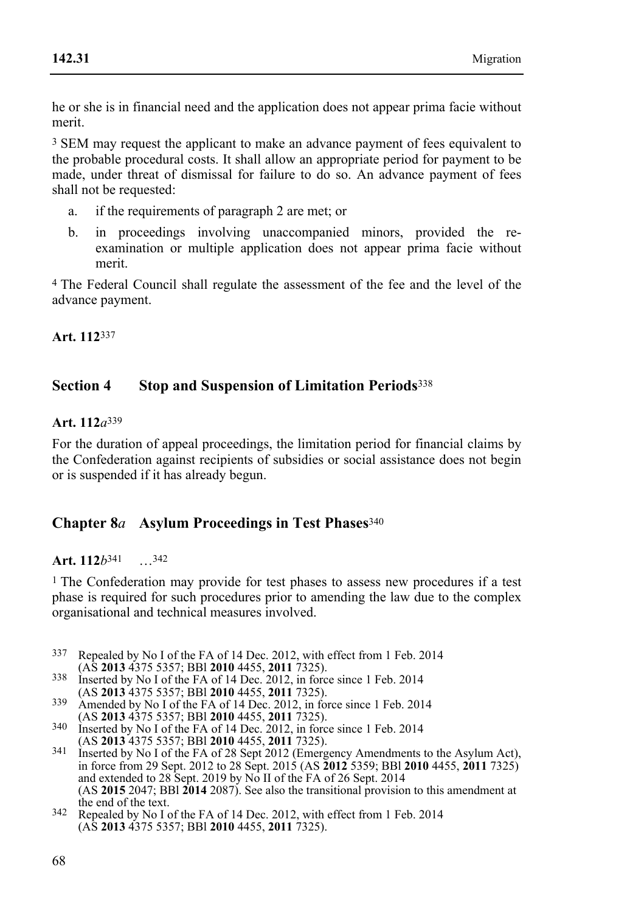he or she is in financial need and the application does not appear prima facie without merit.

[3] SEM may request the applicant to make an advance payment of fees equivalent to the probable procedural costs. It shall allow an appropriate period for payment to be made, under threat of dismissal for failure to do so. An advance payment of fees shall not be requested:

a. if the requirements of paragraph 2 are met; or

b. in proceedings involving unaccompanied minors, provided the re-examination or multiple application does not appear prima facie without merit.

[4] The Federal Council shall regulate the assessment of the fee and the level of the advance payment.

**Art. 112**[337]

## Section 4 Stop and Suspension of Limitation Periods[338]

**Art. 112*a***[339]

For the duration of appeal proceedings, the limitation period for financial claims by the Confederation against recipients of subsidies or social assistance does not begin or is suspended if it has already begun.

## Chapter 8*a* Asylum Proceedings in Test Phases[340]

**Art. 112*b***[341] …[342]

[1] The Confederation may provide for test phases to assess new procedures if a test phase is required for such procedures prior to amending the law due to the complex organisational and technical measures involved.

---

[337] Repealed by No I of the FA of 14 Dec. 2012, with effect from 1 Feb. 2014 (AS **2013** 4375 5357; BBl **2010** 4455, **2011** 7325).

[338] Inserted by No I of the FA of 14 Dec. 2012, in force since 1 Feb. 2014 (AS **2013** 4375 5357; BBl **2010** 4455, **2011** 7325).

[339] Amended by No I of the FA of 14 Dec. 2012, in force since 1 Feb. 2014 (AS **2013** 4375 5357; BBl **2010** 4455, **2011** 7325).

[340] Inserted by No I of the FA of 14 Dec. 2012, in force since 1 Feb. 2014 (AS **2013** 4375 5357; BBl **2010** 4455, **2011** 7325).

[341] Inserted by No I of the FA of 28 Sept 2012 (Emergency Amendments to the Asylum Act), in force from 29 Sept. 2012 to 28 Sept. 2015 (AS **2012** 5359; BBl **2010** 4455, **2011** 7325) and extended to 28 Sept. 2019 by No II of the FA of 26 Sept. 2014 (AS **2015** 2047; BBl **2014** 2087). See also the transitional provision to this amendment at the end of the text.

[342] Repealed by No I of the FA of 14 Dec. 2012, with effect from 1 Feb. 2014 (AS **2013** 4375 5357; BBl **2010** 4455, **2011** 7325).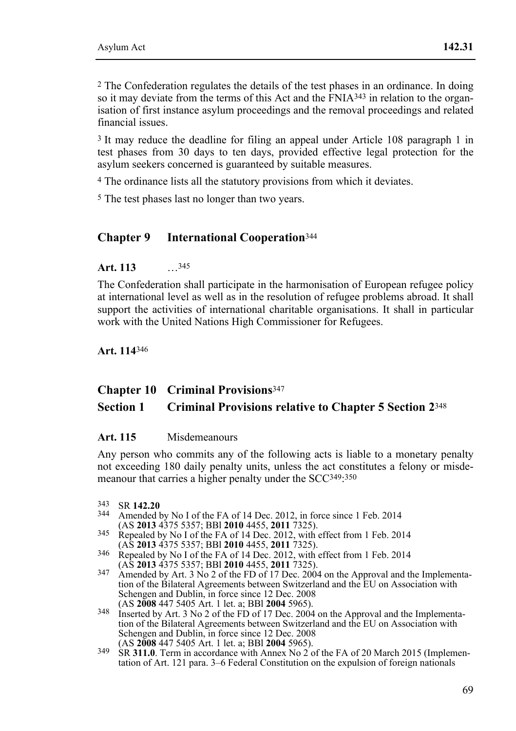[2] The Confederation regulates the details of the test phases in an ordinance. In doing so it may deviate from the terms of this Act and the FNIA[343] in relation to the organisation of first instance asylum proceedings and the removal proceedings and related financial issues.

[3] It may reduce the deadline for filing an appeal under Article 108 paragraph 1 in test phases from 30 days to ten days, provided effective legal protection for the asylum seekers concerned is guaranteed by suitable measures.

[4] The ordinance lists all the statutory provisions from which it deviates.

[5] The test phases last no longer than two years.

## Chapter 9 International Cooperation[344]

### Art. 113 …[345]

The Confederation shall participate in the harmonisation of European refugee policy at international level as well as in the resolution of refugee problems abroad. It shall support the activities of international charitable organisations. It shall in particular work with the United Nations High Commissioner for Refugees.

### Art. 114[346]

## Chapter 10 Criminal Provisions[347]

## Section 1 Criminal Provisions relative to Chapter 5 Section 2[348]

### Art. 115 Misdemeanours

Any person who commits any of the following acts is liable to a monetary penalty not exceeding 180 daily penalty units, unless the act constitutes a felony or misdemeanour that carries a higher penalty under the SCC[349]:[350]

---

343 SR **142.20**

344 Amended by No I of the FA of 14 Dec. 2012, in force since 1 Feb. 2014 (AS **2013** 4375 5357; BBl **2010** 4455, **2011** 7325).

345 Repealed by No I of the FA of 14 Dec. 2012, with effect from 1 Feb. 2014 (AS **2013** 4375 5357; BBl **2010** 4455, **2011** 7325).

346 Repealed by No I of the FA of 14 Dec. 2012, with effect from 1 Feb. 2014 (AS **2013** 4375 5357; BBl **2010** 4455, **2011** 7325).

347 Amended by Art. 3 No 2 of the FD of 17 Dec. 2004 on the Approval and the Implementation of the Bilateral Agreements between Switzerland and the EU on Association with Schengen and Dublin, in force since 12 Dec. 2008 (AS **2008** 447 5405 Art. 1 let. a; BBl **2004** 5965).

348 Inserted by Art. 3 No 2 of the FD of 17 Dec. 2004 on the Approval and the Implementation of the Bilateral Agreements between Switzerland and the EU on Association with Schengen and Dublin, in force since 12 Dec. 2008 (AS **2008** 447 5405 Art. 1 let. a; BBl **2004** 5965).

349 SR **311.0**. Term in accordance with Annex No 2 of the FA of 20 March 2015 (Implementation of Art. 121 para. 3–6 Federal Constitution on the expulsion of foreign nationals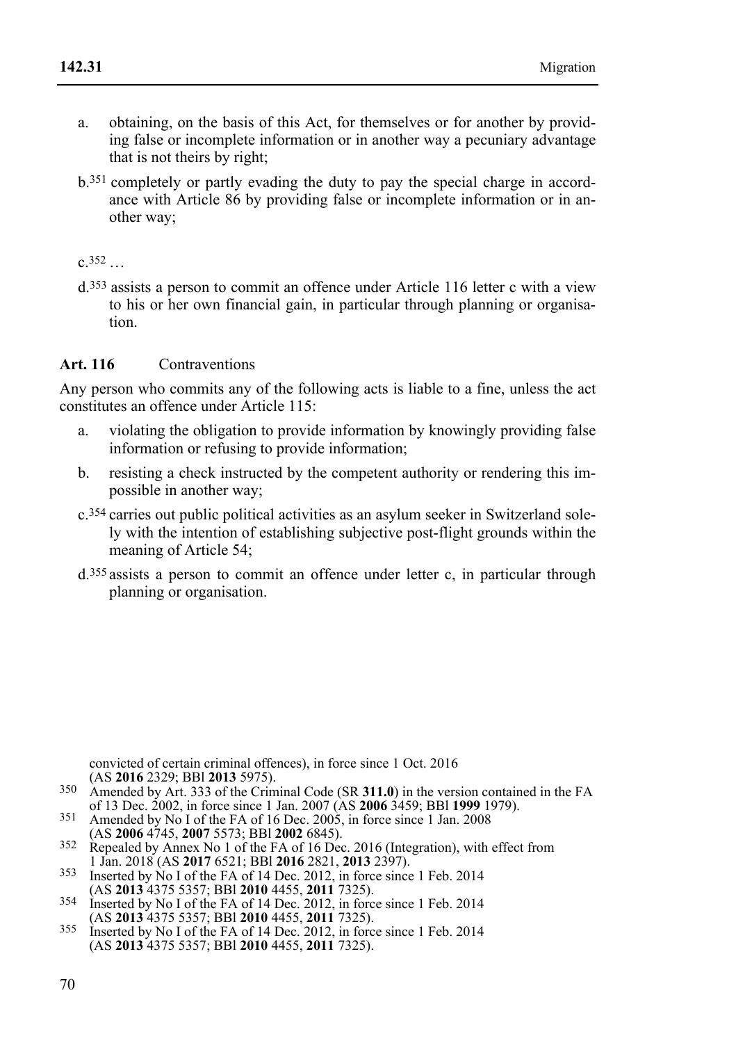a. obtaining, on the basis of this Act, for themselves or for another by providing false or incomplete information or in another way a pecuniary advantage that is not theirs by right;

b.[351] completely or partly evading the duty to pay the special charge in accordance with Article 86 by providing false or incomplete information or in another way;

c.[352] …

d.[353] assists a person to commit an offence under Article 116 letter c with a view to his or her own financial gain, in particular through planning or organisation.

**Art. 116** Contraventions

Any person who commits any of the following acts is liable to a fine, unless the act constitutes an offence under Article 115:

a. violating the obligation to provide information by knowingly providing false information or refusing to provide information;

b. resisting a check instructed by the competent authority or rendering this impossible in another way;

c.[354] carries out public political activities as an asylum seeker in Switzerland solely with the intention of establishing subjective post-flight grounds within the meaning of Article 54;

d.[355] assists a person to commit an offence under letter c, in particular through planning or organisation.

convicted of certain criminal offences), in force since 1 Oct. 2016 (AS **2016** 2329; BBl **2013** 5975).

350 Amended by Art. 333 of the Criminal Code (SR **311.0**) in the version contained in the FA of 13 Dec. 2002, in force since 1 Jan. 2007 (AS **2006** 3459; BBl **1999** 1979).

351 Amended by No I of the FA of 16 Dec. 2005, in force since 1 Jan. 2008 (AS **2006** 4745, **2007** 5573; BBl **2002** 6845).

352 Repealed by Annex No 1 of the FA of 16 Dec. 2016 (Integration), with effect from 1 Jan. 2018 (AS **2017** 6521; BBl **2016** 2821, **2013** 2397).

353 Inserted by No I of the FA of 14 Dec. 2012, in force since 1 Feb. 2014 (AS **2013** 4375 5357; BBl **2010** 4455, **2011** 7325).

354 Inserted by No I of the FA of 14 Dec. 2012, in force since 1 Feb. 2014 (AS **2013** 4375 5357; BBl **2010** 4455, **2011** 7325).

355 Inserted by No I of the FA of 14 Dec. 2012, in force since 1 Feb. 2014 (AS **2013** 4375 5357; BBl **2010** 4455, **2011** 7325).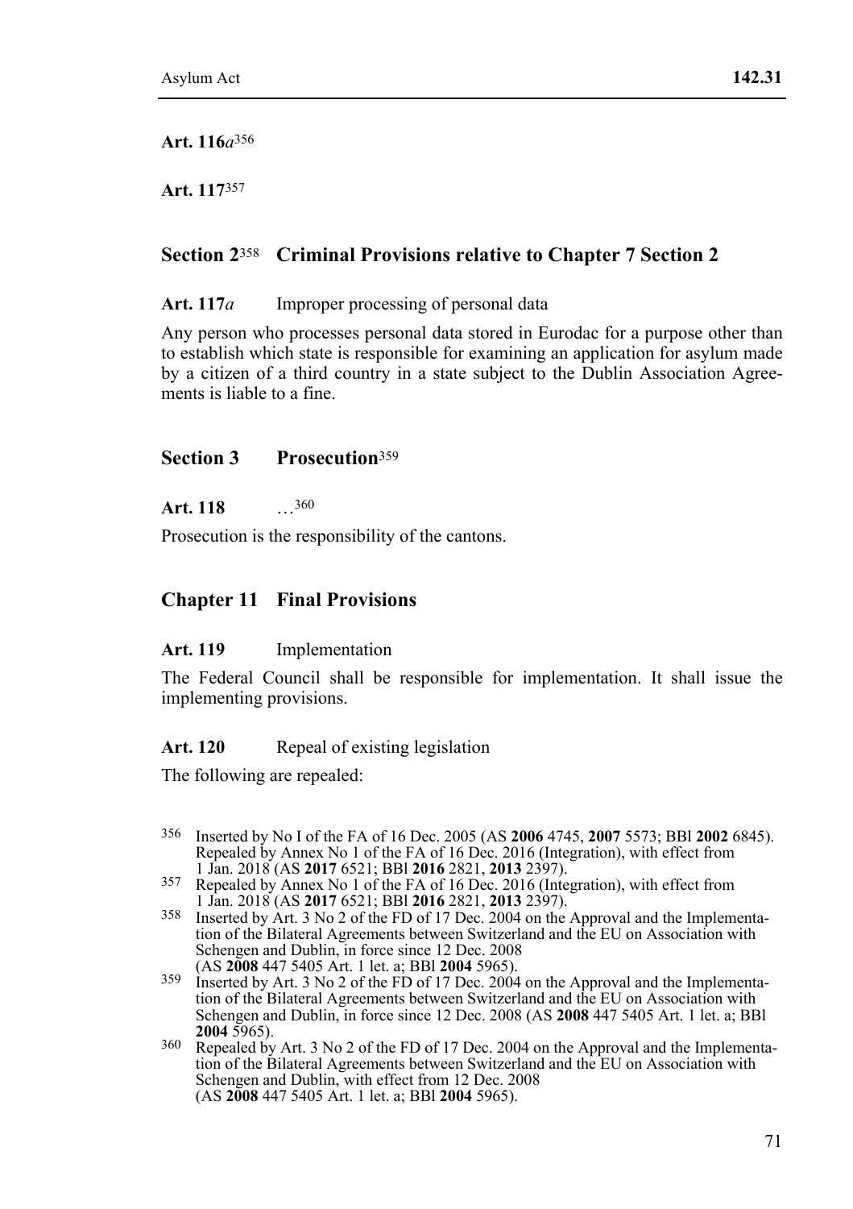**Art. 116*a***[356]

**Art. 117**[357]

## Section 2[358] Criminal Provisions relative to Chapter 7 Section 2

**Art. 117*a*** Improper processing of personal data

Any person who processes personal data stored in Eurodac for a purpose other than to establish which state is responsible for examining an application for asylum made by a citizen of a third country in a state subject to the Dublin Association Agreements is liable to a fine.

## Section 3 Prosecution[359]

**Art. 118** …[360]

Prosecution is the responsibility of the cantons.

## Chapter 11 Final Provisions

**Art. 119** Implementation

The Federal Council shall be responsible for implementation. It shall issue the implementing provisions.

**Art. 120** Repeal of existing legislation

The following are repealed:

---

[356] Inserted by No I of the FA of 16 Dec. 2005 (AS **2006** 4745, **2007** 5573; BBl **2002** 6845). Repealed by Annex No 1 of the FA of 16 Dec. 2016 (Integration), with effect from 1 Jan. 2018 (AS **2017** 6521; BBl **2016** 2821, **2013** 2397).

[357] Repealed by Annex No 1 of the FA of 16 Dec. 2016 (Integration), with effect from 1 Jan. 2018 (AS **2017** 6521; BBl **2016** 2821, **2013** 2397).

[358] Inserted by Art. 3 No 2 of the FD of 17 Dec. 2004 on the Approval and the Implementation of the Bilateral Agreements between Switzerland and the EU on Association with Schengen and Dublin, in force since 12 Dec. 2008 (AS **2008** 447 5405 Art. 1 let. a; BBl **2004** 5965).

[359] Inserted by Art. 3 No 2 of the FD of 17 Dec. 2004 on the Approval and the Implementation of the Bilateral Agreements between Switzerland and the EU on Association with Schengen and Dublin, in force since 12 Dec. 2008 (AS **2008** 447 5405 Art. 1 let. a; BBl **2004** 5965).

[360] Repealed by Art. 3 No 2 of the FD of 17 Dec. 2004 on the Approval and the Implementation of the Bilateral Agreements between Switzerland and the EU on Association with Schengen and Dublin, with effect from 12 Dec. 2008 (AS **2008** 447 5405 Art. 1 let. a; BBl **2004** 5965).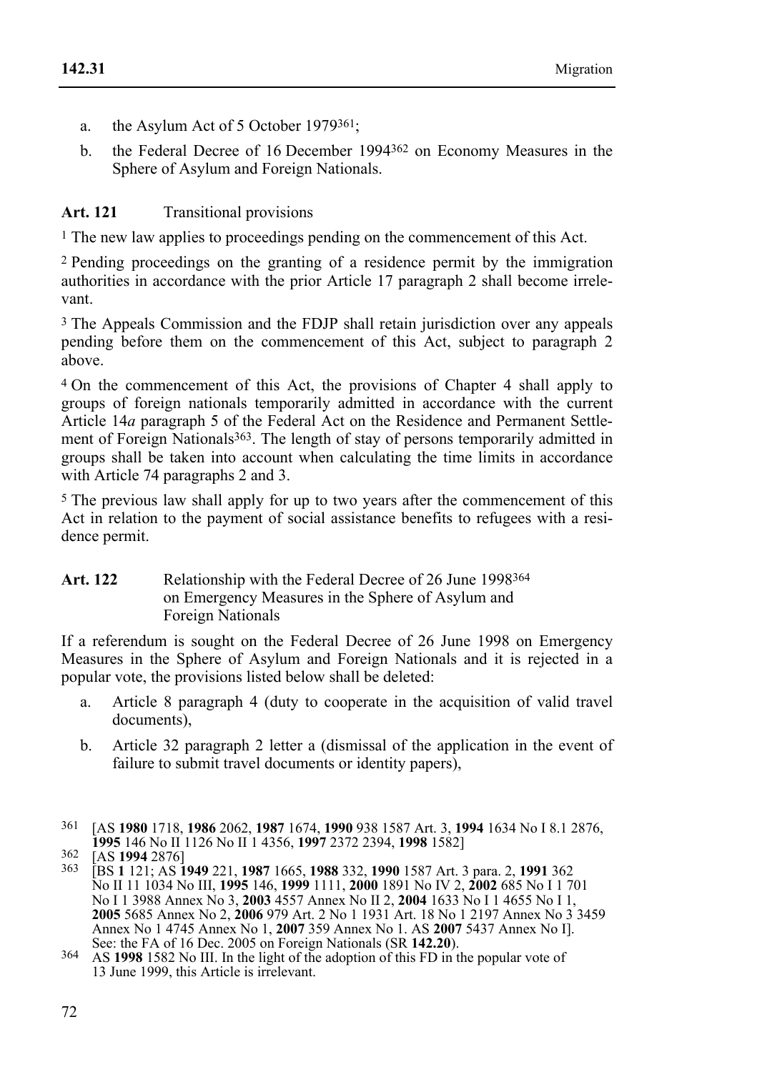a. the Asylum Act of 5 October 1979[361];

b. the Federal Decree of 16 December 1994[362] on Economy Measures in the Sphere of Asylum and Foreign Nationals.

**Art. 121** Transitional provisions

[1] The new law applies to proceedings pending on the commencement of this Act.

[2] Pending proceedings on the granting of a residence permit by the immigration authorities in accordance with the prior Article 17 paragraph 2 shall become irrelevant.

[3] The Appeals Commission and the FDJP shall retain jurisdiction over any appeals pending before them on the commencement of this Act, subject to paragraph 2 above.

[4] On the commencement of this Act, the provisions of Chapter 4 shall apply to groups of foreign nationals temporarily admitted in accordance with the current Article 14*a* paragraph 5 of the Federal Act on the Residence and Permanent Settlement of Foreign Nationals[363]. The length of stay of persons temporarily admitted in groups shall be taken into account when calculating the time limits in accordance with Article 74 paragraphs 2 and 3.

[5] The previous law shall apply for up to two years after the commencement of this Act in relation to the payment of social assistance benefits to refugees with a residence permit.

**Art. 122** Relationship with the Federal Decree of 26 June 1998[364] on Emergency Measures in the Sphere of Asylum and Foreign Nationals

If a referendum is sought on the Federal Decree of 26 June 1998 on Emergency Measures in the Sphere of Asylum and Foreign Nationals and it is rejected in a popular vote, the provisions listed below shall be deleted:

a. Article 8 paragraph 4 (duty to cooperate in the acquisition of valid travel documents),

b. Article 32 paragraph 2 letter a (dismissal of the application in the event of failure to submit travel documents or identity papers),

---

361 [AS **1980** 1718, **1986** 2062, **1987** 1674, **1990** 938 1587 Art. 3, **1994** 1634 No I 8.1 2876, **1995** 146 No II 1126 No II 1 4356, **1997** 2372 2394, **1998** 1582]

362 [AS **1994** 2876]

363 [BS **1** 121; AS **1949** 221, **1987** 1665, **1988** 332, **1990** 1587 Art. 3 para. 2, **1991** 362 No II 11 1034 No III, **1995** 146, **1999** 1111, **2000** 1891 No IV 2, **2002** 685 No I 1 701 No I 1 3988 Annex No 3, **2003** 4557 Annex No II 2, **2004** 1633 No I 1 4655 No I 1, **2005** 5685 Annex No 2, **2006** 979 Art. 2 No 1 1931 Art. 18 No 1 2197 Annex No 3 3459 Annex No 1 4745 Annex No 1, **2007** 359 Annex No 1. AS **2007** 5437 Annex No I]. See: the FA of 16 Dec. 2005 on Foreign Nationals (SR **142.20**).

364 AS **1998** 1582 No III. In the light of the adoption of this FD in the popular vote of 13 June 1999, this Article is irrelevant.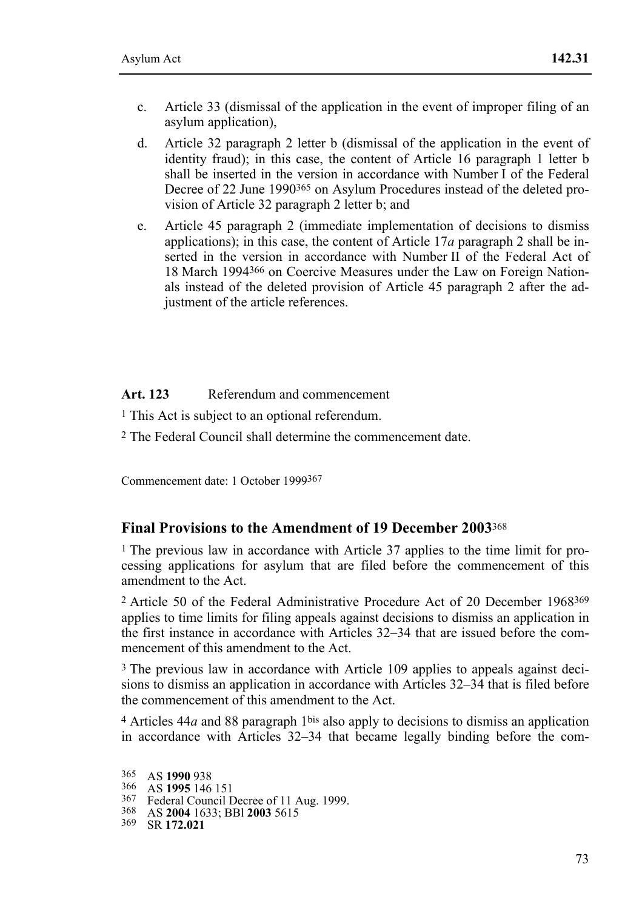c. Article 33 (dismissal of the application in the event of improper filing of an asylum application),

d. Article 32 paragraph 2 letter b (dismissal of the application in the event of identity fraud); in this case, the content of Article 16 paragraph 1 letter b shall be inserted in the version in accordance with Number I of the Federal Decree of 22 June 1990[365] on Asylum Procedures instead of the deleted provision of Article 32 paragraph 2 letter b; and

e. Article 45 paragraph 2 (immediate implementation of decisions to dismiss applications); in this case, the content of Article 17*a* paragraph 2 shall be inserted in the version in accordance with Number II of the Federal Act of 18 March 1994[366] on Coercive Measures under the Law on Foreign Nationals instead of the deleted provision of Article 45 paragraph 2 after the adjustment of the article references.

**Art. 123** Referendum and commencement

[1] This Act is subject to an optional referendum.

[2] The Federal Council shall determine the commencement date.

Commencement date: 1 October 1999[367]

## Final Provisions to the Amendment of 19 December 2003[368]

[1] The previous law in accordance with Article 37 applies to the time limit for processing applications for asylum that are filed before the commencement of this amendment to the Act.

[2] Article 50 of the Federal Administrative Procedure Act of 20 December 1968[369] applies to time limits for filing appeals against decisions to dismiss an application in the first instance in accordance with Articles 32–34 that are issued before the commencement of this amendment to the Act.

[3] The previous law in accordance with Article 109 applies to appeals against decisions to dismiss an application in accordance with Articles 32–34 that is filed before the commencement of this amendment to the Act.

[4] Articles 44*a* and 88 paragraph 1[bis] also apply to decisions to dismiss an application in accordance with Articles 32–34 that became legally binding before the com-

365 AS **1990** 938
366 AS **1995** 146 151
367 Federal Council Decree of 11 Aug. 1999.
368 AS **2004** 1633; BBl **2003** 5615
369 SR **172.021**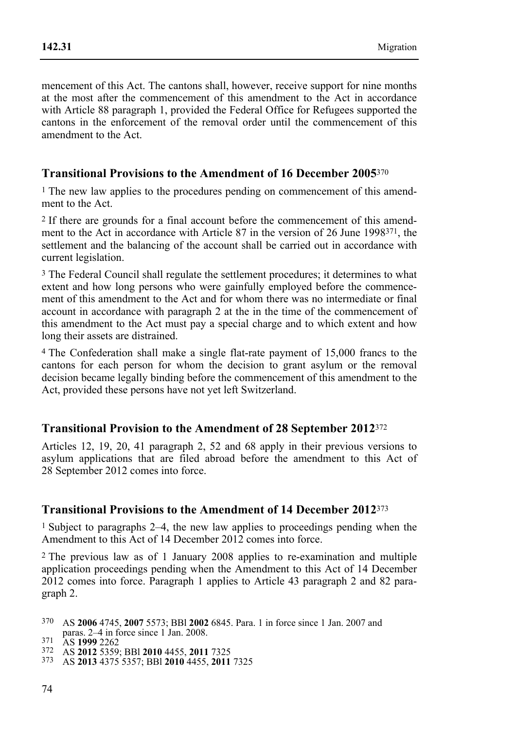mencement of this Act. The cantons shall, however, receive support for nine months at the most after the commencement of this amendment to the Act in accordance with Article 88 paragraph 1, provided the Federal Office for Refugees supported the cantons in the enforcement of the removal order until the commencement of this amendment to the Act.

## Transitional Provisions to the Amendment of 16 December 2005[370]

1 The new law applies to the procedures pending on commencement of this amendment to the Act.

2 If there are grounds for a final account before the commencement of this amendment to the Act in accordance with Article 87 in the version of 26 June 1998[371], the settlement and the balancing of the account shall be carried out in accordance with current legislation.

3 The Federal Council shall regulate the settlement procedures; it determines to what extent and how long persons who were gainfully employed before the commencement of this amendment to the Act and for whom there was no intermediate or final account in accordance with paragraph 2 at the in the time of the commencement of this amendment to the Act must pay a special charge and to which extent and how long their assets are distrained.

4 The Confederation shall make a single flat-rate payment of 15,000 francs to the cantons for each person for whom the decision to grant asylum or the removal decision became legally binding before the commencement of this amendment to the Act, provided these persons have not yet left Switzerland.

## Transitional Provision to the Amendment of 28 September 2012[372]

Articles 12, 19, 20, 41 paragraph 2, 52 and 68 apply in their previous versions to asylum applications that are filed abroad before the amendment to this Act of 28 September 2012 comes into force.

## Transitional Provisions to the Amendment of 14 December 2012[373]

1 Subject to paragraphs 2–4, the new law applies to proceedings pending when the Amendment to this Act of 14 December 2012 comes into force.

2 The previous law as of 1 January 2008 applies to re-examination and multiple application proceedings pending when the Amendment to this Act of 14 December 2012 comes into force. Paragraph 1 applies to Article 43 paragraph 2 and 82 paragraph 2.

---

370 AS **2006** 4745, **2007** 5573; BBl **2002** 6845. Para. 1 in force since 1 Jan. 2007 and paras. 2–4 in force since 1 Jan. 2008.

371 AS **1999** 2262

372 AS **2012** 5359; BBl **2010** 4455, **2011** 7325

373 AS **2013** 4375 5357; BBl **2010** 4455, **2011** 7325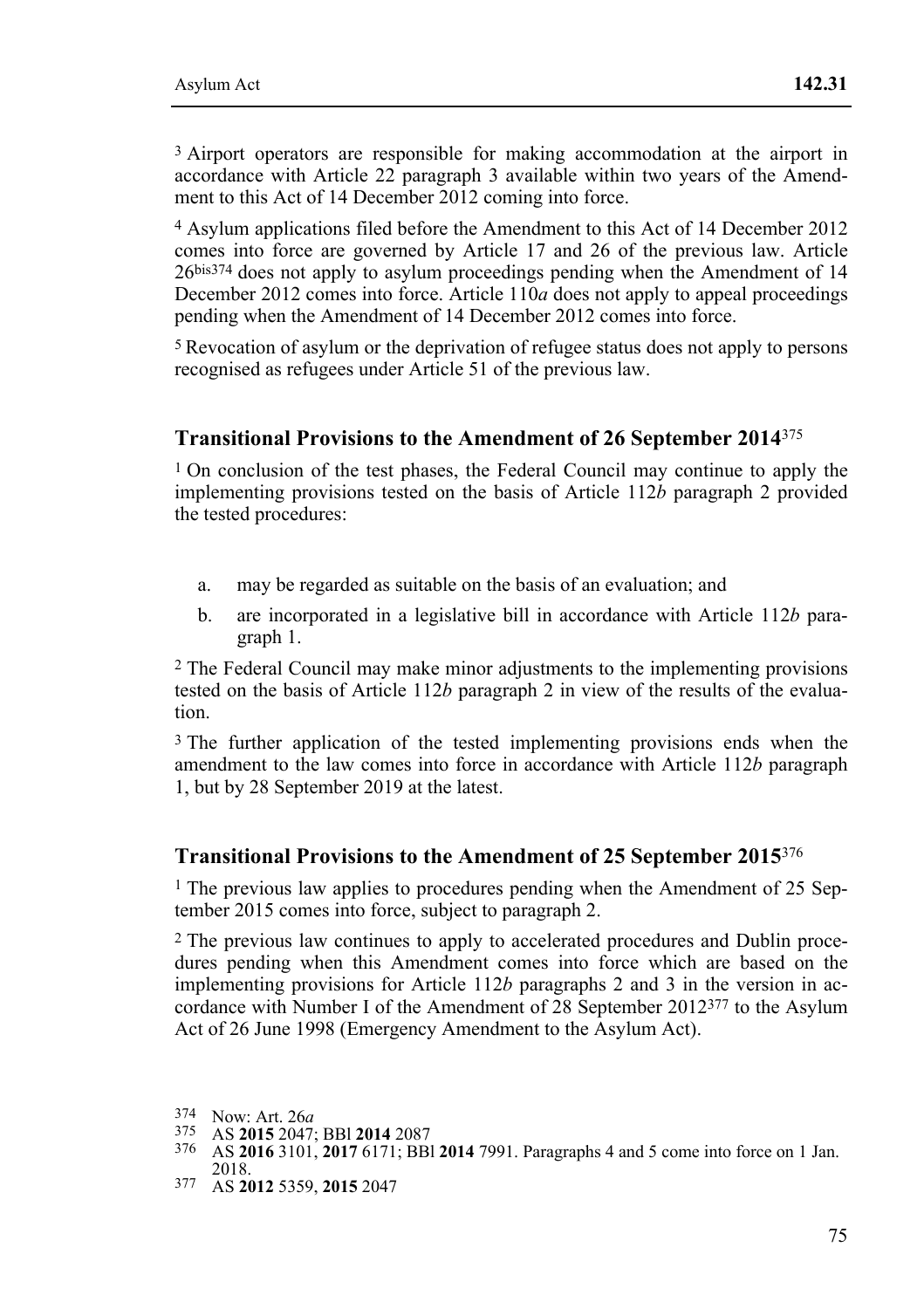[3] Airport operators are responsible for making accommodation at the airport in accordance with Article 22 paragraph 3 available within two years of the Amendment to this Act of 14 December 2012 coming into force.

[4] Asylum applications filed before the Amendment to this Act of 14 December 2012 comes into force are governed by Article 17 and 26 of the previous law. Article 26bis[374] does not apply to asylum proceedings pending when the Amendment of 14 December 2012 comes into force. Article 110*a* does not apply to appeal proceedings pending when the Amendment of 14 December 2012 comes into force.

[5] Revocation of asylum or the deprivation of refugee status does not apply to persons recognised as refugees under Article 51 of the previous law.

## Transitional Provisions to the Amendment of 26 September 2014[375]

[1] On conclusion of the test phases, the Federal Council may continue to apply the implementing provisions tested on the basis of Article 112*b* paragraph 2 provided the tested procedures:

a. may be regarded as suitable on the basis of an evaluation; and
b. are incorporated in a legislative bill in accordance with Article 112*b* paragraph 1.

[2] The Federal Council may make minor adjustments to the implementing provisions tested on the basis of Article 112*b* paragraph 2 in view of the results of the evaluation.

[3] The further application of the tested implementing provisions ends when the amendment to the law comes into force in accordance with Article 112*b* paragraph 1, but by 28 September 2019 at the latest.

## Transitional Provisions to the Amendment of 25 September 2015[376]

[1] The previous law applies to procedures pending when the Amendment of 25 September 2015 comes into force, subject to paragraph 2.

[2] The previous law continues to apply to accelerated procedures and Dublin procedures pending when this Amendment comes into force which are based on the implementing provisions for Article 112*b* paragraphs 2 and 3 in the version in accordance with Number I of the Amendment of 28 September 2012[377] to the Asylum Act of 26 June 1998 (Emergency Amendment to the Asylum Act).

---

374 Now: Art. 26*a*

375 AS **2015** 2047; BBl **2014** 2087

376 AS **2016** 3101, **2017** 6171; BBl **2014** 7991. Paragraphs 4 and 5 come into force on 1 Jan. 2018.

377 AS **2012** 5359, **2015** 2047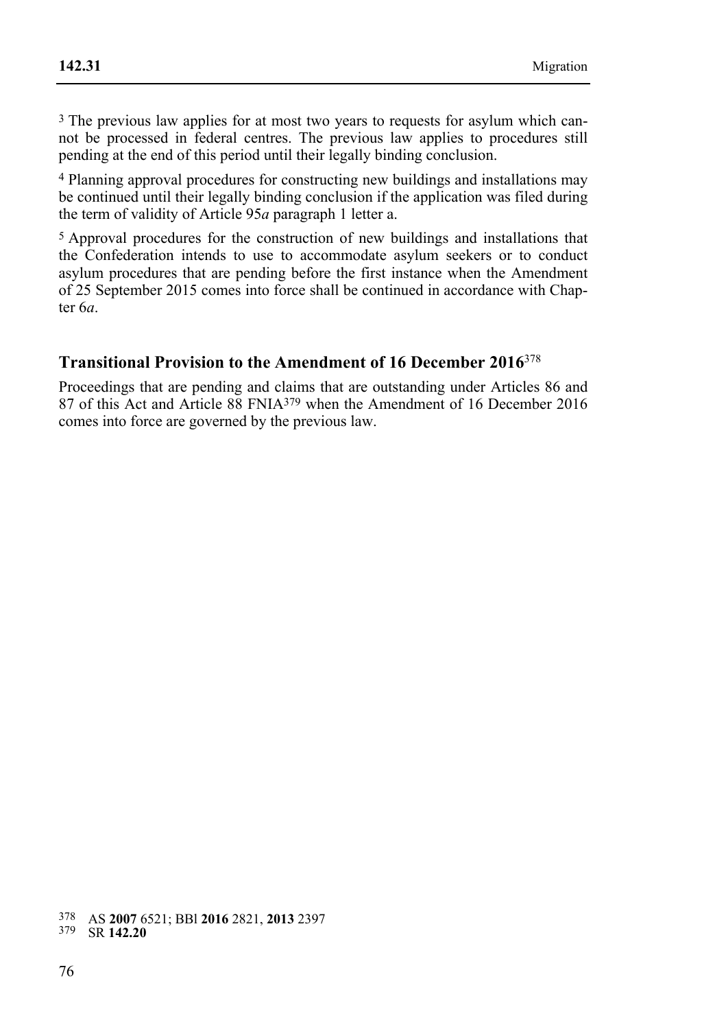[3] The previous law applies for at most two years to requests for asylum which cannot be processed in federal centres. The previous law applies to procedures still pending at the end of this period until their legally binding conclusion.

[4] Planning approval procedures for constructing new buildings and installations may be continued until their legally binding conclusion if the application was filed during the term of validity of Article 95*a* paragraph 1 letter a.

[5] Approval procedures for the construction of new buildings and installations that the Confederation intends to use to accommodate asylum seekers or to conduct asylum procedures that are pending before the first instance when the Amendment of 25 September 2015 comes into force shall be continued in accordance with Chapter 6*a*.

## Transitional Provision to the Amendment of 16 December 2016[378]

Proceedings that are pending and claims that are outstanding under Articles 86 and 87 of this Act and Article 88 FNIA[379] when the Amendment of 16 December 2016 comes into force are governed by the previous law.

---

378 AS **2007** 6521; BBl **2016** 2821, **2013** 2397

379 SR **142.20**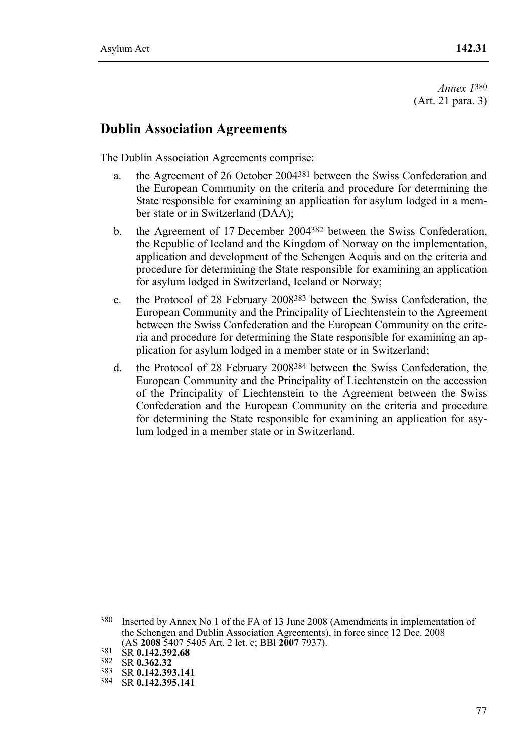*Annex 1*[380]
(Art. 21 para. 3)

## Dublin Association Agreements

The Dublin Association Agreements comprise:

a. the Agreement of 26 October 2004[381] between the Swiss Confederation and the European Community on the criteria and procedure for determining the State responsible for examining an application for asylum lodged in a member state or in Switzerland (DAA);

b. the Agreement of 17 December 2004[382] between the Swiss Confederation, the Republic of Iceland and the Kingdom of Norway on the implementation, application and development of the Schengen Acquis and on the criteria and procedure for determining the State responsible for examining an application for asylum lodged in Switzerland, Iceland or Norway;

c. the Protocol of 28 February 2008[383] between the Swiss Confederation, the European Community and the Principality of Liechtenstein to the Agreement between the Swiss Confederation and the European Community on the criteria and procedure for determining the State responsible for examining an application for asylum lodged in a member state or in Switzerland;

d. the Protocol of 28 February 2008[384] between the Swiss Confederation, the European Community and the Principality of Liechtenstein on the accession of the Principality of Liechtenstein to the Agreement between the Swiss Confederation and the European Community on the criteria and procedure for determining the State responsible for examining an application for asylum lodged in a member state or in Switzerland.

---

380 Inserted by Annex No 1 of the FA of 13 June 2008 (Amendments in implementation of the Schengen and Dublin Association Agreements), in force since 12 Dec. 2008 (AS **2008** 5407 5405 Art. 2 let. c; BBl **2007** 7937).

381 SR **0.142.392.68**

382 SR **0.362.32**

383 SR **0.142.393.141**

384 SR **0.142.395.141**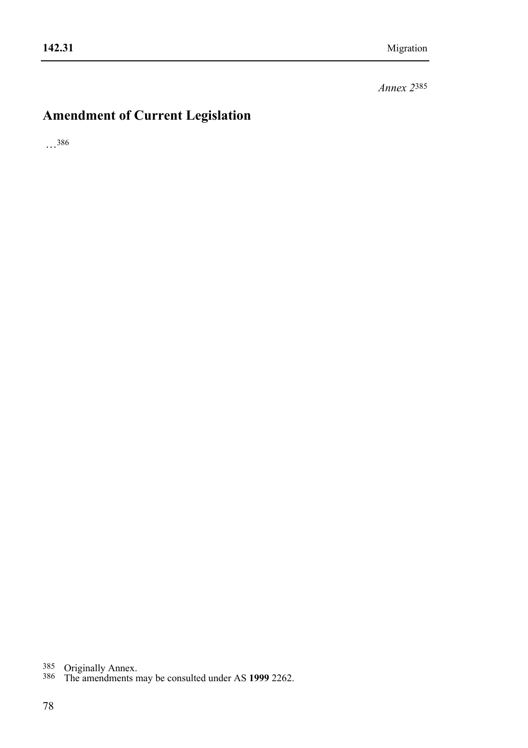*Annex 2*[385]

## Amendment of Current Legislation

…[386]

[385] Originally Annex.

[386] The amendments may be consulted under AS **1999** 2262.